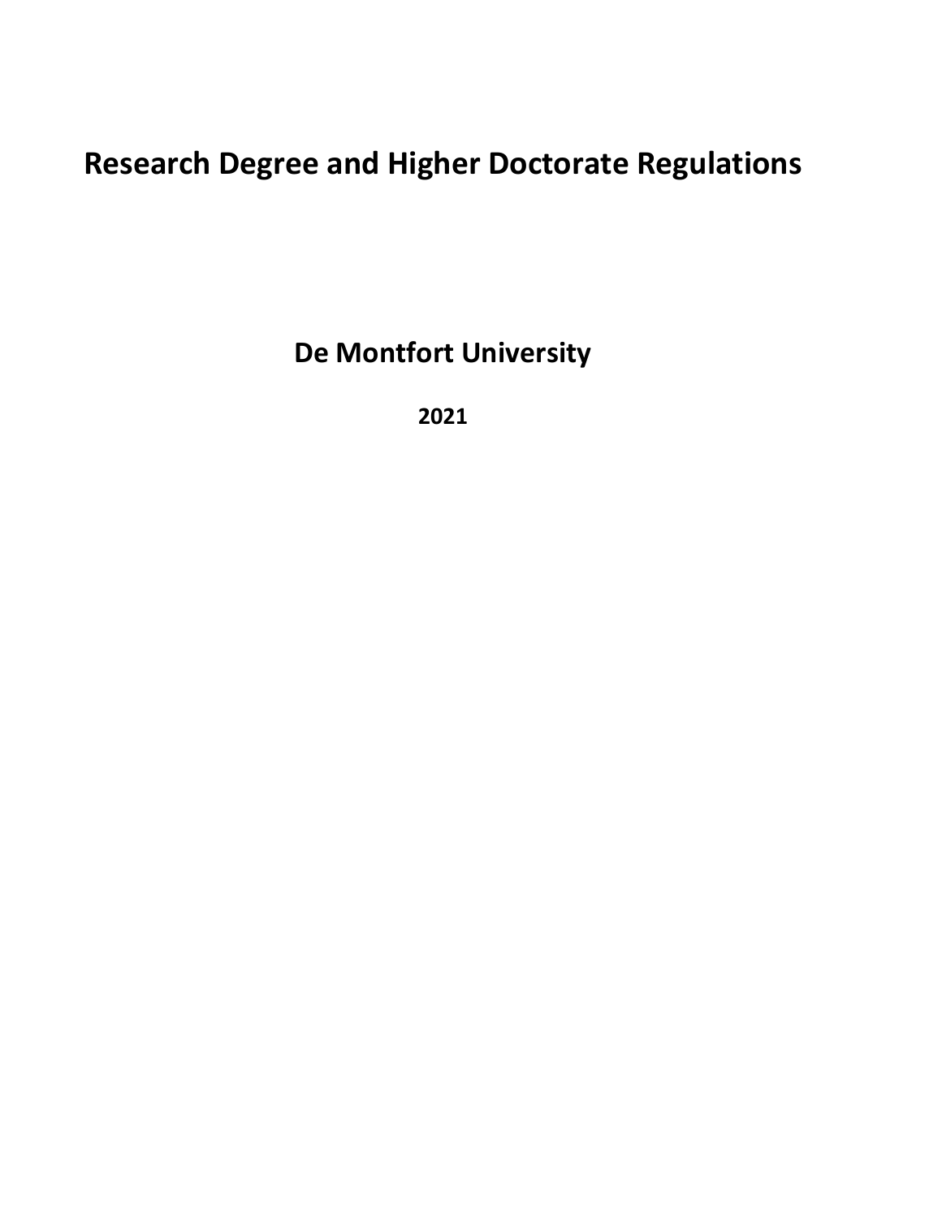# Research Degree and Higher Doctorate Regulations

## De Montfort University

**2021**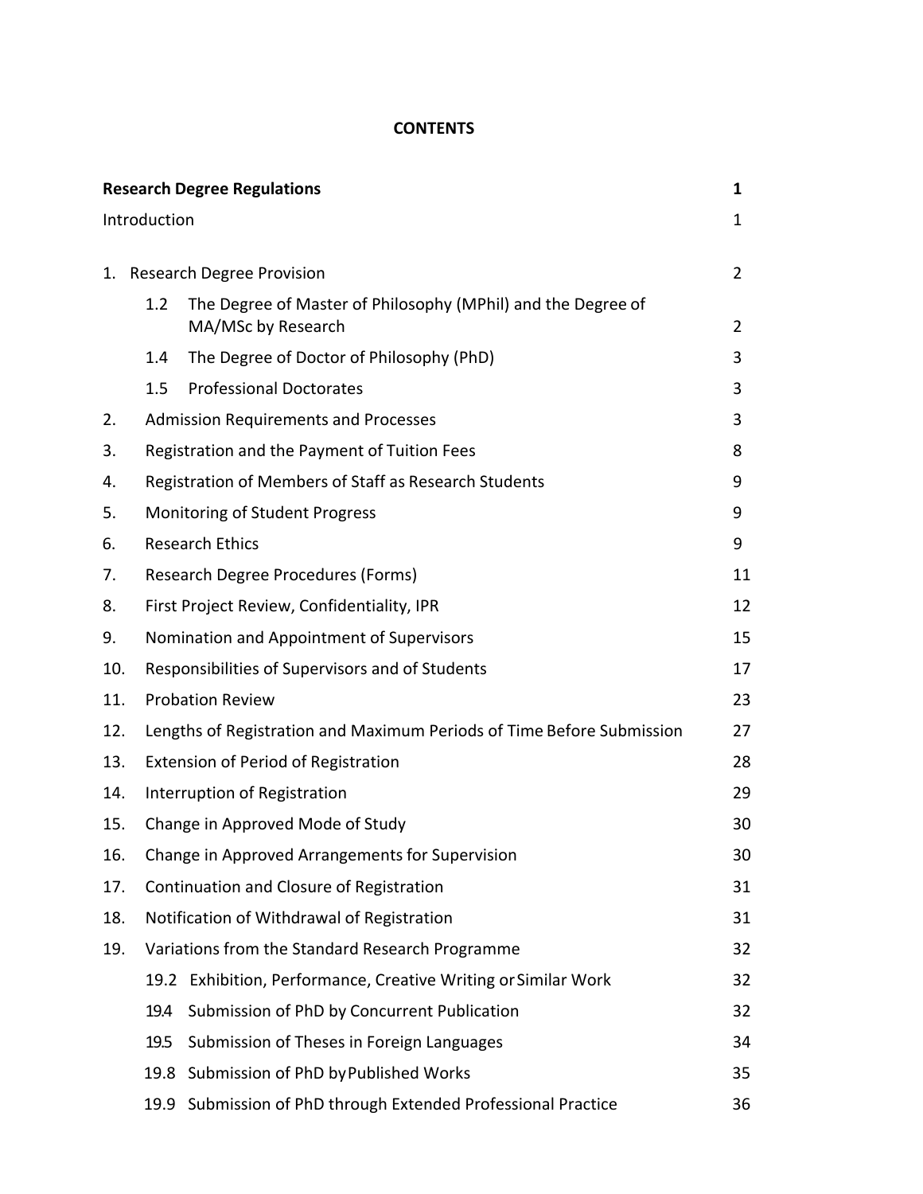# CONTENTS

| | |
|---|---|
| **Research Degree Regulations** | **1** |
| Introduction | 1 |
| 1. Research Degree Provision | 2 |
| 1.2 The Degree of Master of Philosophy (MPhil) and the Degree of MA/MSc by Research | 2 |
| 1.4 The Degree of Doctor of Philosophy (PhD) | 3 |
| 1.5 Professional Doctorates | 3 |
| 2. Admission Requirements and Processes | 3 |
| 3. Registration and the Payment of Tuition Fees | 8 |
| 4. Registration of Members of Staff as Research Students | 9 |
| 5. Monitoring of Student Progress | 9 |
| 6. Research Ethics | 9 |
| 7. Research Degree Procedures (Forms) | 11 |
| 8. First Project Review, Confidentiality, IPR | 12 |
| 9. Nomination and Appointment of Supervisors | 15 |
| 10. Responsibilities of Supervisors and of Students | 17 |
| 11. Probation Review | 23 |
| 12. Lengths of Registration and Maximum Periods of Time Before Submission | 27 |
| 13. Extension of Period of Registration | 28 |
| 14. Interruption of Registration | 29 |
| 15. Change in Approved Mode of Study | 30 |
| 16. Change in Approved Arrangements for Supervision | 30 |
| 17. Continuation and Closure of Registration | 31 |
| 18. Notification of Withdrawal of Registration | 31 |
| 19. Variations from the Standard Research Programme | 32 |
| 19.2 Exhibition, Performance, Creative Writing or Similar Work | 32 |
| 19.4 Submission of PhD by Concurrent Publication | 32 |
| 19.5 Submission of Theses in Foreign Languages | 34 |
| 19.8 Submission of PhD by Published Works | 35 |
| 19.9 Submission of PhD through Extended Professional Practice | 36 |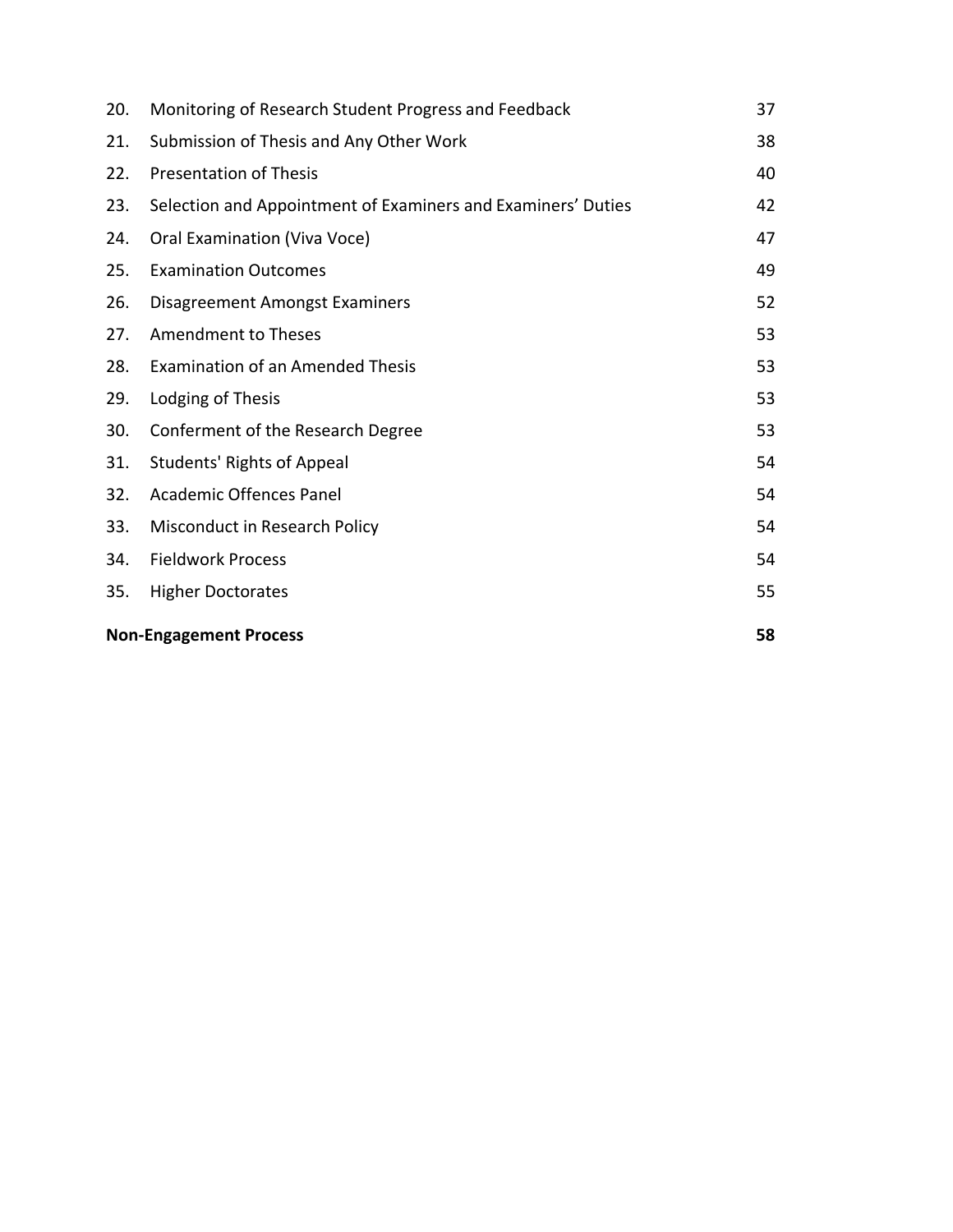| | | |
|---|---|---|
| 20. | Monitoring of Research Student Progress and Feedback | 37 |
| 21. | Submission of Thesis and Any Other Work | 38 |
| 22. | Presentation of Thesis | 40 |
| 23. | Selection and Appointment of Examiners and Examiners' Duties | 42 |
| 24. | Oral Examination (Viva Voce) | 47 |
| 25. | Examination Outcomes | 49 |
| 26. | Disagreement Amongst Examiners | 52 |
| 27. | Amendment to Theses | 53 |
| 28. | Examination of an Amended Thesis | 53 |
| 29. | Lodging of Thesis | 53 |
| 30. | Conferment of the Research Degree | 53 |
| 31. | Students' Rights of Appeal | 54 |
| 32. | Academic Offences Panel | 54 |
| 33. | Misconduct in Research Policy | 54 |
| 34. | Fieldwork Process | 54 |
| 35. | Higher Doctorates | 55 |

**Non-Engagement Process** **58**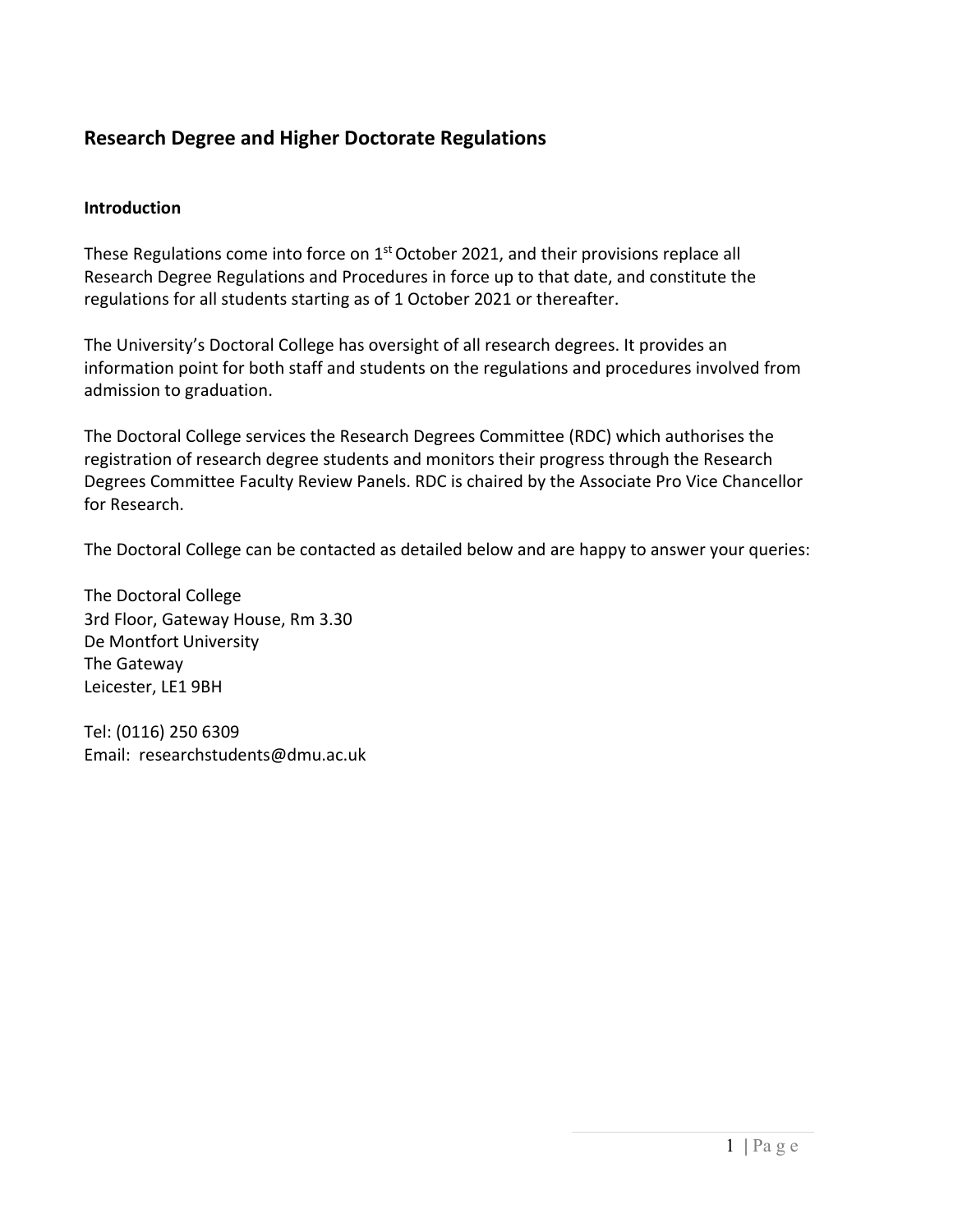## Research Degree and Higher Doctorate Regulations

### Introduction

These Regulations come into force on 1st October 2021, and their provisions replace all Research Degree Regulations and Procedures in force up to that date, and constitute the regulations for all students starting as of 1 October 2021 or thereafter.

The University's Doctoral College has oversight of all research degrees. It provides an information point for both staff and students on the regulations and procedures involved from admission to graduation.

The Doctoral College services the Research Degrees Committee (RDC) which authorises the registration of research degree students and monitors their progress through the Research Degrees Committee Faculty Review Panels. RDC is chaired by the Associate Pro Vice Chancellor for Research.

The Doctoral College can be contacted as detailed below and are happy to answer your queries:

The Doctoral College  
3rd Floor, Gateway House, Rm 3.30  
De Montfort University  
The Gateway  
Leicester, LE1 9BH

Tel: (0116) 250 6309  
Email: researchstudents@dmu.ac.uk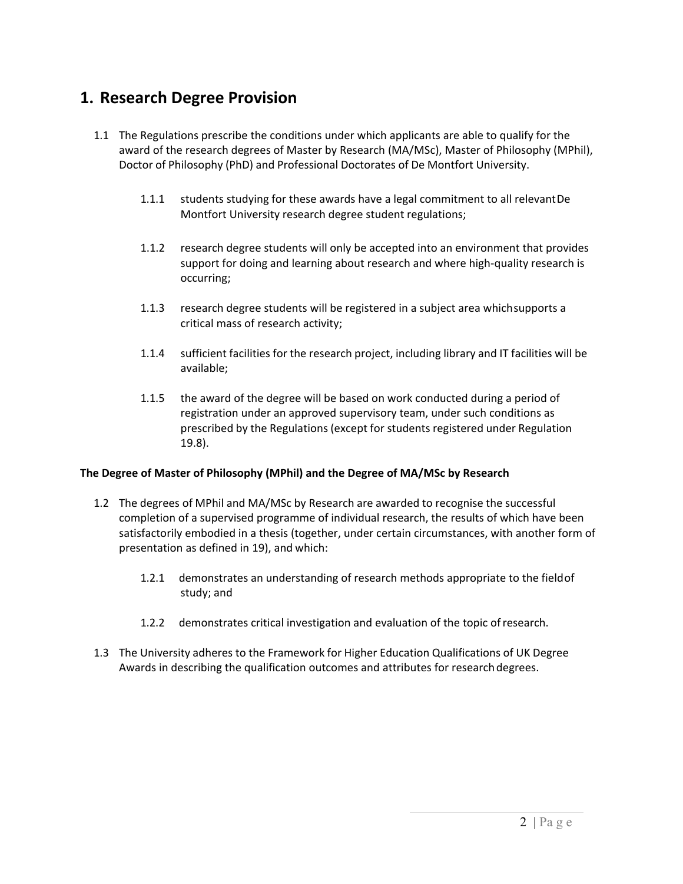# 1. Research Degree Provision

1.1 The Regulations prescribe the conditions under which applicants are able to qualify for the award of the research degrees of Master by Research (MA/MSc), Master of Philosophy (MPhil), Doctor of Philosophy (PhD) and Professional Doctorates of De Montfort University.

1.1.1 students studying for these awards have a legal commitment to all relevant De Montfort University research degree student regulations;

1.1.2 research degree students will only be accepted into an environment that provides support for doing and learning about research and where high-quality research is occurring;

1.1.3 research degree students will be registered in a subject area which supports a critical mass of research activity;

1.1.4 sufficient facilities for the research project, including library and IT facilities will be available;

1.1.5 the award of the degree will be based on work conducted during a period of registration under an approved supervisory team, under such conditions as prescribed by the Regulations (except for students registered under Regulation 19.8).

**The Degree of Master of Philosophy (MPhil) and the Degree of MA/MSc by Research**

1.2 The degrees of MPhil and MA/MSc by Research are awarded to recognise the successful completion of a supervised programme of individual research, the results of which have been satisfactorily embodied in a thesis (together, under certain circumstances, with another form of presentation as defined in 19), and which:

1.2.1 demonstrates an understanding of research methods appropriate to the field of study; and

1.2.2 demonstrates critical investigation and evaluation of the topic of research.

1.3 The University adheres to the Framework for Higher Education Qualifications of UK Degree Awards in describing the qualification outcomes and attributes for research degrees.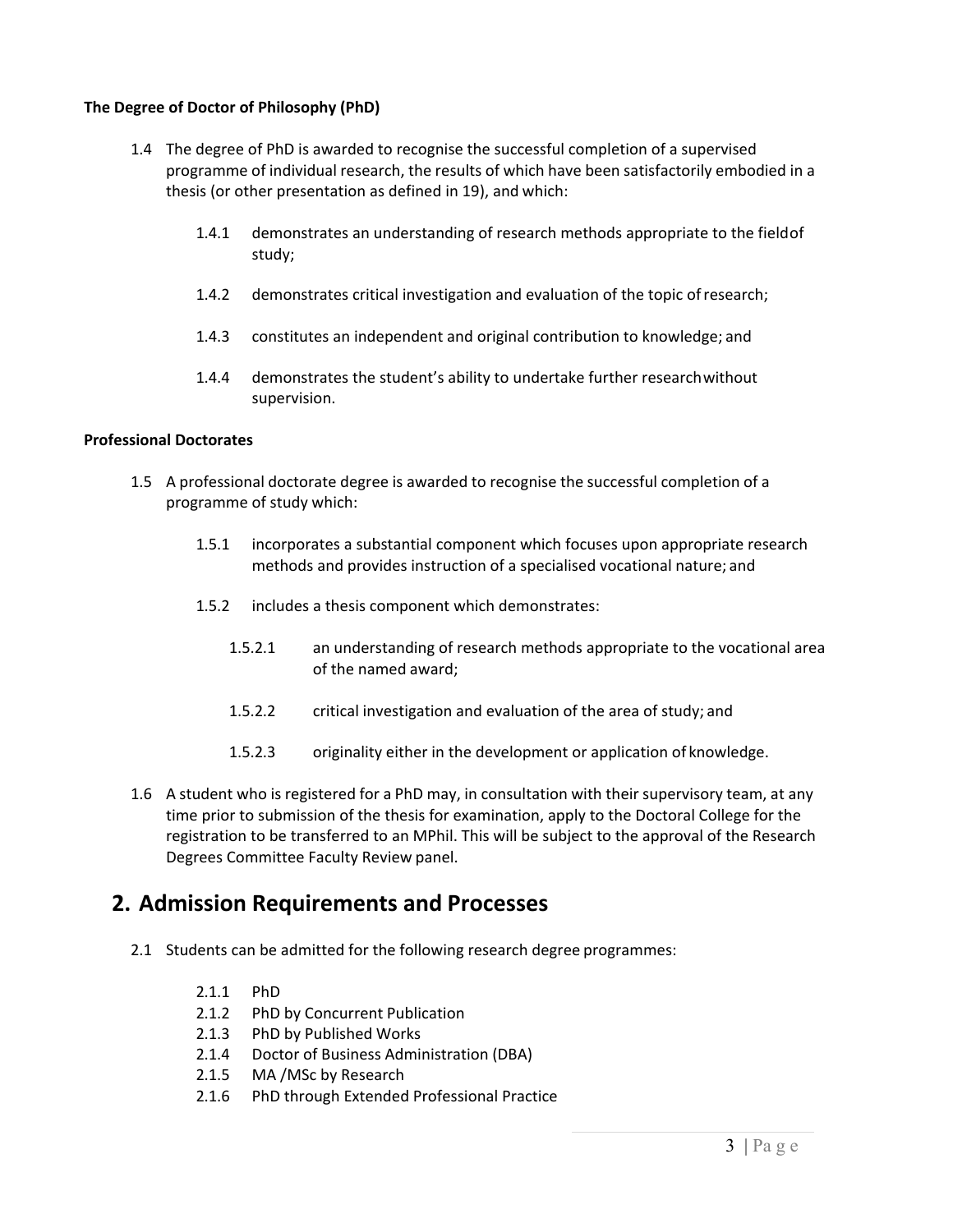**The Degree of Doctor of Philosophy (PhD)**

1.4 The degree of PhD is awarded to recognise the successful completion of a supervised programme of individual research, the results of which have been satisfactorily embodied in a thesis (or other presentation as defined in 19), and which:

- 1.4.1 demonstrates an understanding of research methods appropriate to the field of study;
- 1.4.2 demonstrates critical investigation and evaluation of the topic of research;
- 1.4.3 constitutes an independent and original contribution to knowledge; and
- 1.4.4 demonstrates the student's ability to undertake further research without supervision.

**Professional Doctorates**

1.5 A professional doctorate degree is awarded to recognise the successful completion of a programme of study which:

- 1.5.1 incorporates a substantial component which focuses upon appropriate research methods and provides instruction of a specialised vocational nature; and
- 1.5.2 includes a thesis component which demonstrates:
  - 1.5.2.1 an understanding of research methods appropriate to the vocational area of the named award;
  - 1.5.2.2 critical investigation and evaluation of the area of study; and
  - 1.5.2.3 originality either in the development or application of knowledge.

1.6 A student who is registered for a PhD may, in consultation with their supervisory team, at any time prior to submission of the thesis for examination, apply to the Doctoral College for the registration to be transferred to an MPhil. This will be subject to the approval of the Research Degrees Committee Faculty Review panel.

## 2. Admission Requirements and Processes

2.1 Students can be admitted for the following research degree programmes:

- 2.1.1 PhD
- 2.1.2 PhD by Concurrent Publication
- 2.1.3 PhD by Published Works
- 2.1.4 Doctor of Business Administration (DBA)
- 2.1.5 MA /MSc by Research
- 2.1.6 PhD through Extended Professional Practice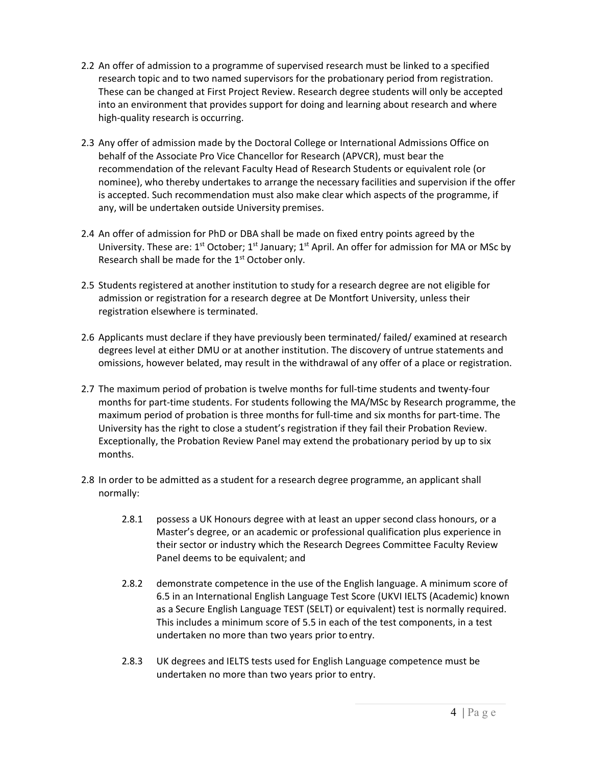2.2 An offer of admission to a programme of supervised research must be linked to a specified research topic and to two named supervisors for the probationary period from registration. These can be changed at First Project Review. Research degree students will only be accepted into an environment that provides support for doing and learning about research and where high-quality research is occurring.

2.3 Any offer of admission made by the Doctoral College or International Admissions Office on behalf of the Associate Pro Vice Chancellor for Research (APVCR), must bear the recommendation of the relevant Faculty Head of Research Students or equivalent role (or nominee), who thereby undertakes to arrange the necessary facilities and supervision if the offer is accepted. Such recommendation must also make clear which aspects of the programme, if any, will be undertaken outside University premises.

2.4 An offer of admission for PhD or DBA shall be made on fixed entry points agreed by the University. These are: 1st October; 1st January; 1st April. An offer for admission for MA or MSc by Research shall be made for the 1st October only.

2.5 Students registered at another institution to study for a research degree are not eligible for admission or registration for a research degree at De Montfort University, unless their registration elsewhere is terminated.

2.6 Applicants must declare if they have previously been terminated/ failed/ examined at research degrees level at either DMU or at another institution. The discovery of untrue statements and omissions, however belated, may result in the withdrawal of any offer of a place or registration.

2.7 The maximum period of probation is twelve months for full-time students and twenty-four months for part-time students. For students following the MA/MSc by Research programme, the maximum period of probation is three months for full-time and six months for part-time. The University has the right to close a student's registration if they fail their Probation Review. Exceptionally, the Probation Review Panel may extend the probationary period by up to six months.

2.8 In order to be admitted as a student for a research degree programme, an applicant shall normally:

- 2.8.1 possess a UK Honours degree with at least an upper second class honours, or a Master's degree, or an academic or professional qualification plus experience in their sector or industry which the Research Degrees Committee Faculty Review Panel deems to be equivalent; and

- 2.8.2 demonstrate competence in the use of the English language. A minimum score of 6.5 in an International English Language Test Score (UKVI IELTS (Academic) known as a Secure English Language TEST (SELT) or equivalent) test is normally required. This includes a minimum score of 5.5 in each of the test components, in a test undertaken no more than two years prior to entry.

- 2.8.3 UK degrees and IELTS tests used for English Language competence must be undertaken no more than two years prior to entry.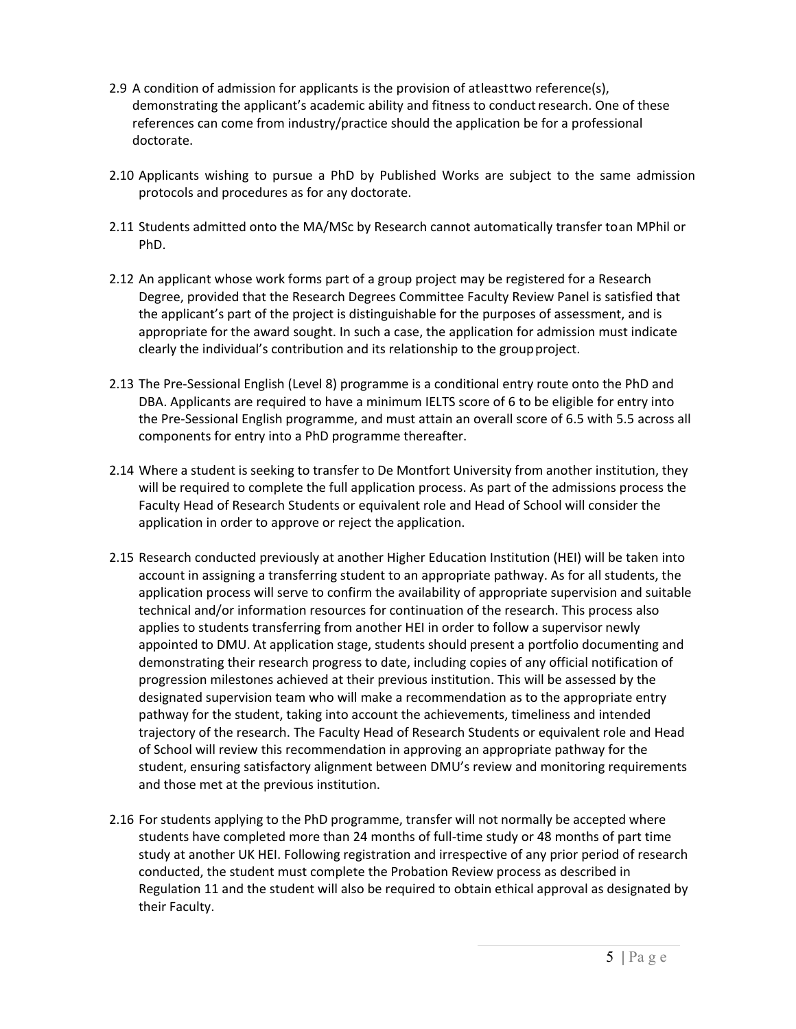2.9 A condition of admission for applicants is the provision of atleasttwo reference(s), demonstrating the applicant's academic ability and fitness to conduct research. One of these references can come from industry/practice should the application be for a professional doctorate.

2.10 Applicants wishing to pursue a PhD by Published Works are subject to the same admission protocols and procedures as for any doctorate.

2.11 Students admitted onto the MA/MSc by Research cannot automatically transfer toan MPhil or PhD.

2.12 An applicant whose work forms part of a group project may be registered for a Research Degree, provided that the Research Degrees Committee Faculty Review Panel is satisfied that the applicant's part of the project is distinguishable for the purposes of assessment, and is appropriate for the award sought. In such a case, the application for admission must indicate clearly the individual's contribution and its relationship to the group project.

2.13 The Pre-Sessional English (Level 8) programme is a conditional entry route onto the PhD and DBA. Applicants are required to have a minimum IELTS score of 6 to be eligible for entry into the Pre-Sessional English programme, and must attain an overall score of 6.5 with 5.5 across all components for entry into a PhD programme thereafter.

2.14 Where a student is seeking to transfer to De Montfort University from another institution, they will be required to complete the full application process. As part of the admissions process the Faculty Head of Research Students or equivalent role and Head of School will consider the application in order to approve or reject the application.

2.15 Research conducted previously at another Higher Education Institution (HEI) will be taken into account in assigning a transferring student to an appropriate pathway. As for all students, the application process will serve to confirm the availability of appropriate supervision and suitable technical and/or information resources for continuation of the research. This process also applies to students transferring from another HEI in order to follow a supervisor newly appointed to DMU. At application stage, students should present a portfolio documenting and demonstrating their research progress to date, including copies of any official notification of progression milestones achieved at their previous institution. This will be assessed by the designated supervision team who will make a recommendation as to the appropriate entry pathway for the student, taking into account the achievements, timeliness and intended trajectory of the research. The Faculty Head of Research Students or equivalent role and Head of School will review this recommendation in approving an appropriate pathway for the student, ensuring satisfactory alignment between DMU's review and monitoring requirements and those met at the previous institution.

2.16 For students applying to the PhD programme, transfer will not normally be accepted where students have completed more than 24 months of full-time study or 48 months of part time study at another UK HEI. Following registration and irrespective of any prior period of research conducted, the student must complete the Probation Review process as described in Regulation 11 and the student will also be required to obtain ethical approval as designated by their Faculty.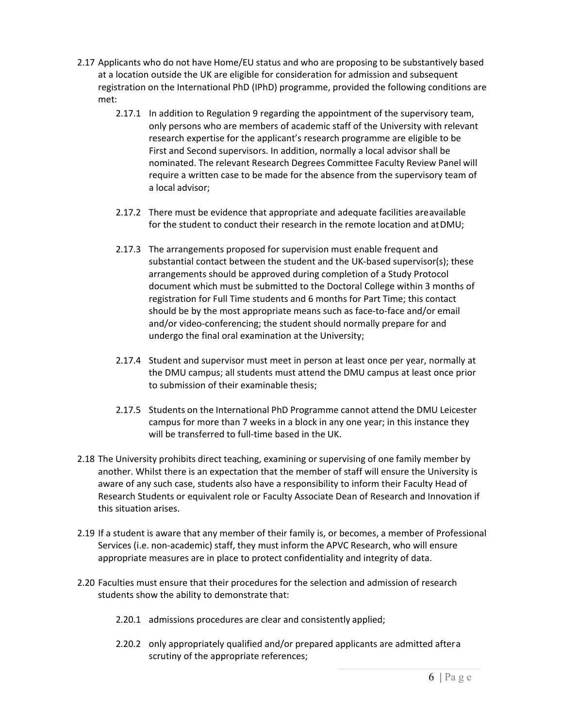2.17 Applicants who do not have Home/EU status and who are proposing to be substantively based at a location outside the UK are eligible for consideration for admission and subsequent registration on the International PhD (IPhD) programme, provided the following conditions are met:

2.17.1 In addition to Regulation 9 regarding the appointment of the supervisory team, only persons who are members of academic staff of the University with relevant research expertise for the applicant's research programme are eligible to be First and Second supervisors. In addition, normally a local advisor shall be nominated. The relevant Research Degrees Committee Faculty Review Panel will require a written case to be made for the absence from the supervisory team of a local advisor;

2.17.2 There must be evidence that appropriate and adequate facilities are available for the student to conduct their research in the remote location and at DMU;

2.17.3 The arrangements proposed for supervision must enable frequent and substantial contact between the student and the UK-based supervisor(s); these arrangements should be approved during completion of a Study Protocol document which must be submitted to the Doctoral College within 3 months of registration for Full Time students and 6 months for Part Time; this contact should be by the most appropriate means such as face-to-face and/or email and/or video-conferencing; the student should normally prepare for and undergo the final oral examination at the University;

2.17.4 Student and supervisor must meet in person at least once per year, normally at the DMU campus; all students must attend the DMU campus at least once prior to submission of their examinable thesis;

2.17.5 Students on the International PhD Programme cannot attend the DMU Leicester campus for more than 7 weeks in a block in any one year; in this instance they will be transferred to full-time based in the UK.

2.18 The University prohibits direct teaching, examining or supervising of one family member by another. Whilst there is an expectation that the member of staff will ensure the University is aware of any such case, students also have a responsibility to inform their Faculty Head of Research Students or equivalent role or Faculty Associate Dean of Research and Innovation if this situation arises.

2.19 If a student is aware that any member of their family is, or becomes, a member of Professional Services (i.e. non-academic) staff, they must inform the APVC Research, who will ensure appropriate measures are in place to protect confidentiality and integrity of data.

2.20 Faculties must ensure that their procedures for the selection and admission of research students show the ability to demonstrate that:

2.20.1 admissions procedures are clear and consistently applied;

2.20.2 only appropriately qualified and/or prepared applicants are admitted after a scrutiny of the appropriate references;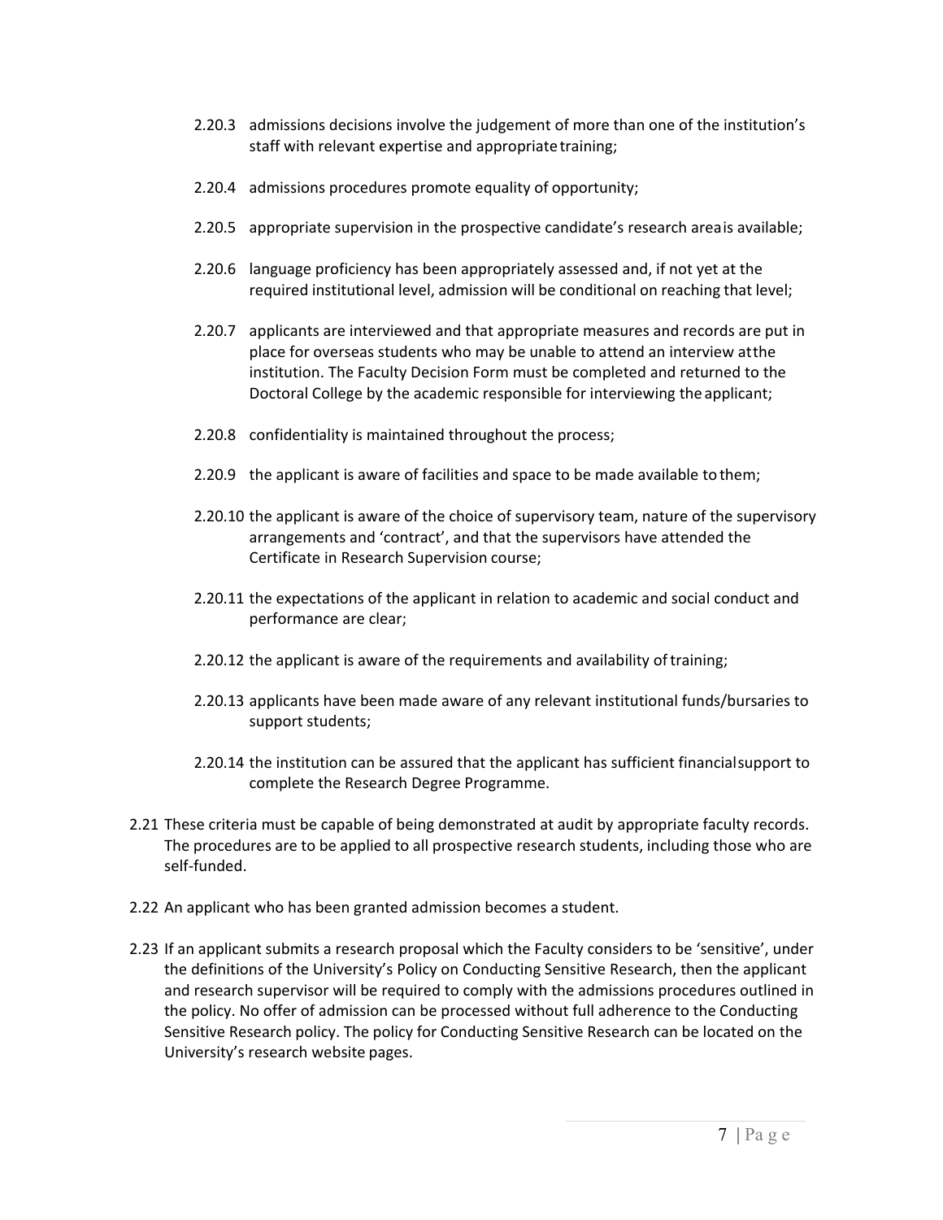2.20.3 admissions decisions involve the judgement of more than one of the institution's staff with relevant expertise and appropriate training;

2.20.4 admissions procedures promote equality of opportunity;

2.20.5 appropriate supervision in the prospective candidate's research area is available;

2.20.6 language proficiency has been appropriately assessed and, if not yet at the required institutional level, admission will be conditional on reaching that level;

2.20.7 applicants are interviewed and that appropriate measures and records are put in place for overseas students who may be unable to attend an interview at the institution. The Faculty Decision Form must be completed and returned to the Doctoral College by the academic responsible for interviewing the applicant;

2.20.8 confidentiality is maintained throughout the process;

2.20.9 the applicant is aware of facilities and space to be made available to them;

2.20.10 the applicant is aware of the choice of supervisory team, nature of the supervisory arrangements and 'contract', and that the supervisors have attended the Certificate in Research Supervision course;

2.20.11 the expectations of the applicant in relation to academic and social conduct and performance are clear;

2.20.12 the applicant is aware of the requirements and availability of training;

2.20.13 applicants have been made aware of any relevant institutional funds/bursaries to support students;

2.20.14 the institution can be assured that the applicant has sufficient financial support to complete the Research Degree Programme.

2.21 These criteria must be capable of being demonstrated at audit by appropriate faculty records. The procedures are to be applied to all prospective research students, including those who are self-funded.

2.22 An applicant who has been granted admission becomes a student.

2.23 If an applicant submits a research proposal which the Faculty considers to be 'sensitive', under the definitions of the University's Policy on Conducting Sensitive Research, then the applicant and research supervisor will be required to comply with the admissions procedures outlined in the policy. No offer of admission can be processed without full adherence to the Conducting Sensitive Research policy. The policy for Conducting Sensitive Research can be located on the University's research website pages.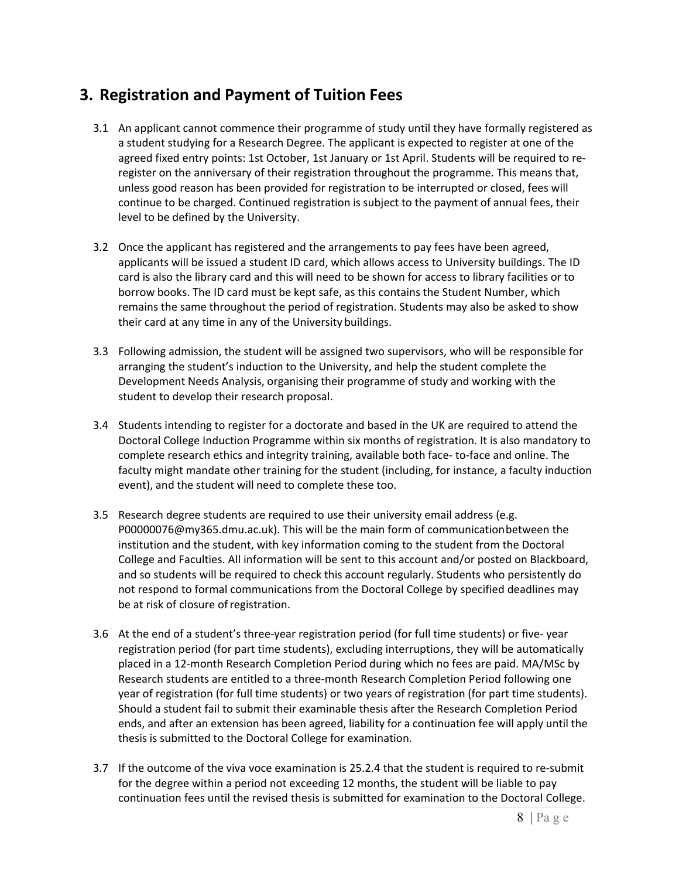## 3. Registration and Payment of Tuition Fees

3.1 An applicant cannot commence their programme of study until they have formally registered as a student studying for a Research Degree. The applicant is expected to register at one of the agreed fixed entry points: 1st October, 1st January or 1st April. Students will be required to re-register on the anniversary of their registration throughout the programme. This means that, unless good reason has been provided for registration to be interrupted or closed, fees will continue to be charged. Continued registration is subject to the payment of annual fees, their level to be defined by the University.

3.2 Once the applicant has registered and the arrangements to pay fees have been agreed, applicants will be issued a student ID card, which allows access to University buildings. The ID card is also the library card and this will need to be shown for access to library facilities or to borrow books. The ID card must be kept safe, as this contains the Student Number, which remains the same throughout the period of registration. Students may also be asked to show their card at any time in any of the University buildings.

3.3 Following admission, the student will be assigned two supervisors, who will be responsible for arranging the student's induction to the University, and help the student complete the Development Needs Analysis, organising their programme of study and working with the student to develop their research proposal.

3.4 Students intending to register for a doctorate and based in the UK are required to attend the Doctoral College Induction Programme within six months of registration. It is also mandatory to complete research ethics and integrity training, available both face- to-face and online. The faculty might mandate other training for the student (including, for instance, a faculty induction event), and the student will need to complete these too.

3.5 Research degree students are required to use their university email address (e.g. P00000076@my365.dmu.ac.uk). This will be the main form of communication between the institution and the student, with key information coming to the student from the Doctoral College and Faculties. All information will be sent to this account and/or posted on Blackboard, and so students will be required to check this account regularly. Students who persistently do not respond to formal communications from the Doctoral College by specified deadlines may be at risk of closure of registration.

3.6 At the end of a student's three-year registration period (for full time students) or five- year registration period (for part time students), excluding interruptions, they will be automatically placed in a 12-month Research Completion Period during which no fees are paid. MA/MSc by Research students are entitled to a three-month Research Completion Period following one year of registration (for full time students) or two years of registration (for part time students). Should a student fail to submit their examinable thesis after the Research Completion Period ends, and after an extension has been agreed, liability for a continuation fee will apply until the thesis is submitted to the Doctoral College for examination.

3.7 If the outcome of the viva voce examination is 25.2.4 that the student is required to re-submit for the degree within a period not exceeding 12 months, the student will be liable to pay continuation fees until the revised thesis is submitted for examination to the Doctoral College.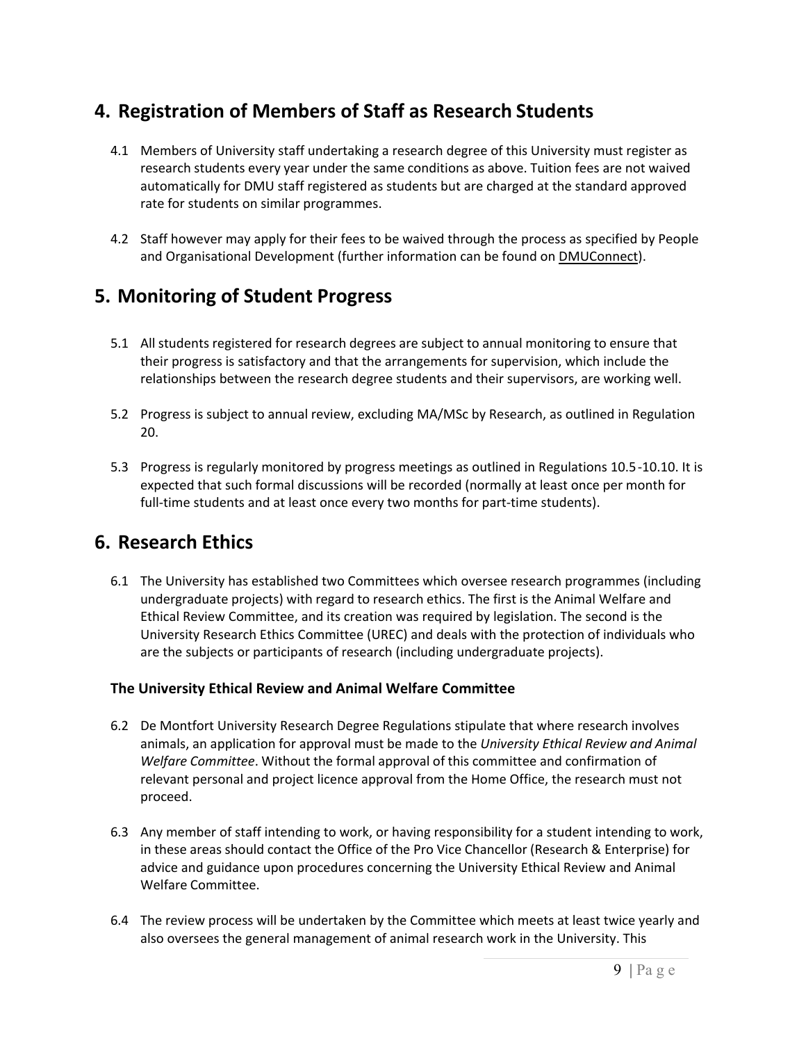## 4. Registration of Members of Staff as Research Students

4.1 Members of University staff undertaking a research degree of this University must register as research students every year under the same conditions as above. Tuition fees are not waived automatically for DMU staff registered as students but are charged at the standard approved rate for students on similar programmes.

4.2 Staff however may apply for their fees to be waived through the process as specified by People and Organisational Development (further information can be found on DMUConnect).

## 5. Monitoring of Student Progress

5.1 All students registered for research degrees are subject to annual monitoring to ensure that their progress is satisfactory and that the arrangements for supervision, which include the relationships between the research degree students and their supervisors, are working well.

5.2 Progress is subject to annual review, excluding MA/MSc by Research, as outlined in Regulation 20.

5.3 Progress is regularly monitored by progress meetings as outlined in Regulations 10.5-10.10. It is expected that such formal discussions will be recorded (normally at least once per month for full-time students and at least once every two months for part-time students).

## 6. Research Ethics

6.1 The University has established two Committees which oversee research programmes (including undergraduate projects) with regard to research ethics. The first is the Animal Welfare and Ethical Review Committee, and its creation was required by legislation. The second is the University Research Ethics Committee (UREC) and deals with the protection of individuals who are the subjects or participants of research (including undergraduate projects).

### The University Ethical Review and Animal Welfare Committee

6.2 De Montfort University Research Degree Regulations stipulate that where research involves animals, an application for approval must be made to the *University Ethical Review and Animal Welfare Committee*. Without the formal approval of this committee and confirmation of relevant personal and project licence approval from the Home Office, the research must not proceed.

6.3 Any member of staff intending to work, or having responsibility for a student intending to work, in these areas should contact the Office of the Pro Vice Chancellor (Research & Enterprise) for advice and guidance upon procedures concerning the University Ethical Review and Animal Welfare Committee.

6.4 The review process will be undertaken by the Committee which meets at least twice yearly and also oversees the general management of animal research work in the University. This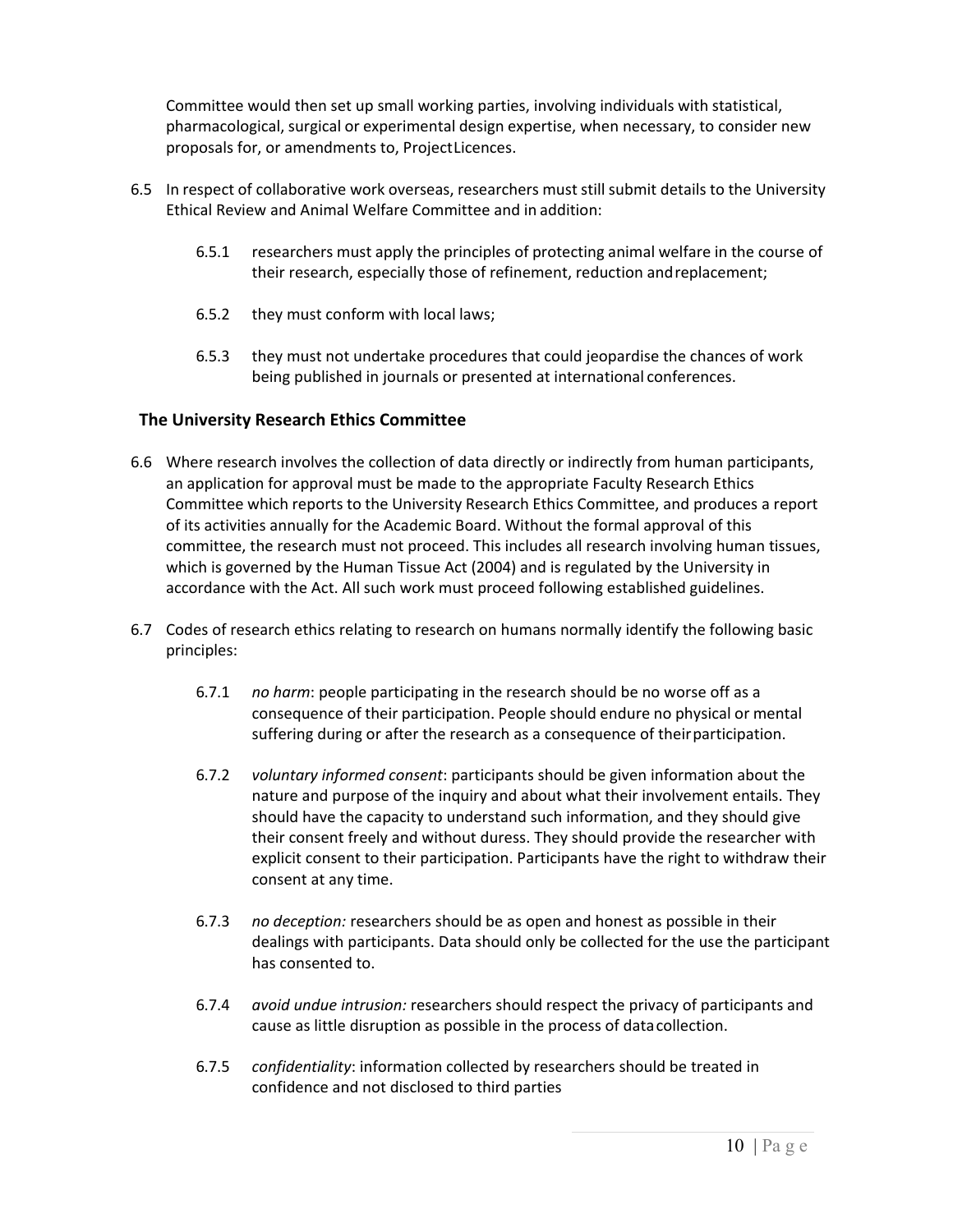Committee would then set up small working parties, involving individuals with statistical, pharmacological, surgical or experimental design expertise, when necessary, to consider new proposals for, or amendments to, Project Licences.

6.5 In respect of collaborative work overseas, researchers must still submit details to the University Ethical Review and Animal Welfare Committee and in addition:

6.5.1 researchers must apply the principles of protecting animal welfare in the course of their research, especially those of refinement, reduction and replacement;

6.5.2 they must conform with local laws;

6.5.3 they must not undertake procedures that could jeopardise the chances of work being published in journals or presented at international conferences.

### The University Research Ethics Committee

6.6 Where research involves the collection of data directly or indirectly from human participants, an application for approval must be made to the appropriate Faculty Research Ethics Committee which reports to the University Research Ethics Committee, and produces a report of its activities annually for the Academic Board. Without the formal approval of this committee, the research must not proceed. This includes all research involving human tissues, which is governed by the Human Tissue Act (2004) and is regulated by the University in accordance with the Act. All such work must proceed following established guidelines.

6.7 Codes of research ethics relating to research on humans normally identify the following basic principles:

6.7.1 *no harm*: people participating in the research should be no worse off as a consequence of their participation. People should endure no physical or mental suffering during or after the research as a consequence of their participation.

6.7.2 *voluntary informed consent*: participants should be given information about the nature and purpose of the inquiry and about what their involvement entails. They should have the capacity to understand such information, and they should give their consent freely and without duress. They should provide the researcher with explicit consent to their participation. Participants have the right to withdraw their consent at any time.

6.7.3 *no deception:* researchers should be as open and honest as possible in their dealings with participants. Data should only be collected for the use the participant has consented to.

6.7.4 *avoid undue intrusion:* researchers should respect the privacy of participants and cause as little disruption as possible in the process of data collection.

6.7.5 *confidentiality*: information collected by researchers should be treated in confidence and not disclosed to third parties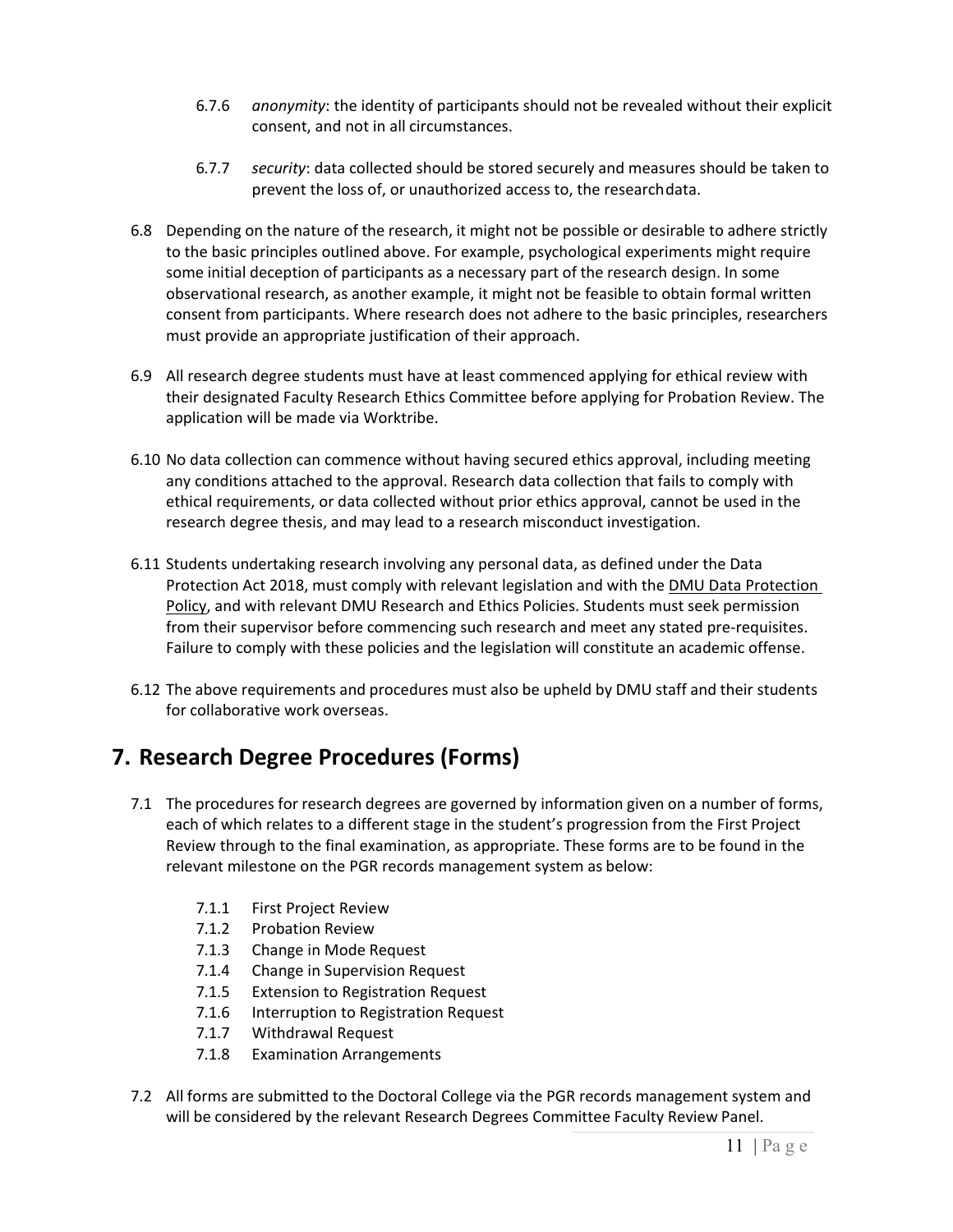6.7.6 *anonymity*: the identity of participants should not be revealed without their explicit consent, and not in all circumstances.

6.7.7 *security*: data collected should be stored securely and measures should be taken to prevent the loss of, or unauthorized access to, the research data.

6.8 Depending on the nature of the research, it might not be possible or desirable to adhere strictly to the basic principles outlined above. For example, psychological experiments might require some initial deception of participants as a necessary part of the research design. In some observational research, as another example, it might not be feasible to obtain formal written consent from participants. Where research does not adhere to the basic principles, researchers must provide an appropriate justification of their approach.

6.9 All research degree students must have at least commenced applying for ethical review with their designated Faculty Research Ethics Committee before applying for Probation Review. The application will be made via Worktribe.

6.10 No data collection can commence without having secured ethics approval, including meeting any conditions attached to the approval. Research data collection that fails to comply with ethical requirements, or data collected without prior ethics approval, cannot be used in the research degree thesis, and may lead to a research misconduct investigation.

6.11 Students undertaking research involving any personal data, as defined under the Data Protection Act 2018, must comply with relevant legislation and with the DMU Data Protection Policy, and with relevant DMU Research and Ethics Policies. Students must seek permission from their supervisor before commencing such research and meet any stated pre-requisites. Failure to comply with these policies and the legislation will constitute an academic offense.

6.12 The above requirements and procedures must also be upheld by DMU staff and their students for collaborative work overseas.

## 7. Research Degree Procedures (Forms)

7.1 The procedures for research degrees are governed by information given on a number of forms, each of which relates to a different stage in the student's progression from the First Project Review through to the final examination, as appropriate. These forms are to be found in the relevant milestone on the PGR records management system as below:

7.1.1 First Project Review
7.1.2 Probation Review
7.1.3 Change in Mode Request
7.1.4 Change in Supervision Request
7.1.5 Extension to Registration Request
7.1.6 Interruption to Registration Request
7.1.7 Withdrawal Request
7.1.8 Examination Arrangements

7.2 All forms are submitted to the Doctoral College via the PGR records management system and will be considered by the relevant Research Degrees Committee Faculty Review Panel.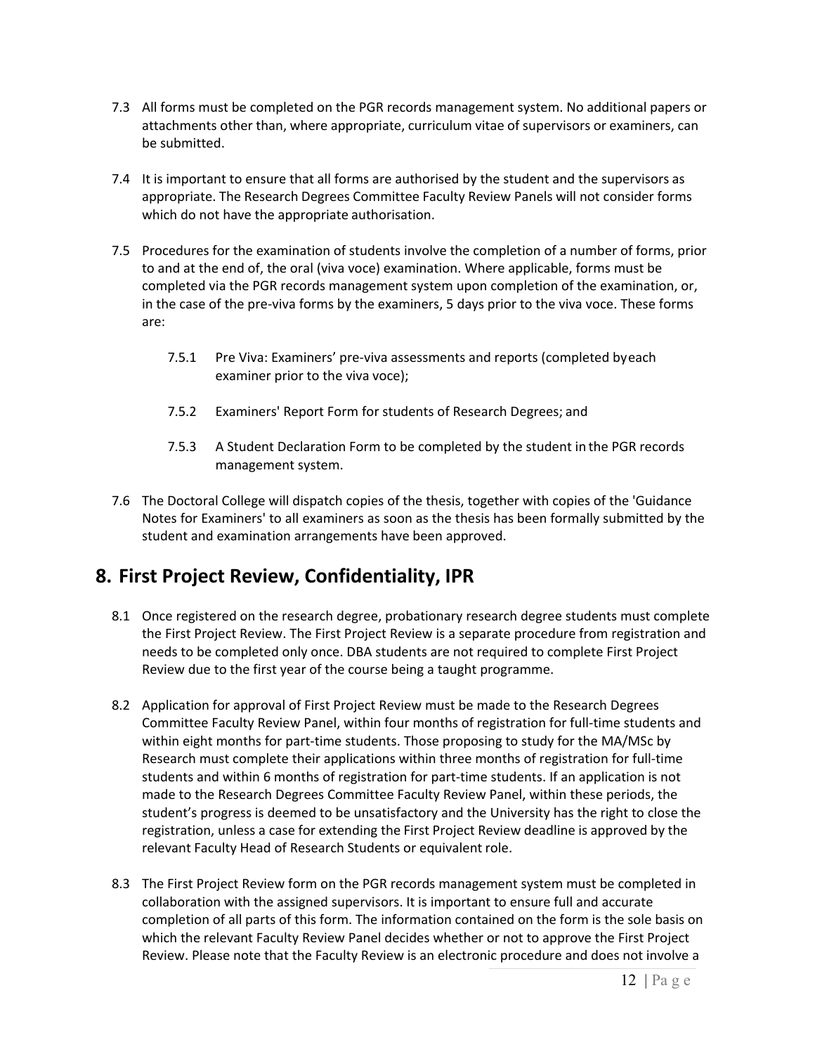7.3 All forms must be completed on the PGR records management system. No additional papers or attachments other than, where appropriate, curriculum vitae of supervisors or examiners, can be submitted.

7.4 It is important to ensure that all forms are authorised by the student and the supervisors as appropriate. The Research Degrees Committee Faculty Review Panels will not consider forms which do not have the appropriate authorisation.

7.5 Procedures for the examination of students involve the completion of a number of forms, prior to and at the end of, the oral (viva voce) examination. Where applicable, forms must be completed via the PGR records management system upon completion of the examination, or, in the case of the pre-viva forms by the examiners, 5 days prior to the viva voce. These forms are:

7.5.1 Pre Viva: Examiners' pre-viva assessments and reports (completed by each examiner prior to the viva voce);

7.5.2 Examiners' Report Form for students of Research Degrees; and

7.5.3 A Student Declaration Form to be completed by the student in the PGR records management system.

7.6 The Doctoral College will dispatch copies of the thesis, together with copies of the 'Guidance Notes for Examiners' to all examiners as soon as the thesis has been formally submitted by the student and examination arrangements have been approved.

## 8. First Project Review, Confidentiality, IPR

8.1 Once registered on the research degree, probationary research degree students must complete the First Project Review. The First Project Review is a separate procedure from registration and needs to be completed only once. DBA students are not required to complete First Project Review due to the first year of the course being a taught programme.

8.2 Application for approval of First Project Review must be made to the Research Degrees Committee Faculty Review Panel, within four months of registration for full-time students and within eight months for part-time students. Those proposing to study for the MA/MSc by Research must complete their applications within three months of registration for full-time students and within 6 months of registration for part-time students. If an application is not made to the Research Degrees Committee Faculty Review Panel, within these periods, the student's progress is deemed to be unsatisfactory and the University has the right to close the registration, unless a case for extending the First Project Review deadline is approved by the relevant Faculty Head of Research Students or equivalent role.

8.3 The First Project Review form on the PGR records management system must be completed in collaboration with the assigned supervisors. It is important to ensure full and accurate completion of all parts of this form. The information contained on the form is the sole basis on which the relevant Faculty Review Panel decides whether or not to approve the First Project Review. Please note that the Faculty Review is an electronic procedure and does not involve a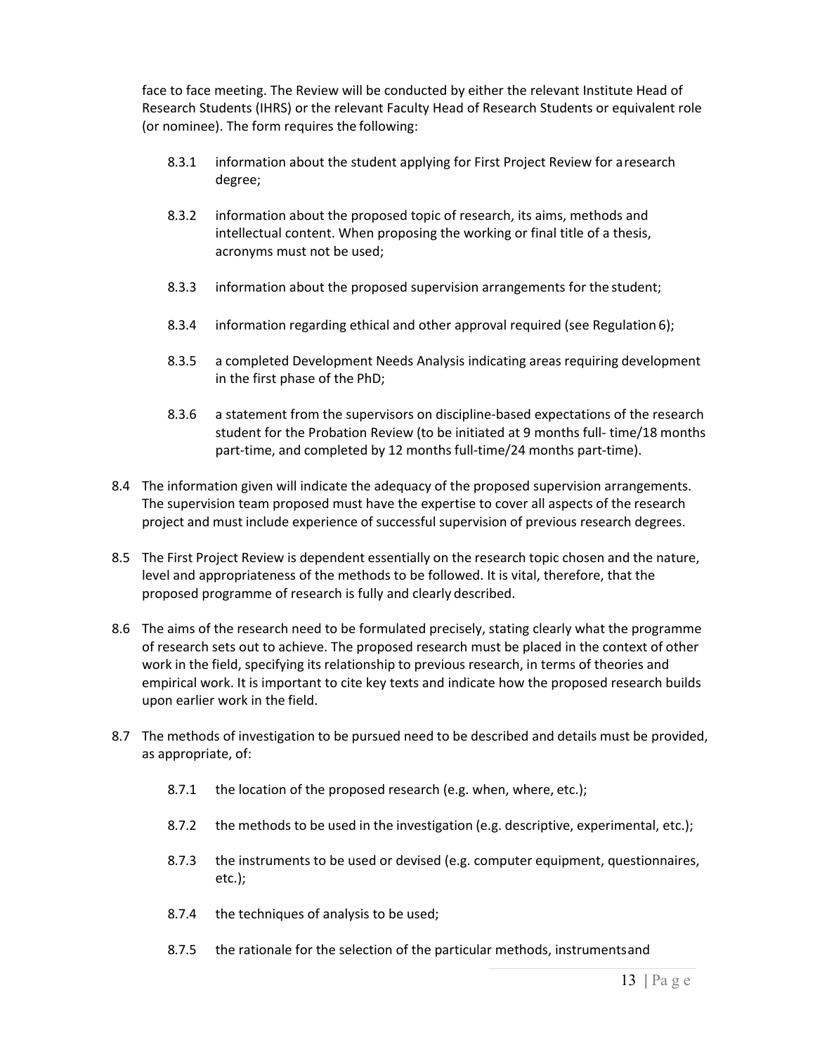face to face meeting. The Review will be conducted by either the relevant Institute Head of Research Students (IHRS) or the relevant Faculty Head of Research Students or equivalent role (or nominee). The form requires the following:

- 8.3.1 information about the student applying for First Project Review for a research degree;
- 8.3.2 information about the proposed topic of research, its aims, methods and intellectual content. When proposing the working or final title of a thesis, acronyms must not be used;
- 8.3.3 information about the proposed supervision arrangements for the student;
- 8.3.4 information regarding ethical and other approval required (see Regulation 6);
- 8.3.5 a completed Development Needs Analysis indicating areas requiring development in the first phase of the PhD;
- 8.3.6 a statement from the supervisors on discipline-based expectations of the research student for the Probation Review (to be initiated at 9 months full- time/18 months part-time, and completed by 12 months full-time/24 months part-time).

8.4 The information given will indicate the adequacy of the proposed supervision arrangements. The supervision team proposed must have the expertise to cover all aspects of the research project and must include experience of successful supervision of previous research degrees.

8.5 The First Project Review is dependent essentially on the research topic chosen and the nature, level and appropriateness of the methods to be followed. It is vital, therefore, that the proposed programme of research is fully and clearly described.

8.6 The aims of the research need to be formulated precisely, stating clearly what the programme of research sets out to achieve. The proposed research must be placed in the context of other work in the field, specifying its relationship to previous research, in terms of theories and empirical work. It is important to cite key texts and indicate how the proposed research builds upon earlier work in the field.

8.7 The methods of investigation to be pursued need to be described and details must be provided, as appropriate, of:

- 8.7.1 the location of the proposed research (e.g. when, where, etc.);
- 8.7.2 the methods to be used in the investigation (e.g. descriptive, experimental, etc.);
- 8.7.3 the instruments to be used or devised (e.g. computer equipment, questionnaires, etc.);
- 8.7.4 the techniques of analysis to be used;
- 8.7.5 the rationale for the selection of the particular methods, instruments and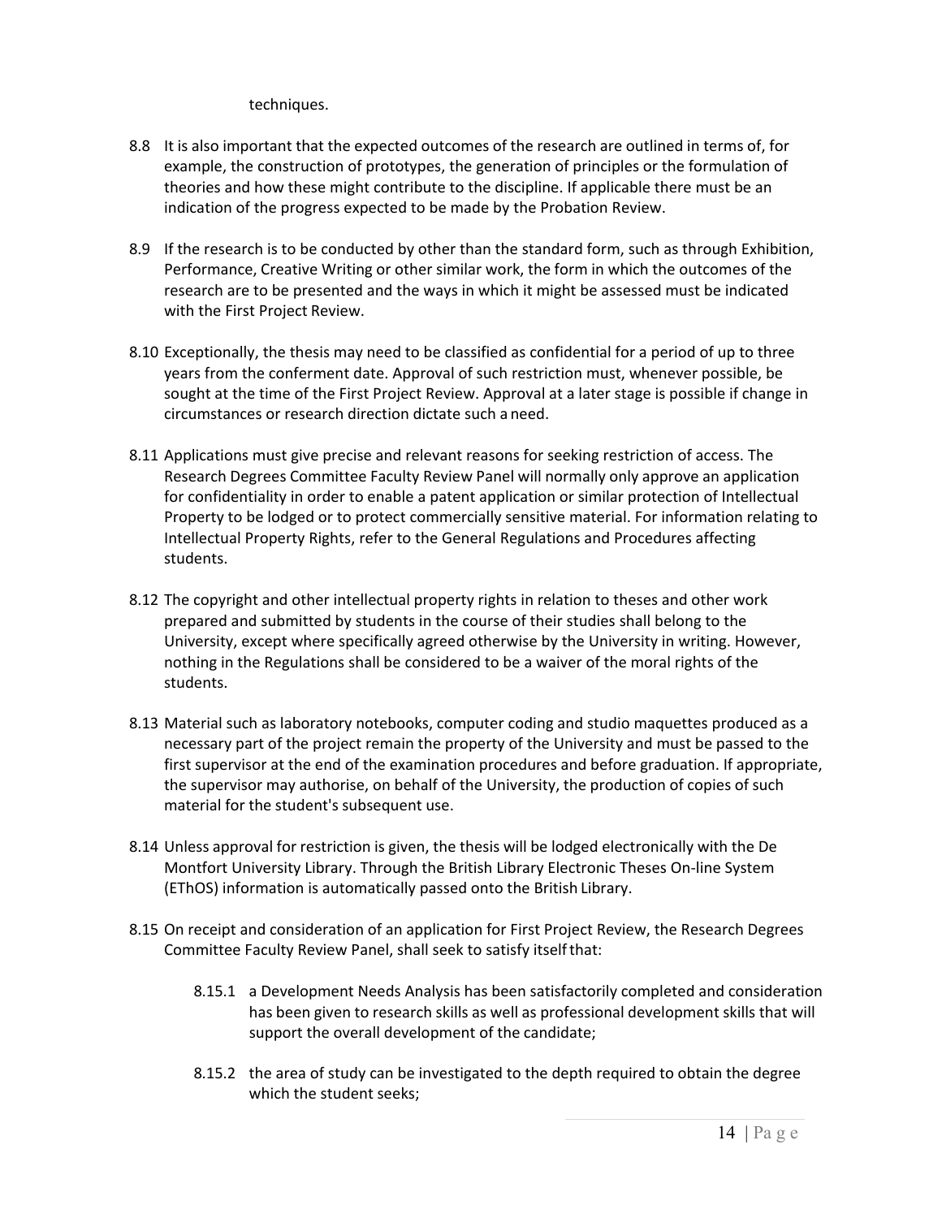techniques.

8.8 It is also important that the expected outcomes of the research are outlined in terms of, for example, the construction of prototypes, the generation of principles or the formulation of theories and how these might contribute to the discipline. If applicable there must be an indication of the progress expected to be made by the Probation Review.

8.9 If the research is to be conducted by other than the standard form, such as through Exhibition, Performance, Creative Writing or other similar work, the form in which the outcomes of the research are to be presented and the ways in which it might be assessed must be indicated with the First Project Review.

8.10 Exceptionally, the thesis may need to be classified as confidential for a period of up to three years from the conferment date. Approval of such restriction must, whenever possible, be sought at the time of the First Project Review. Approval at a later stage is possible if change in circumstances or research direction dictate such a need.

8.11 Applications must give precise and relevant reasons for seeking restriction of access. The Research Degrees Committee Faculty Review Panel will normally only approve an application for confidentiality in order to enable a patent application or similar protection of Intellectual Property to be lodged or to protect commercially sensitive material. For information relating to Intellectual Property Rights, refer to the General Regulations and Procedures affecting students.

8.12 The copyright and other intellectual property rights in relation to theses and other work prepared and submitted by students in the course of their studies shall belong to the University, except where specifically agreed otherwise by the University in writing. However, nothing in the Regulations shall be considered to be a waiver of the moral rights of the students.

8.13 Material such as laboratory notebooks, computer coding and studio maquettes produced as a necessary part of the project remain the property of the University and must be passed to the first supervisor at the end of the examination procedures and before graduation. If appropriate, the supervisor may authorise, on behalf of the University, the production of copies of such material for the student's subsequent use.

8.14 Unless approval for restriction is given, the thesis will be lodged electronically with the De Montfort University Library. Through the British Library Electronic Theses On-line System (EThOS) information is automatically passed onto the British Library.

8.15 On receipt and consideration of an application for First Project Review, the Research Degrees Committee Faculty Review Panel, shall seek to satisfy itself that:

- 8.15.1 a Development Needs Analysis has been satisfactorily completed and consideration has been given to research skills as well as professional development skills that will support the overall development of the candidate;

- 8.15.2 the area of study can be investigated to the depth required to obtain the degree which the student seeks;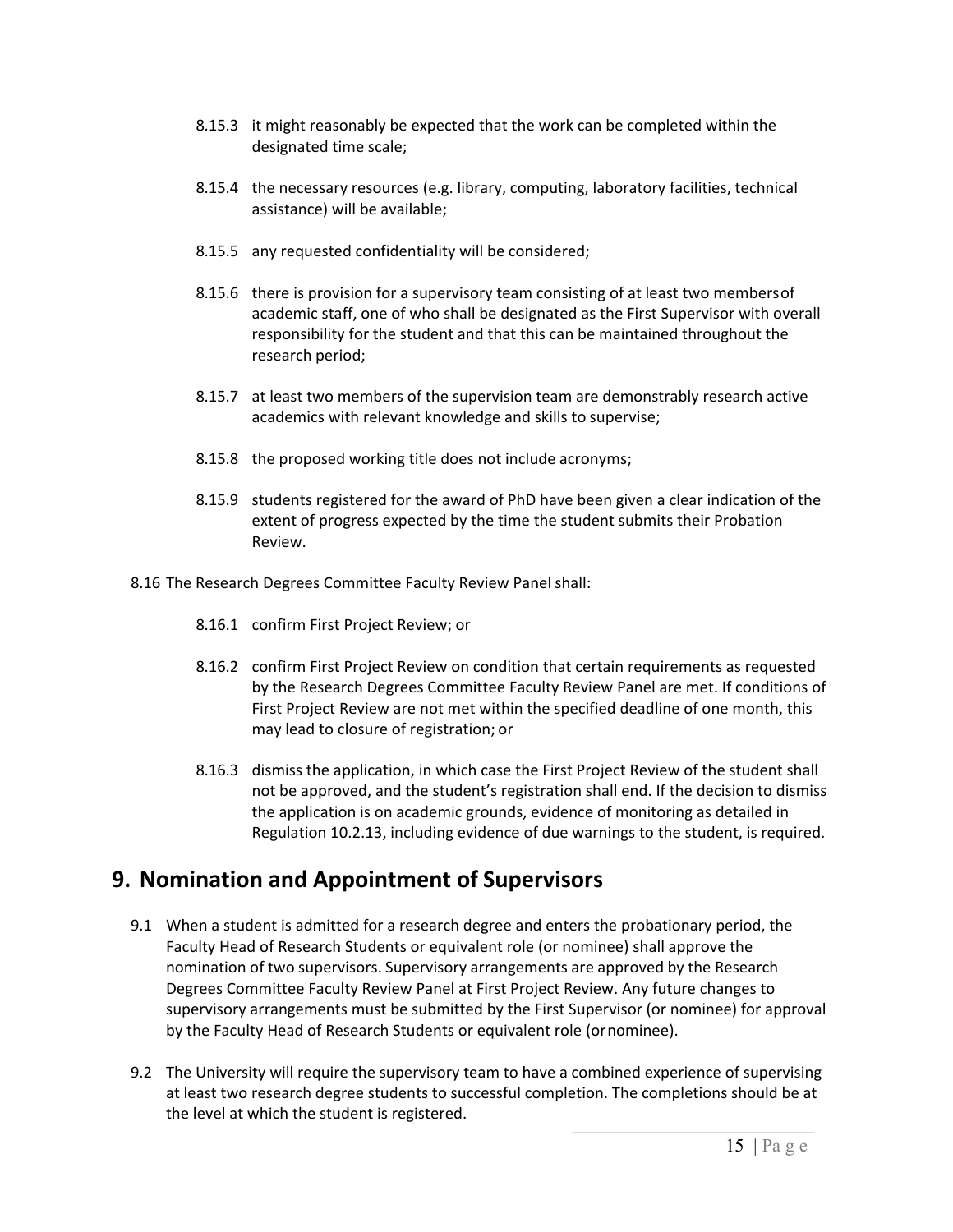8.15.3 it might reasonably be expected that the work can be completed within the designated time scale;

8.15.4 the necessary resources (e.g. library, computing, laboratory facilities, technical assistance) will be available;

8.15.5 any requested confidentiality will be considered;

8.15.6 there is provision for a supervisory team consisting of at least two members of academic staff, one of who shall be designated as the First Supervisor with overall responsibility for the student and that this can be maintained throughout the research period;

8.15.7 at least two members of the supervision team are demonstrably research active academics with relevant knowledge and skills to supervise;

8.15.8 the proposed working title does not include acronyms;

8.15.9 students registered for the award of PhD have been given a clear indication of the extent of progress expected by the time the student submits their Probation Review.

8.16 The Research Degrees Committee Faculty Review Panel shall:

8.16.1 confirm First Project Review; or

8.16.2 confirm First Project Review on condition that certain requirements as requested by the Research Degrees Committee Faculty Review Panel are met. If conditions of First Project Review are not met within the specified deadline of one month, this may lead to closure of registration; or

8.16.3 dismiss the application, in which case the First Project Review of the student shall not be approved, and the student's registration shall end. If the decision to dismiss the application is on academic grounds, evidence of monitoring as detailed in Regulation 10.2.13, including evidence of due warnings to the student, is required.

## 9. Nomination and Appointment of Supervisors

9.1 When a student is admitted for a research degree and enters the probationary period, the Faculty Head of Research Students or equivalent role (or nominee) shall approve the nomination of two supervisors. Supervisory arrangements are approved by the Research Degrees Committee Faculty Review Panel at First Project Review. Any future changes to supervisory arrangements must be submitted by the First Supervisor (or nominee) for approval by the Faculty Head of Research Students or equivalent role (or nominee).

9.2 The University will require the supervisory team to have a combined experience of supervising at least two research degree students to successful completion. The completions should be at the level at which the student is registered.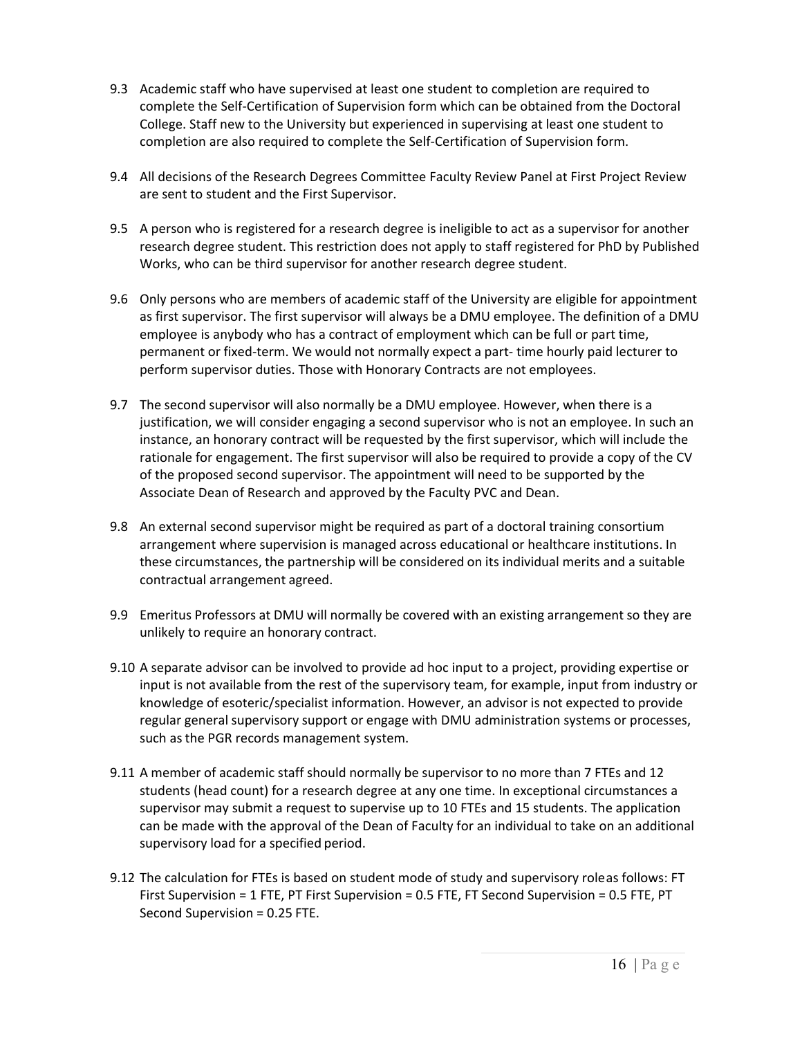9.3 Academic staff who have supervised at least one student to completion are required to complete the Self-Certification of Supervision form which can be obtained from the Doctoral College. Staff new to the University but experienced in supervising at least one student to completion are also required to complete the Self-Certification of Supervision form.

9.4 All decisions of the Research Degrees Committee Faculty Review Panel at First Project Review are sent to student and the First Supervisor.

9.5 A person who is registered for a research degree is ineligible to act as a supervisor for another research degree student. This restriction does not apply to staff registered for PhD by Published Works, who can be third supervisor for another research degree student.

9.6 Only persons who are members of academic staff of the University are eligible for appointment as first supervisor. The first supervisor will always be a DMU employee. The definition of a DMU employee is anybody who has a contract of employment which can be full or part time, permanent or fixed-term. We would not normally expect a part- time hourly paid lecturer to perform supervisor duties. Those with Honorary Contracts are not employees.

9.7 The second supervisor will also normally be a DMU employee. However, when there is a justification, we will consider engaging a second supervisor who is not an employee. In such an instance, an honorary contract will be requested by the first supervisor, which will include the rationale for engagement. The first supervisor will also be required to provide a copy of the CV of the proposed second supervisor. The appointment will need to be supported by the Associate Dean of Research and approved by the Faculty PVC and Dean.

9.8 An external second supervisor might be required as part of a doctoral training consortium arrangement where supervision is managed across educational or healthcare institutions. In these circumstances, the partnership will be considered on its individual merits and a suitable contractual arrangement agreed.

9.9 Emeritus Professors at DMU will normally be covered with an existing arrangement so they are unlikely to require an honorary contract.

9.10 A separate advisor can be involved to provide ad hoc input to a project, providing expertise or input is not available from the rest of the supervisory team, for example, input from industry or knowledge of esoteric/specialist information. However, an advisor is not expected to provide regular general supervisory support or engage with DMU administration systems or processes, such as the PGR records management system.

9.11 A member of academic staff should normally be supervisor to no more than 7 FTEs and 12 students (head count) for a research degree at any one time. In exceptional circumstances a supervisor may submit a request to supervise up to 10 FTEs and 15 students. The application can be made with the approval of the Dean of Faculty for an individual to take on an additional supervisory load for a specified period.

9.12 The calculation for FTEs is based on student mode of study and supervisory roleas follows: FT First Supervision = 1 FTE, PT First Supervision = 0.5 FTE, FT Second Supervision = 0.5 FTE, PT Second Supervision = 0.25 FTE.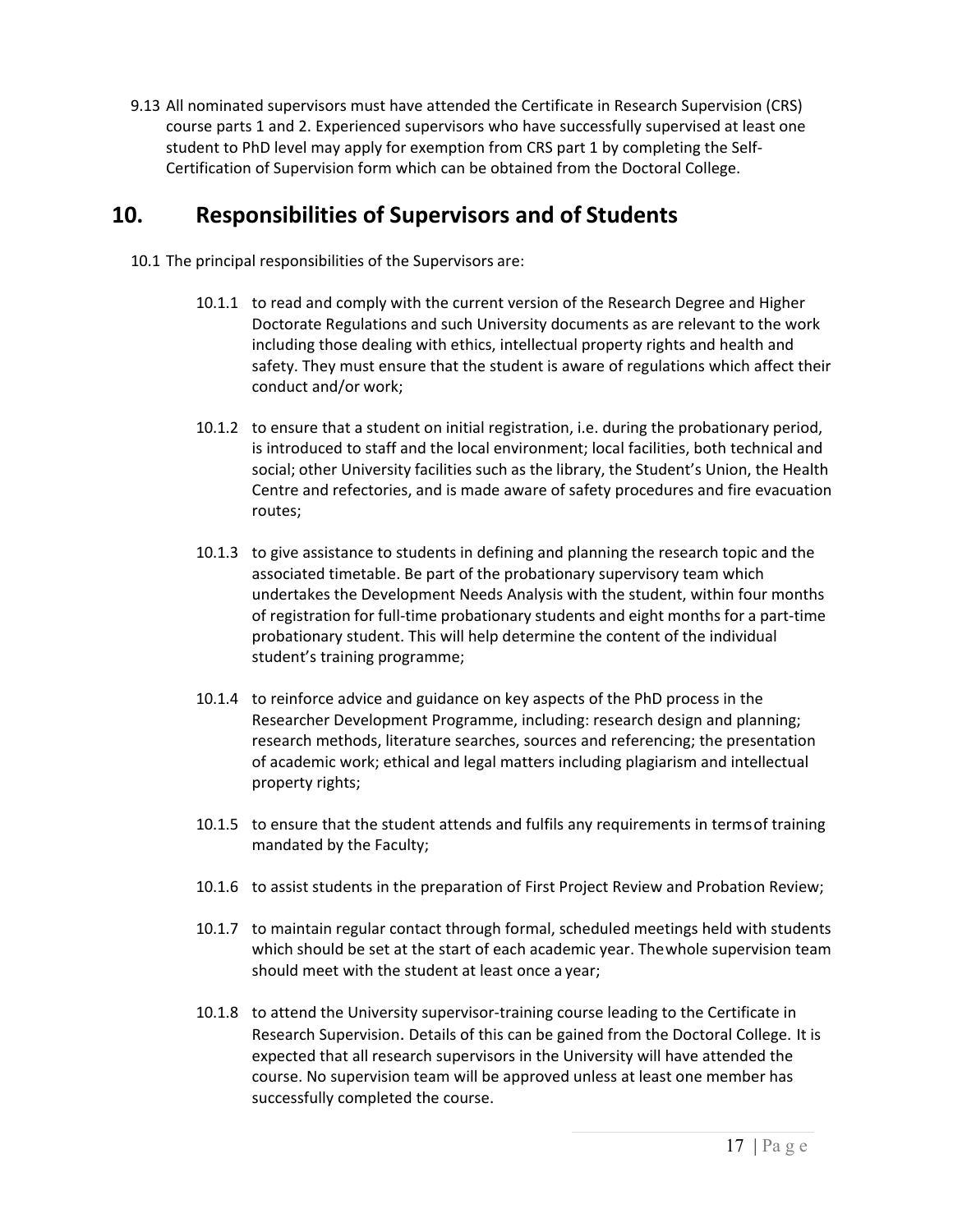9.13 All nominated supervisors must have attended the Certificate in Research Supervision (CRS) course parts 1 and 2. Experienced supervisors who have successfully supervised at least one student to PhD level may apply for exemption from CRS part 1 by completing the Self-Certification of Supervision form which can be obtained from the Doctoral College.

## 10. Responsibilities of Supervisors and of Students

10.1 The principal responsibilities of the Supervisors are:

10.1.1 to read and comply with the current version of the Research Degree and Higher Doctorate Regulations and such University documents as are relevant to the work including those dealing with ethics, intellectual property rights and health and safety. They must ensure that the student is aware of regulations which affect their conduct and/or work;

10.1.2 to ensure that a student on initial registration, i.e. during the probationary period, is introduced to staff and the local environment; local facilities, both technical and social; other University facilities such as the library, the Student's Union, the Health Centre and refectories, and is made aware of safety procedures and fire evacuation routes;

10.1.3 to give assistance to students in defining and planning the research topic and the associated timetable. Be part of the probationary supervisory team which undertakes the Development Needs Analysis with the student, within four months of registration for full-time probationary students and eight months for a part-time probationary student. This will help determine the content of the individual student's training programme;

10.1.4 to reinforce advice and guidance on key aspects of the PhD process in the Researcher Development Programme, including: research design and planning; research methods, literature searches, sources and referencing; the presentation of academic work; ethical and legal matters including plagiarism and intellectual property rights;

10.1.5 to ensure that the student attends and fulfils any requirements in terms of training mandated by the Faculty;

10.1.6 to assist students in the preparation of First Project Review and Probation Review;

10.1.7 to maintain regular contact through formal, scheduled meetings held with students which should be set at the start of each academic year. The whole supervision team should meet with the student at least once a year;

10.1.8 to attend the University supervisor-training course leading to the Certificate in Research Supervision. Details of this can be gained from the Doctoral College. It is expected that all research supervisors in the University will have attended the course. No supervision team will be approved unless at least one member has successfully completed the course.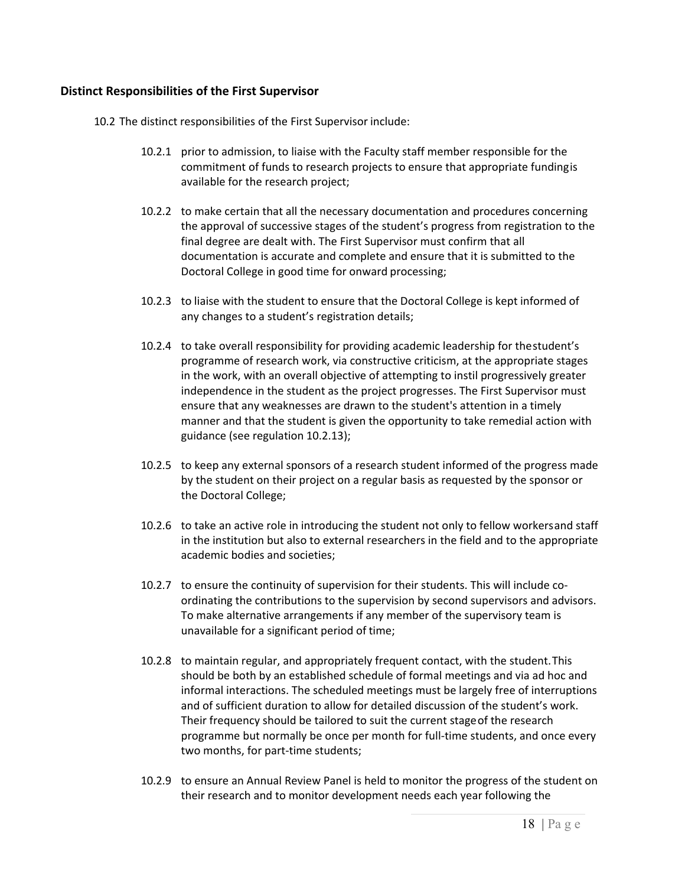### Distinct Responsibilities of the First Supervisor

10.2 The distinct responsibilities of the First Supervisor include:

10.2.1 prior to admission, to liaise with the Faculty staff member responsible for the commitment of funds to research projects to ensure that appropriate funding is available for the research project;

10.2.2 to make certain that all the necessary documentation and procedures concerning the approval of successive stages of the student's progress from registration to the final degree are dealt with. The First Supervisor must confirm that all documentation is accurate and complete and ensure that it is submitted to the Doctoral College in good time for onward processing;

10.2.3 to liaise with the student to ensure that the Doctoral College is kept informed of any changes to a student's registration details;

10.2.4 to take overall responsibility for providing academic leadership for the student's programme of research work, via constructive criticism, at the appropriate stages in the work, with an overall objective of attempting to instil progressively greater independence in the student as the project progresses. The First Supervisor must ensure that any weaknesses are drawn to the student's attention in a timely manner and that the student is given the opportunity to take remedial action with guidance (see regulation 10.2.13);

10.2.5 to keep any external sponsors of a research student informed of the progress made by the student on their project on a regular basis as requested by the sponsor or the Doctoral College;

10.2.6 to take an active role in introducing the student not only to fellow workers and staff in the institution but also to external researchers in the field and to the appropriate academic bodies and societies;

10.2.7 to ensure the continuity of supervision for their students. This will include co-ordinating the contributions to the supervision by second supervisors and advisors. To make alternative arrangements if any member of the supervisory team is unavailable for a significant period of time;

10.2.8 to maintain regular, and appropriately frequent contact, with the student. This should be both by an established schedule of formal meetings and via ad hoc and informal interactions. The scheduled meetings must be largely free of interruptions and of sufficient duration to allow for detailed discussion of the student's work. Their frequency should be tailored to suit the current stage of the research programme but normally be once per month for full-time students, and once every two months, for part-time students;

10.2.9 to ensure an Annual Review Panel is held to monitor the progress of the student on their research and to monitor development needs each year following the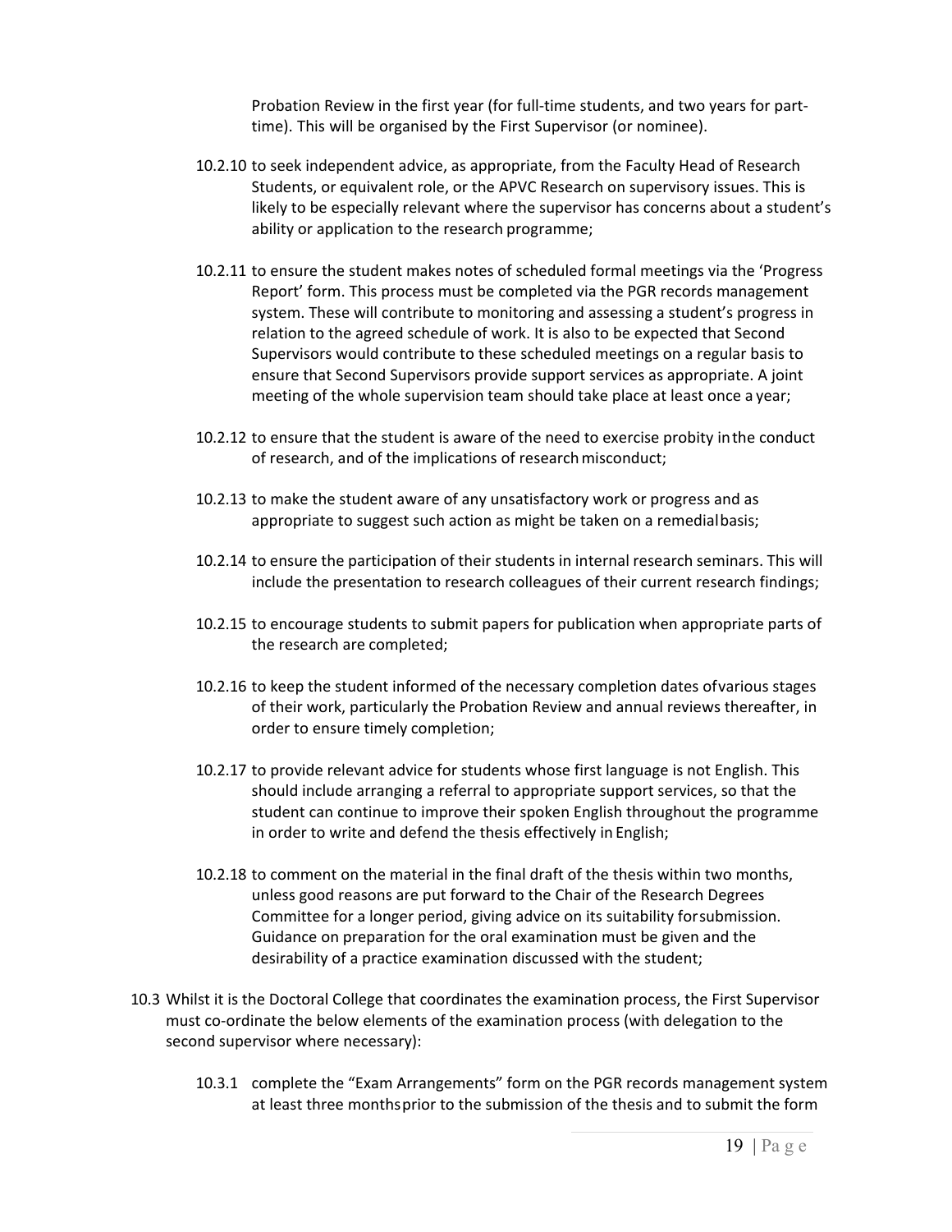Probation Review in the first year (for full-time students, and two years for part-time). This will be organised by the First Supervisor (or nominee).

10.2.10 to seek independent advice, as appropriate, from the Faculty Head of Research Students, or equivalent role, or the APVC Research on supervisory issues. This is likely to be especially relevant where the supervisor has concerns about a student's ability or application to the research programme;

10.2.11 to ensure the student makes notes of scheduled formal meetings via the 'Progress Report' form. This process must be completed via the PGR records management system. These will contribute to monitoring and assessing a student's progress in relation to the agreed schedule of work. It is also to be expected that Second Supervisors would contribute to these scheduled meetings on a regular basis to ensure that Second Supervisors provide support services as appropriate. A joint meeting of the whole supervision team should take place at least once a year;

10.2.12 to ensure that the student is aware of the need to exercise probity in the conduct of research, and of the implications of research misconduct;

10.2.13 to make the student aware of any unsatisfactory work or progress and as appropriate to suggest such action as might be taken on a remedial basis;

10.2.14 to ensure the participation of their students in internal research seminars. This will include the presentation to research colleagues of their current research findings;

10.2.15 to encourage students to submit papers for publication when appropriate parts of the research are completed;

10.2.16 to keep the student informed of the necessary completion dates of various stages of their work, particularly the Probation Review and annual reviews thereafter, in order to ensure timely completion;

10.2.17 to provide relevant advice for students whose first language is not English. This should include arranging a referral to appropriate support services, so that the student can continue to improve their spoken English throughout the programme in order to write and defend the thesis effectively in English;

10.2.18 to comment on the material in the final draft of the thesis within two months, unless good reasons are put forward to the Chair of the Research Degrees Committee for a longer period, giving advice on its suitability for submission. Guidance on preparation for the oral examination must be given and the desirability of a practice examination discussed with the student;

10.3 Whilst it is the Doctoral College that coordinates the examination process, the First Supervisor must co-ordinate the below elements of the examination process (with delegation to the second supervisor where necessary):

10.3.1 complete the "Exam Arrangements" form on the PGR records management system at least three months prior to the submission of the thesis and to submit the form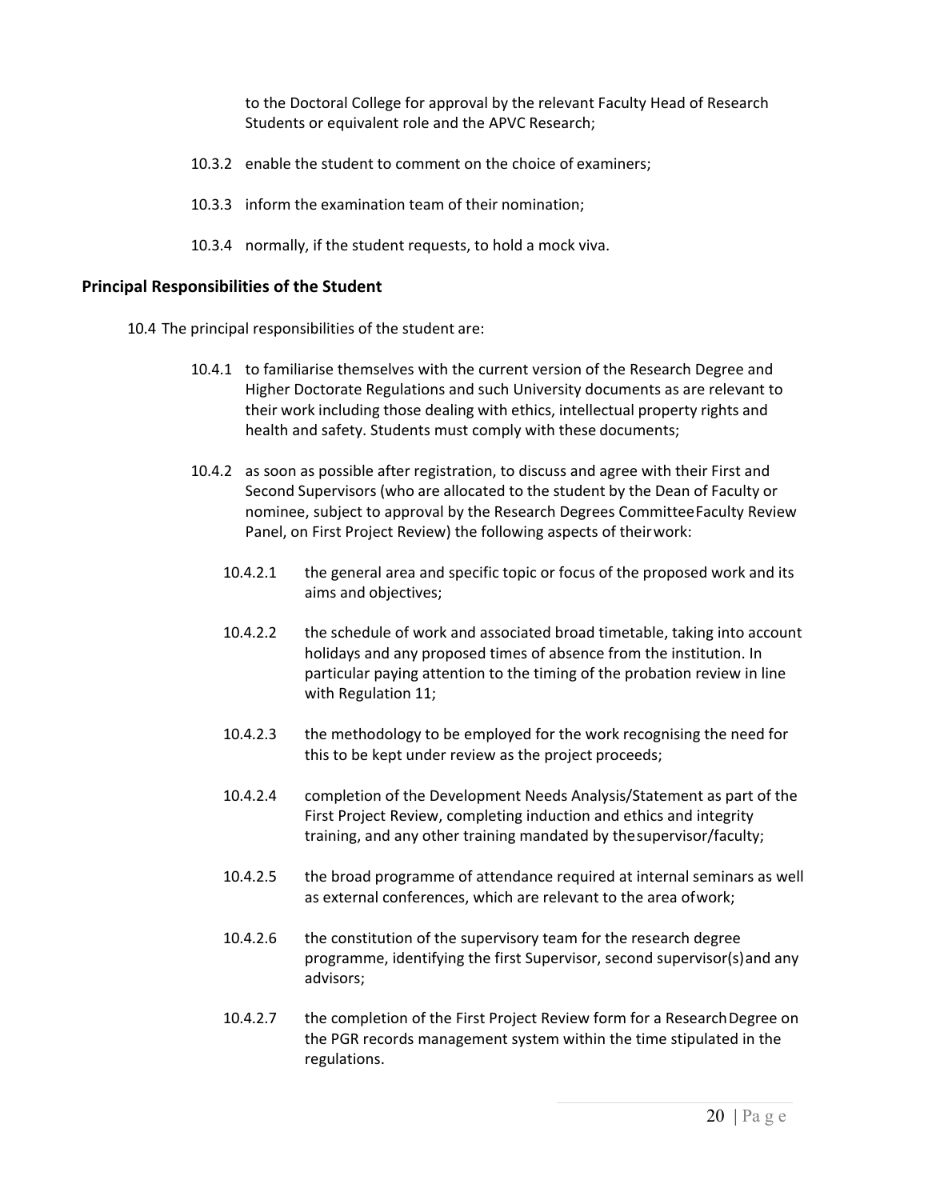to the Doctoral College for approval by the relevant Faculty Head of Research Students or equivalent role and the APVC Research;

10.3.2 enable the student to comment on the choice of examiners;

10.3.3 inform the examination team of their nomination;

10.3.4 normally, if the student requests, to hold a mock viva.

### Principal Responsibilities of the Student

10.4 The principal responsibilities of the student are:

10.4.1 to familiarise themselves with the current version of the Research Degree and Higher Doctorate Regulations and such University documents as are relevant to their work including those dealing with ethics, intellectual property rights and health and safety. Students must comply with these documents;

10.4.2 as soon as possible after registration, to discuss and agree with their First and Second Supervisors (who are allocated to the student by the Dean of Faculty or nominee, subject to approval by the Research Degrees Committee Faculty Review Panel, on First Project Review) the following aspects of their work:

10.4.2.1 the general area and specific topic or focus of the proposed work and its aims and objectives;

10.4.2.2 the schedule of work and associated broad timetable, taking into account holidays and any proposed times of absence from the institution. In particular paying attention to the timing of the probation review in line with Regulation 11;

10.4.2.3 the methodology to be employed for the work recognising the need for this to be kept under review as the project proceeds;

10.4.2.4 completion of the Development Needs Analysis/Statement as part of the First Project Review, completing induction and ethics and integrity training, and any other training mandated by the supervisor/faculty;

10.4.2.5 the broad programme of attendance required at internal seminars as well as external conferences, which are relevant to the area of work;

10.4.2.6 the constitution of the supervisory team for the research degree programme, identifying the first Supervisor, second supervisor(s) and any advisors;

10.4.2.7 the completion of the First Project Review form for a Research Degree on the PGR records management system within the time stipulated in the regulations.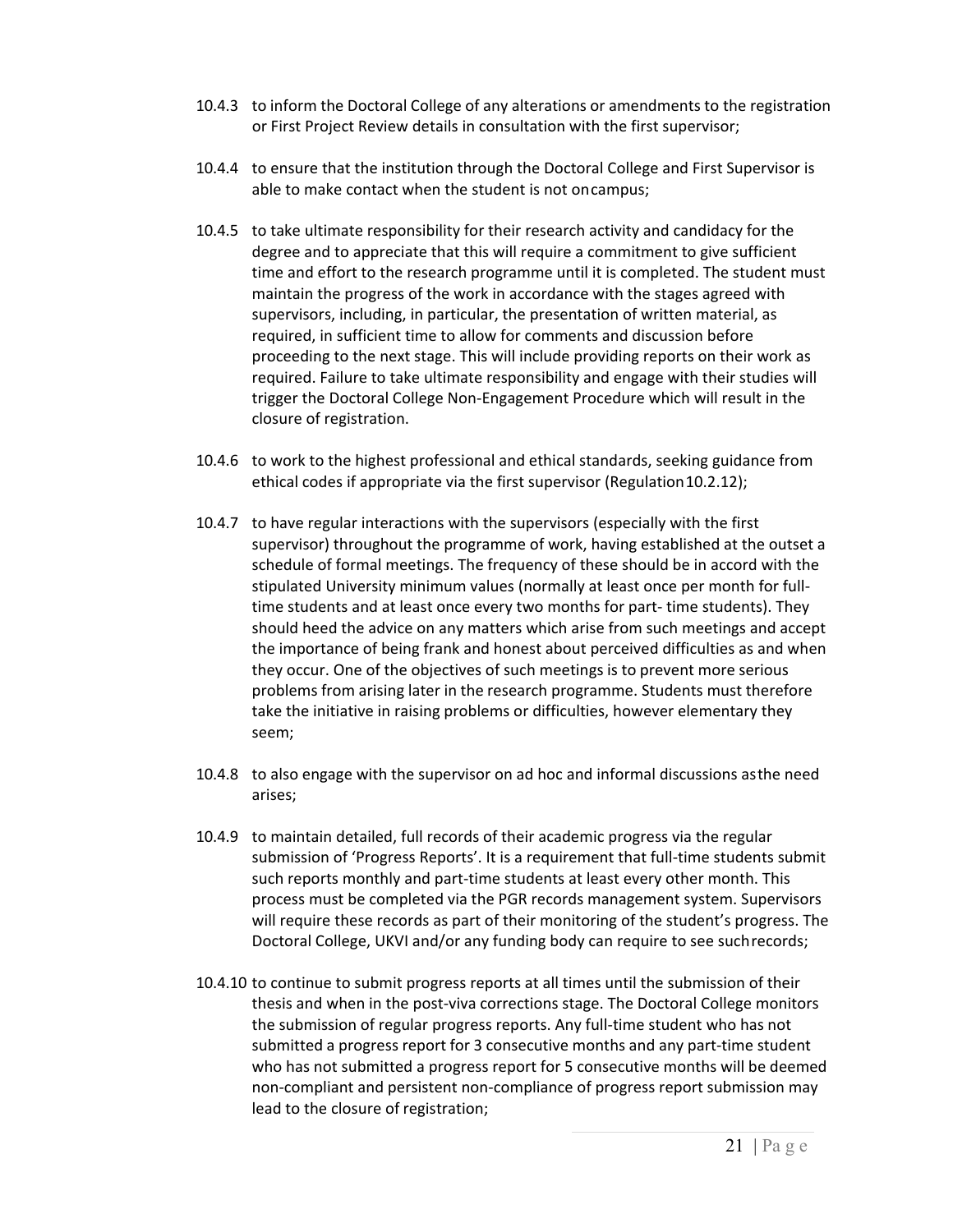10.4.3 to inform the Doctoral College of any alterations or amendments to the registration or First Project Review details in consultation with the first supervisor;

10.4.4 to ensure that the institution through the Doctoral College and First Supervisor is able to make contact when the student is not on campus;

10.4.5 to take ultimate responsibility for their research activity and candidacy for the degree and to appreciate that this will require a commitment to give sufficient time and effort to the research programme until it is completed. The student must maintain the progress of the work in accordance with the stages agreed with supervisors, including, in particular, the presentation of written material, as required, in sufficient time to allow for comments and discussion before proceeding to the next stage. This will include providing reports on their work as required. Failure to take ultimate responsibility and engage with their studies will trigger the Doctoral College Non-Engagement Procedure which will result in the closure of registration.

10.4.6 to work to the highest professional and ethical standards, seeking guidance from ethical codes if appropriate via the first supervisor (Regulation 10.2.12);

10.4.7 to have regular interactions with the supervisors (especially with the first supervisor) throughout the programme of work, having established at the outset a schedule of formal meetings. The frequency of these should be in accord with the stipulated University minimum values (normally at least once per month for full-time students and at least once every two months for part- time students). They should heed the advice on any matters which arise from such meetings and accept the importance of being frank and honest about perceived difficulties as and when they occur. One of the objectives of such meetings is to prevent more serious problems from arising later in the research programme. Students must therefore take the initiative in raising problems or difficulties, however elementary they seem;

10.4.8 to also engage with the supervisor on ad hoc and informal discussions as the need arises;

10.4.9 to maintain detailed, full records of their academic progress via the regular submission of 'Progress Reports'. It is a requirement that full-time students submit such reports monthly and part-time students at least every other month. This process must be completed via the PGR records management system. Supervisors will require these records as part of their monitoring of the student's progress. The Doctoral College, UKVI and/or any funding body can require to see such records;

10.4.10 to continue to submit progress reports at all times until the submission of their thesis and when in the post-viva corrections stage. The Doctoral College monitors the submission of regular progress reports. Any full-time student who has not submitted a progress report for 3 consecutive months and any part-time student who has not submitted a progress report for 5 consecutive months will be deemed non-compliant and persistent non-compliance of progress report submission may lead to the closure of registration;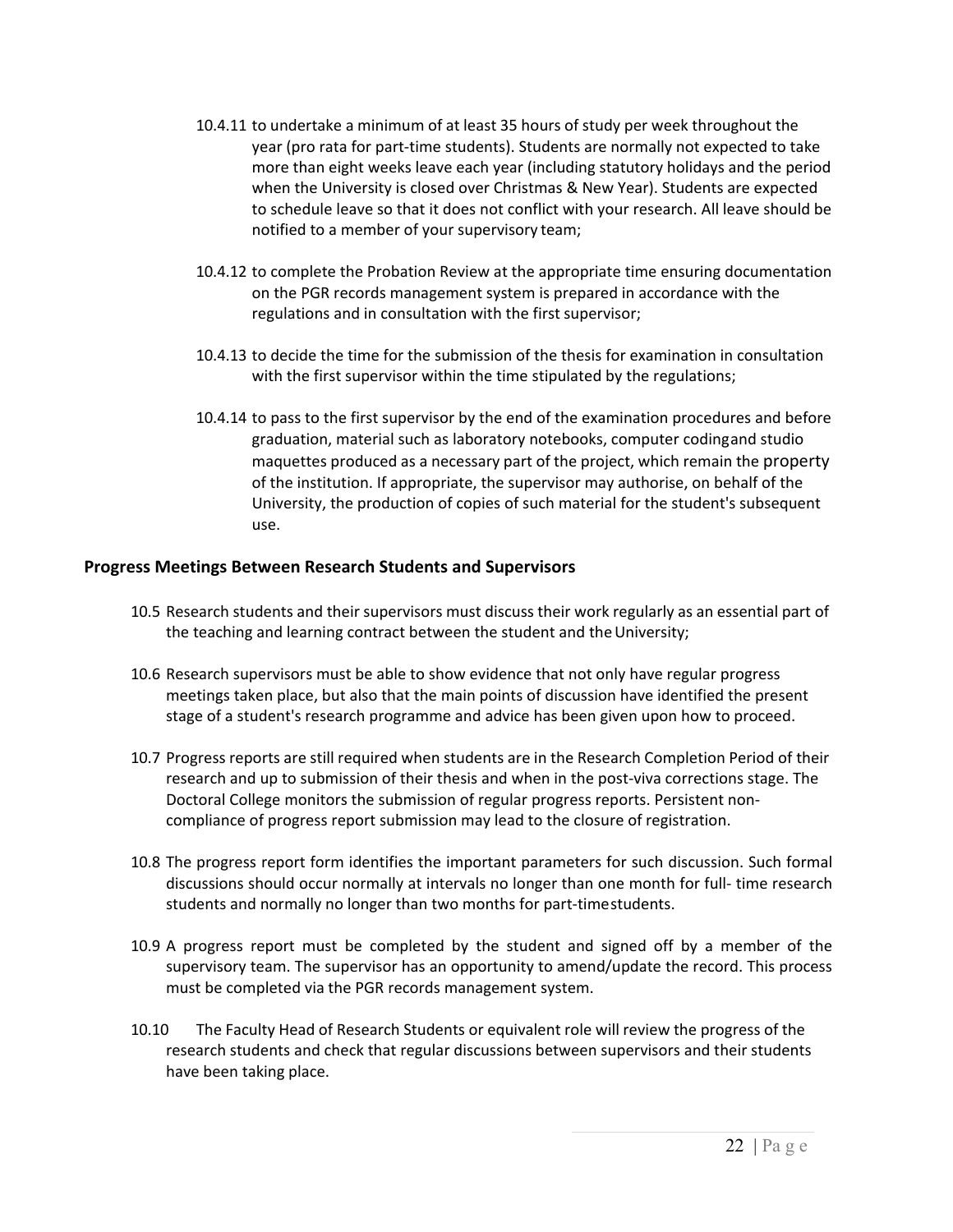10.4.11 to undertake a minimum of at least 35 hours of study per week throughout the year (pro rata for part-time students). Students are normally not expected to take more than eight weeks leave each year (including statutory holidays and the period when the University is closed over Christmas & New Year). Students are expected to schedule leave so that it does not conflict with your research. All leave should be notified to a member of your supervisory team;

10.4.12 to complete the Probation Review at the appropriate time ensuring documentation on the PGR records management system is prepared in accordance with the regulations and in consultation with the first supervisor;

10.4.13 to decide the time for the submission of the thesis for examination in consultation with the first supervisor within the time stipulated by the regulations;

10.4.14 to pass to the first supervisor by the end of the examination procedures and before graduation, material such as laboratory notebooks, computer codingand studio maquettes produced as a necessary part of the project, which remain the property of the institution. If appropriate, the supervisor may authorise, on behalf of the University, the production of copies of such material for the student's subsequent use.

### Progress Meetings Between Research Students and Supervisors

10.5 Research students and their supervisors must discuss their work regularly as an essential part of the teaching and learning contract between the student and the University;

10.6 Research supervisors must be able to show evidence that not only have regular progress meetings taken place, but also that the main points of discussion have identified the present stage of a student's research programme and advice has been given upon how to proceed.

10.7 Progress reports are still required when students are in the Research Completion Period of their research and up to submission of their thesis and when in the post-viva corrections stage. The Doctoral College monitors the submission of regular progress reports. Persistent non-compliance of progress report submission may lead to the closure of registration.

10.8 The progress report form identifies the important parameters for such discussion. Such formal discussions should occur normally at intervals no longer than one month for full- time research students and normally no longer than two months for part-timestudents.

10.9 A progress report must be completed by the student and signed off by a member of the supervisory team. The supervisor has an opportunity to amend/update the record. This process must be completed via the PGR records management system.

10.10 The Faculty Head of Research Students or equivalent role will review the progress of the research students and check that regular discussions between supervisors and their students have been taking place.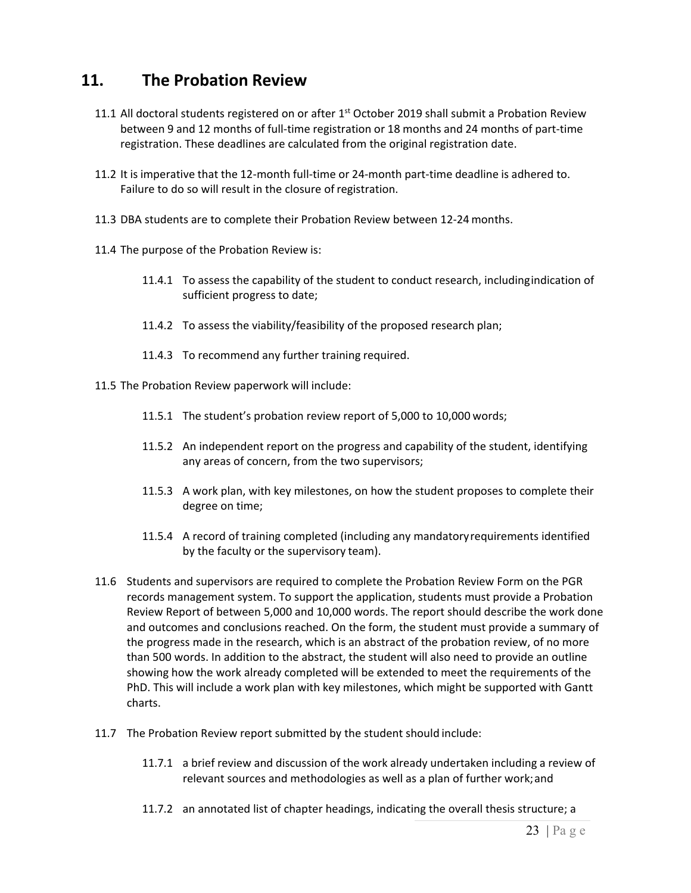# 11. The Probation Review

11.1 All doctoral students registered on or after 1st October 2019 shall submit a Probation Review between 9 and 12 months of full-time registration or 18 months and 24 months of part-time registration. These deadlines are calculated from the original registration date.

11.2 It is imperative that the 12-month full-time or 24-month part-time deadline is adhered to. Failure to do so will result in the closure of registration.

11.3 DBA students are to complete their Probation Review between 12-24 months.

11.4 The purpose of the Probation Review is:

- 11.4.1 To assess the capability of the student to conduct research, including indication of sufficient progress to date;
- 11.4.2 To assess the viability/feasibility of the proposed research plan;
- 11.4.3 To recommend any further training required.

11.5 The Probation Review paperwork will include:

- 11.5.1 The student's probation review report of 5,000 to 10,000 words;
- 11.5.2 An independent report on the progress and capability of the student, identifying any areas of concern, from the two supervisors;
- 11.5.3 A work plan, with key milestones, on how the student proposes to complete their degree on time;
- 11.5.4 A record of training completed (including any mandatory requirements identified by the faculty or the supervisory team).

11.6 Students and supervisors are required to complete the Probation Review Form on the PGR records management system. To support the application, students must provide a Probation Review Report of between 5,000 and 10,000 words. The report should describe the work done and outcomes and conclusions reached. On the form, the student must provide a summary of the progress made in the research, which is an abstract of the probation review, of no more than 500 words. In addition to the abstract, the student will also need to provide an outline showing how the work already completed will be extended to meet the requirements of the PhD. This will include a work plan with key milestones, which might be supported with Gantt charts.

11.7 The Probation Review report submitted by the student should include:

- 11.7.1 a brief review and discussion of the work already undertaken including a review of relevant sources and methodologies as well as a plan of further work; and
- 11.7.2 an annotated list of chapter headings, indicating the overall thesis structure; a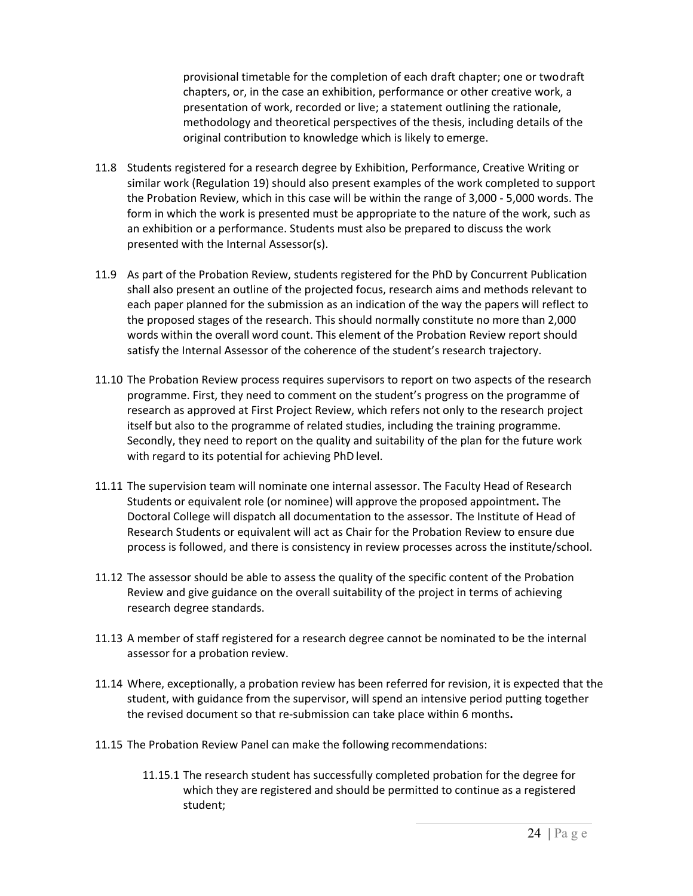provisional timetable for the completion of each draft chapter; one or two draft chapters, or, in the case an exhibition, performance or other creative work, a presentation of work, recorded or live; a statement outlining the rationale, methodology and theoretical perspectives of the thesis, including details of the original contribution to knowledge which is likely to emerge.

11.8 Students registered for a research degree by Exhibition, Performance, Creative Writing or similar work (Regulation 19) should also present examples of the work completed to support the Probation Review, which in this case will be within the range of 3,000 - 5,000 words. The form in which the work is presented must be appropriate to the nature of the work, such as an exhibition or a performance. Students must also be prepared to discuss the work presented with the Internal Assessor(s).

11.9 As part of the Probation Review, students registered for the PhD by Concurrent Publication shall also present an outline of the projected focus, research aims and methods relevant to each paper planned for the submission as an indication of the way the papers will reflect to the proposed stages of the research. This should normally constitute no more than 2,000 words within the overall word count. This element of the Probation Review report should satisfy the Internal Assessor of the coherence of the student's research trajectory.

11.10 The Probation Review process requires supervisors to report on two aspects of the research programme. First, they need to comment on the student's progress on the programme of research as approved at First Project Review, which refers not only to the research project itself but also to the programme of related studies, including the training programme. Secondly, they need to report on the quality and suitability of the plan for the future work with regard to its potential for achieving PhD level.

11.11 The supervision team will nominate one internal assessor. The Faculty Head of Research Students or equivalent role (or nominee) will approve the proposed appointment**.** The Doctoral College will dispatch all documentation to the assessor. The Institute of Head of Research Students or equivalent will act as Chair for the Probation Review to ensure due process is followed, and there is consistency in review processes across the institute/school.

11.12 The assessor should be able to assess the quality of the specific content of the Probation Review and give guidance on the overall suitability of the project in terms of achieving research degree standards.

11.13 A member of staff registered for a research degree cannot be nominated to be the internal assessor for a probation review.

11.14 Where, exceptionally, a probation review has been referred for revision, it is expected that the student, with guidance from the supervisor, will spend an intensive period putting together the revised document so that re-submission can take place within 6 months**.**

11.15 The Probation Review Panel can make the following recommendations:

11.15.1 The research student has successfully completed probation for the degree for which they are registered and should be permitted to continue as a registered student;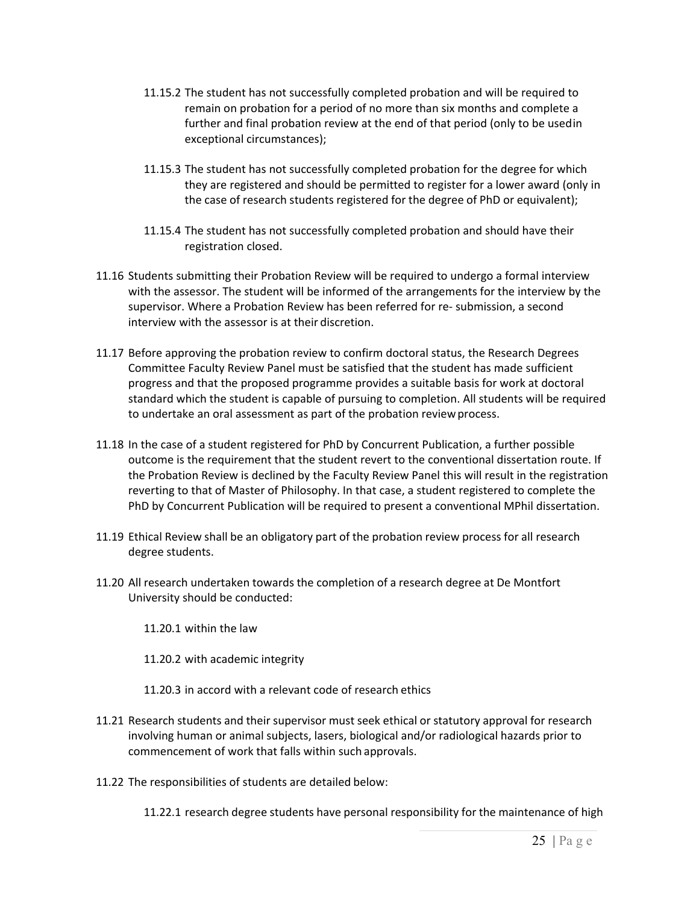11.15.2 The student has not successfully completed probation and will be required to remain on probation for a period of no more than six months and complete a further and final probation review at the end of that period (only to be used in exceptional circumstances);

11.15.3 The student has not successfully completed probation for the degree for which they are registered and should be permitted to register for a lower award (only in the case of research students registered for the degree of PhD or equivalent);

11.15.4 The student has not successfully completed probation and should have their registration closed.

11.16 Students submitting their Probation Review will be required to undergo a formal interview with the assessor. The student will be informed of the arrangements for the interview by the supervisor. Where a Probation Review has been referred for re- submission, a second interview with the assessor is at their discretion.

11.17 Before approving the probation review to confirm doctoral status, the Research Degrees Committee Faculty Review Panel must be satisfied that the student has made sufficient progress and that the proposed programme provides a suitable basis for work at doctoral standard which the student is capable of pursuing to completion. All students will be required to undertake an oral assessment as part of the probation review process.

11.18 In the case of a student registered for PhD by Concurrent Publication, a further possible outcome is the requirement that the student revert to the conventional dissertation route. If the Probation Review is declined by the Faculty Review Panel this will result in the registration reverting to that of Master of Philosophy. In that case, a student registered to complete the PhD by Concurrent Publication will be required to present a conventional MPhil dissertation.

11.19 Ethical Review shall be an obligatory part of the probation review process for all research degree students.

11.20 All research undertaken towards the completion of a research degree at De Montfort University should be conducted:

11.20.1 within the law

11.20.2 with academic integrity

11.20.3 in accord with a relevant code of research ethics

11.21 Research students and their supervisor must seek ethical or statutory approval for research involving human or animal subjects, lasers, biological and/or radiological hazards prior to commencement of work that falls within such approvals.

11.22 The responsibilities of students are detailed below:

11.22.1 research degree students have personal responsibility for the maintenance of high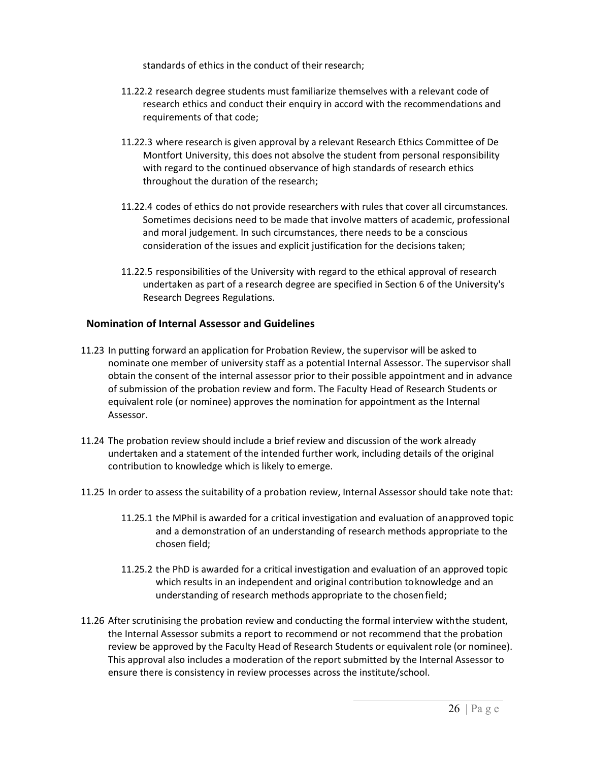standards of ethics in the conduct of their research;

- 11.22.2 research degree students must familiarize themselves with a relevant code of research ethics and conduct their enquiry in accord with the recommendations and requirements of that code;

- 11.22.3 where research is given approval by a relevant Research Ethics Committee of De Montfort University, this does not absolve the student from personal responsibility with regard to the continued observance of high standards of research ethics throughout the duration of the research;

- 11.22.4 codes of ethics do not provide researchers with rules that cover all circumstances. Sometimes decisions need to be made that involve matters of academic, professional and moral judgement. In such circumstances, there needs to be a conscious consideration of the issues and explicit justification for the decisions taken;

- 11.22.5 responsibilities of the University with regard to the ethical approval of research undertaken as part of a research degree are specified in Section 6 of the University's Research Degrees Regulations.

## Nomination of Internal Assessor and Guidelines

11.23 In putting forward an application for Probation Review, the supervisor will be asked to nominate one member of university staff as a potential Internal Assessor. The supervisor shall obtain the consent of the internal assessor prior to their possible appointment and in advance of submission of the probation review and form. The Faculty Head of Research Students or equivalent role (or nominee) approves the nomination for appointment as the Internal Assessor.

11.24 The probation review should include a brief review and discussion of the work already undertaken and a statement of the intended further work, including details of the original contribution to knowledge which is likely to emerge.

11.25 In order to assess the suitability of a probation review, Internal Assessor should take note that:

- 11.25.1 the MPhil is awarded for a critical investigation and evaluation of an approved topic and a demonstration of an understanding of research methods appropriate to the chosen field;

- 11.25.2 the PhD is awarded for a critical investigation and evaluation of an approved topic which results in an <u>independent and original contribution to knowledge</u> and an understanding of research methods appropriate to the chosen field;

11.26 After scrutinising the probation review and conducting the formal interview with the student, the Internal Assessor submits a report to recommend or not recommend that the probation review be approved by the Faculty Head of Research Students or equivalent role (or nominee). This approval also includes a moderation of the report submitted by the Internal Assessor to ensure there is consistency in review processes across the institute/school.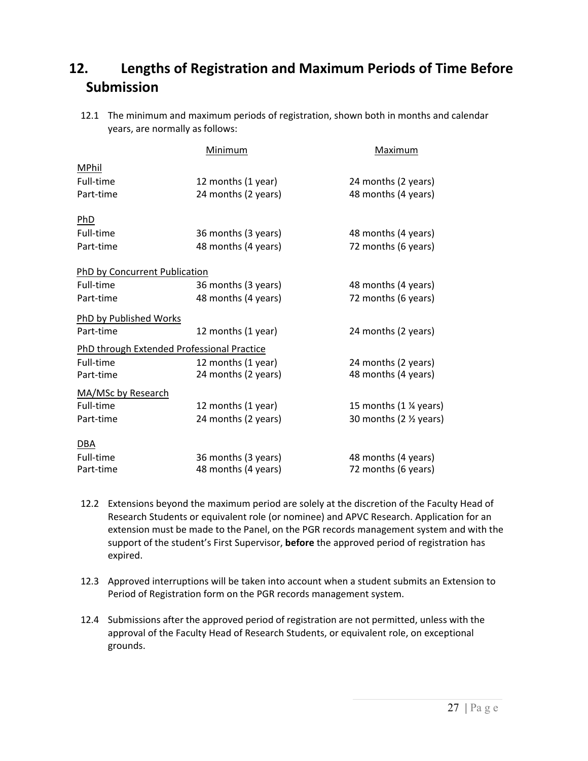## 12. Lengths of Registration and Maximum Periods of Time Before Submission

12.1 The minimum and maximum periods of registration, shown both in months and calendar years, are normally as follows:

| | Minimum | Maximum |
|---|---|---|
| **MPhil** | | |
| Full-time | 12 months (1 year) | 24 months (2 years) |
| Part-time | 24 months (2 years) | 48 months (4 years) |
| **PhD** | | |
| Full-time | 36 months (3 years) | 48 months (4 years) |
| Part-time | 48 months (4 years) | 72 months (6 years) |
| **PhD by Concurrent Publication** | | |
| Full-time | 36 months (3 years) | 48 months (4 years) |
| Part-time | 48 months (4 years) | 72 months (6 years) |
| **PhD by Published Works** | | |
| Part-time | 12 months (1 year) | 24 months (2 years) |
| **PhD through Extended Professional Practice** | | |
| Full-time | 12 months (1 year) | 24 months (2 years) |
| Part-time | 24 months (2 years) | 48 months (4 years) |
| **MA/MSc by Research** | | |
| Full-time | 12 months (1 year) | 15 months (1 ¼ years) |
| Part-time | 24 months (2 years) | 30 months (2 ½ years) |
| **DBA** | | |
| Full-time | 36 months (3 years) | 48 months (4 years) |
| Part-time | 48 months (4 years) | 72 months (6 years) |

12.2 Extensions beyond the maximum period are solely at the discretion of the Faculty Head of Research Students or equivalent role (or nominee) and APVC Research. Application for an extension must be made to the Panel, on the PGR records management system and with the support of the student's First Supervisor, **before** the approved period of registration has expired.

12.3 Approved interruptions will be taken into account when a student submits an Extension to Period of Registration form on the PGR records management system.

12.4 Submissions after the approved period of registration are not permitted, unless with the approval of the Faculty Head of Research Students, or equivalent role, on exceptional grounds.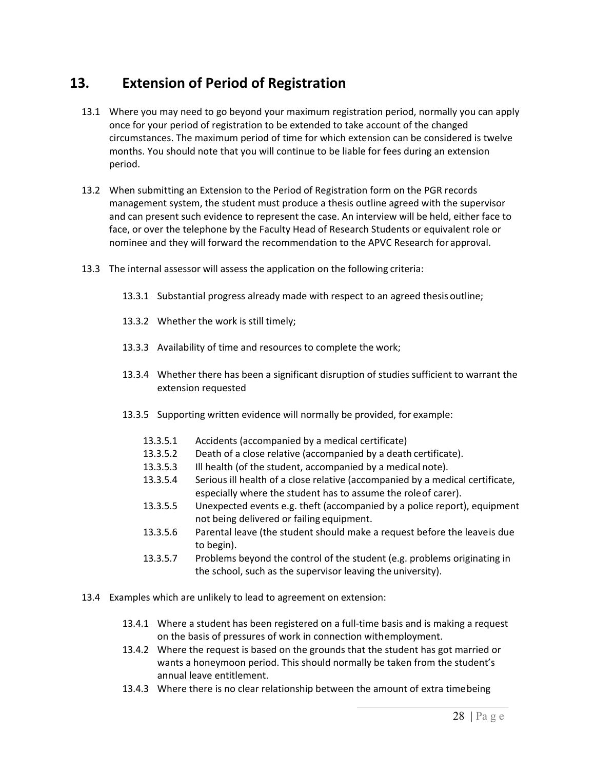## 13. Extension of Period of Registration

13.1 Where you may need to go beyond your maximum registration period, normally you can apply once for your period of registration to be extended to take account of the changed circumstances. The maximum period of time for which extension can be considered is twelve months. You should note that you will continue to be liable for fees during an extension period.

13.2 When submitting an Extension to the Period of Registration form on the PGR records management system, the student must produce a thesis outline agreed with the supervisor and can present such evidence to represent the case. An interview will be held, either face to face, or over the telephone by the Faculty Head of Research Students or equivalent role or nominee and they will forward the recommendation to the APVC Research for approval.

13.3 The internal assessor will assess the application on the following criteria:

13.3.1 Substantial progress already made with respect to an agreed thesis outline;

13.3.2 Whether the work is still timely;

13.3.3 Availability of time and resources to complete the work;

13.3.4 Whether there has been a significant disruption of studies sufficient to warrant the extension requested

13.3.5 Supporting written evidence will normally be provided, for example:

- 13.3.5.1 Accidents (accompanied by a medical certificate)
- 13.3.5.2 Death of a close relative (accompanied by a death certificate).
- 13.3.5.3 Ill health (of the student, accompanied by a medical note).
- 13.3.5.4 Serious ill health of a close relative (accompanied by a medical certificate, especially where the student has to assume the role of carer).
- 13.3.5.5 Unexpected events e.g. theft (accompanied by a police report), equipment not being delivered or failing equipment.
- 13.3.5.6 Parental leave (the student should make a request before the leave is due to begin).
- 13.3.5.7 Problems beyond the control of the student (e.g. problems originating in the school, such as the supervisor leaving the university).

13.4 Examples which are unlikely to lead to agreement on extension:

- 13.4.1 Where a student has been registered on a full-time basis and is making a request on the basis of pressures of work in connection with employment.
- 13.4.2 Where the request is based on the grounds that the student has got married or wants a honeymoon period. This should normally be taken from the student's annual leave entitlement.
- 13.4.3 Where there is no clear relationship between the amount of extra time being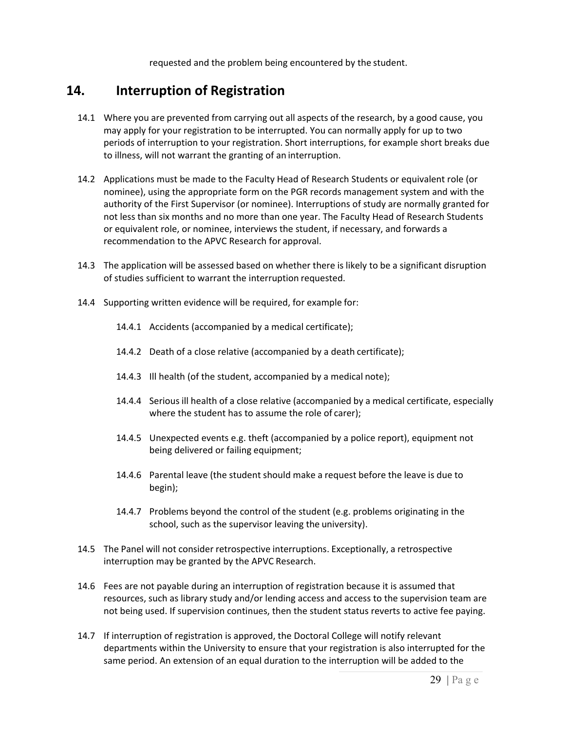requested and the problem being encountered by the student.

## 14. Interruption of Registration

14.1 Where you are prevented from carrying out all aspects of the research, by a good cause, you may apply for your registration to be interrupted. You can normally apply for up to two periods of interruption to your registration. Short interruptions, for example short breaks due to illness, will not warrant the granting of an interruption.

14.2 Applications must be made to the Faculty Head of Research Students or equivalent role (or nominee), using the appropriate form on the PGR records management system and with the authority of the First Supervisor (or nominee). Interruptions of study are normally granted for not less than six months and no more than one year. The Faculty Head of Research Students or equivalent role, or nominee, interviews the student, if necessary, and forwards a recommendation to the APVC Research for approval.

14.3 The application will be assessed based on whether there is likely to be a significant disruption of studies sufficient to warrant the interruption requested.

14.4 Supporting written evidence will be required, for example for:

- 14.4.1 Accidents (accompanied by a medical certificate);
- 14.4.2 Death of a close relative (accompanied by a death certificate);
- 14.4.3 Ill health (of the student, accompanied by a medical note);
- 14.4.4 Serious ill health of a close relative (accompanied by a medical certificate, especially where the student has to assume the role of carer);
- 14.4.5 Unexpected events e.g. theft (accompanied by a police report), equipment not being delivered or failing equipment;
- 14.4.6 Parental leave (the student should make a request before the leave is due to begin);
- 14.4.7 Problems beyond the control of the student (e.g. problems originating in the school, such as the supervisor leaving the university).

14.5 The Panel will not consider retrospective interruptions. Exceptionally, a retrospective interruption may be granted by the APVC Research.

14.6 Fees are not payable during an interruption of registration because it is assumed that resources, such as library study and/or lending access and access to the supervision team are not being used. If supervision continues, then the student status reverts to active fee paying.

14.7 If interruption of registration is approved, the Doctoral College will notify relevant departments within the University to ensure that your registration is also interrupted for the same period. An extension of an equal duration to the interruption will be added to the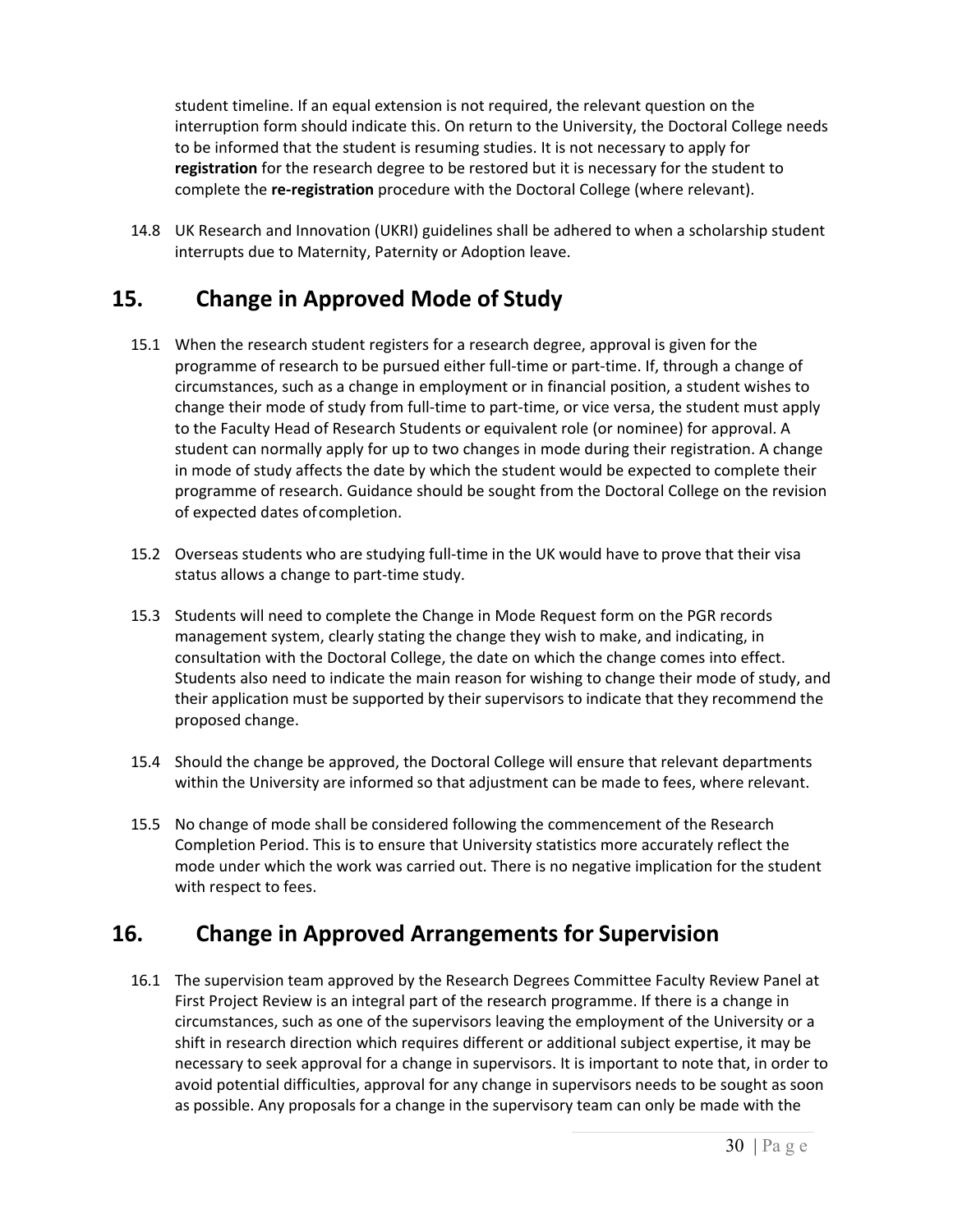student timeline. If an equal extension is not required, the relevant question on the interruption form should indicate this. On return to the University, the Doctoral College needs to be informed that the student is resuming studies. It is not necessary to apply for **registration** for the research degree to be restored but it is necessary for the student to complete the **re-registration** procedure with the Doctoral College (where relevant).

14.8 UK Research and Innovation (UKRI) guidelines shall be adhered to when a scholarship student interrupts due to Maternity, Paternity or Adoption leave.

## 15. Change in Approved Mode of Study

15.1 When the research student registers for a research degree, approval is given for the programme of research to be pursued either full-time or part-time. If, through a change of circumstances, such as a change in employment or in financial position, a student wishes to change their mode of study from full-time to part-time, or vice versa, the student must apply to the Faculty Head of Research Students or equivalent role (or nominee) for approval. A student can normally apply for up to two changes in mode during their registration. A change in mode of study affects the date by which the student would be expected to complete their programme of research. Guidance should be sought from the Doctoral College on the revision of expected dates of completion.

15.2 Overseas students who are studying full-time in the UK would have to prove that their visa status allows a change to part-time study.

15.3 Students will need to complete the Change in Mode Request form on the PGR records management system, clearly stating the change they wish to make, and indicating, in consultation with the Doctoral College, the date on which the change comes into effect. Students also need to indicate the main reason for wishing to change their mode of study, and their application must be supported by their supervisors to indicate that they recommend the proposed change.

15.4 Should the change be approved, the Doctoral College will ensure that relevant departments within the University are informed so that adjustment can be made to fees, where relevant.

15.5 No change of mode shall be considered following the commencement of the Research Completion Period. This is to ensure that University statistics more accurately reflect the mode under which the work was carried out. There is no negative implication for the student with respect to fees.

## 16. Change in Approved Arrangements for Supervision

16.1 The supervision team approved by the Research Degrees Committee Faculty Review Panel at First Project Review is an integral part of the research programme. If there is a change in circumstances, such as one of the supervisors leaving the employment of the University or a shift in research direction which requires different or additional subject expertise, it may be necessary to seek approval for a change in supervisors. It is important to note that, in order to avoid potential difficulties, approval for any change in supervisors needs to be sought as soon as possible. Any proposals for a change in the supervisory team can only be made with the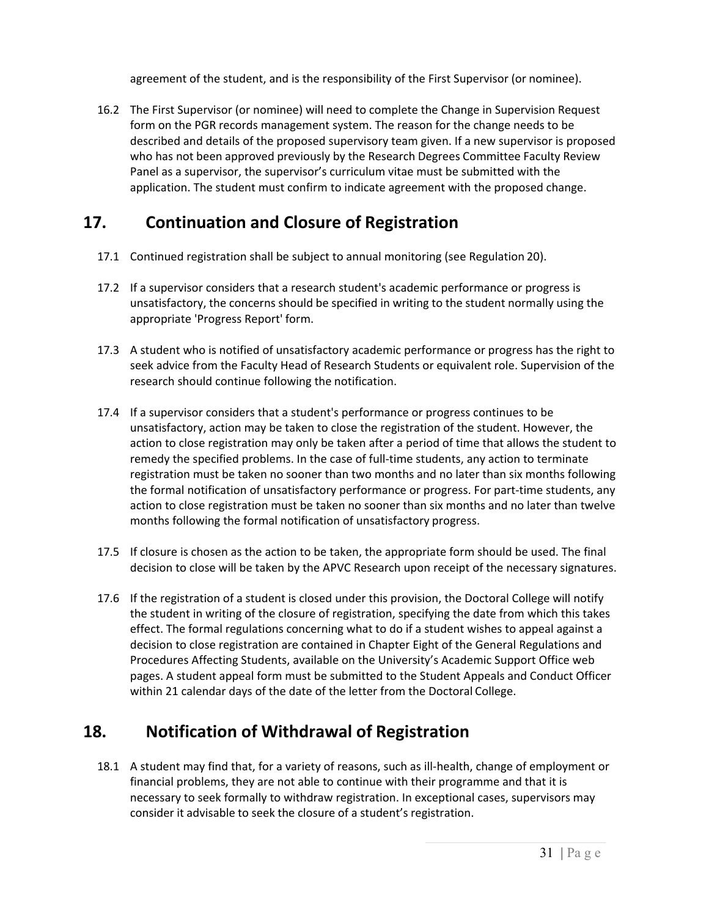agreement of the student, and is the responsibility of the First Supervisor (or nominee).

16.2 The First Supervisor (or nominee) will need to complete the Change in Supervision Request form on the PGR records management system. The reason for the change needs to be described and details of the proposed supervisory team given. If a new supervisor is proposed who has not been approved previously by the Research Degrees Committee Faculty Review Panel as a supervisor, the supervisor's curriculum vitae must be submitted with the application. The student must confirm to indicate agreement with the proposed change.

## 17. Continuation and Closure of Registration

17.1 Continued registration shall be subject to annual monitoring (see Regulation 20).

17.2 If a supervisor considers that a research student's academic performance or progress is unsatisfactory, the concerns should be specified in writing to the student normally using the appropriate 'Progress Report' form.

17.3 A student who is notified of unsatisfactory academic performance or progress has the right to seek advice from the Faculty Head of Research Students or equivalent role. Supervision of the research should continue following the notification.

17.4 If a supervisor considers that a student's performance or progress continues to be unsatisfactory, action may be taken to close the registration of the student. However, the action to close registration may only be taken after a period of time that allows the student to remedy the specified problems. In the case of full-time students, any action to terminate registration must be taken no sooner than two months and no later than six months following the formal notification of unsatisfactory performance or progress. For part-time students, any action to close registration must be taken no sooner than six months and no later than twelve months following the formal notification of unsatisfactory progress.

17.5 If closure is chosen as the action to be taken, the appropriate form should be used. The final decision to close will be taken by the APVC Research upon receipt of the necessary signatures.

17.6 If the registration of a student is closed under this provision, the Doctoral College will notify the student in writing of the closure of registration, specifying the date from which this takes effect. The formal regulations concerning what to do if a student wishes to appeal against a decision to close registration are contained in Chapter Eight of the General Regulations and Procedures Affecting Students, available on the University's Academic Support Office web pages. A student appeal form must be submitted to the Student Appeals and Conduct Officer within 21 calendar days of the date of the letter from the Doctoral College.

## 18. Notification of Withdrawal of Registration

18.1 A student may find that, for a variety of reasons, such as ill-health, change of employment or financial problems, they are not able to continue with their programme and that it is necessary to seek formally to withdraw registration. In exceptional cases, supervisors may consider it advisable to seek the closure of a student's registration.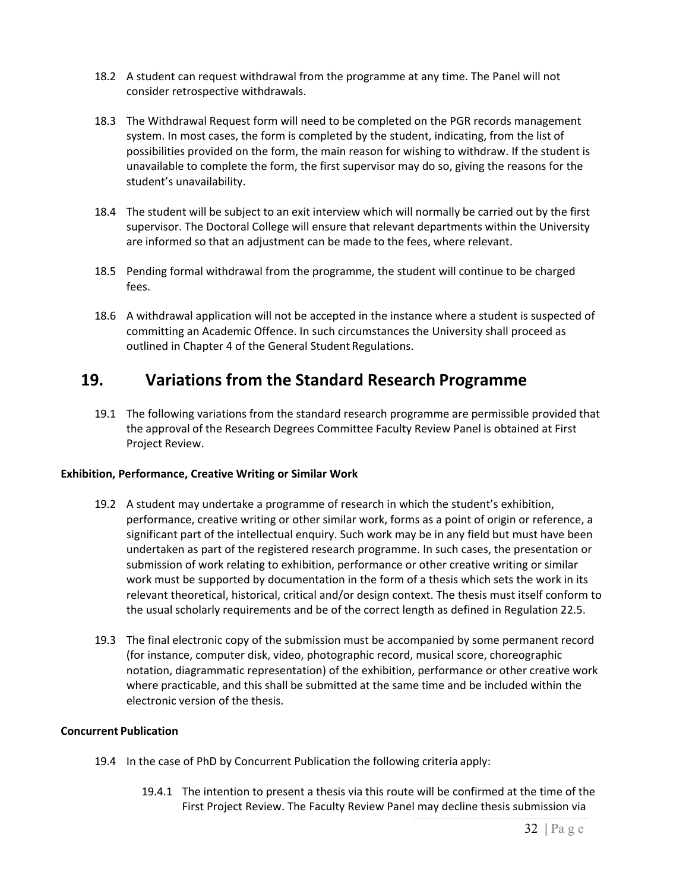18.2 A student can request withdrawal from the programme at any time. The Panel will not consider retrospective withdrawals.

18.3 The Withdrawal Request form will need to be completed on the PGR records management system. In most cases, the form is completed by the student, indicating, from the list of possibilities provided on the form, the main reason for wishing to withdraw. If the student is unavailable to complete the form, the first supervisor may do so, giving the reasons for the student's unavailability.

18.4 The student will be subject to an exit interview which will normally be carried out by the first supervisor. The Doctoral College will ensure that relevant departments within the University are informed so that an adjustment can be made to the fees, where relevant.

18.5 Pending formal withdrawal from the programme, the student will continue to be charged fees.

18.6 A withdrawal application will not be accepted in the instance where a student is suspected of committing an Academic Offence. In such circumstances the University shall proceed as outlined in Chapter 4 of the General Student Regulations.

## 19. Variations from the Standard Research Programme

19.1 The following variations from the standard research programme are permissible provided that the approval of the Research Degrees Committee Faculty Review Panel is obtained at First Project Review.

**Exhibition, Performance, Creative Writing or Similar Work**

19.2 A student may undertake a programme of research in which the student's exhibition, performance, creative writing or other similar work, forms as a point of origin or reference, a significant part of the intellectual enquiry. Such work may be in any field but must have been undertaken as part of the registered research programme. In such cases, the presentation or submission of work relating to exhibition, performance or other creative writing or similar work must be supported by documentation in the form of a thesis which sets the work in its relevant theoretical, historical, critical and/or design context. The thesis must itself conform to the usual scholarly requirements and be of the correct length as defined in Regulation 22.5.

19.3 The final electronic copy of the submission must be accompanied by some permanent record (for instance, computer disk, video, photographic record, musical score, choreographic notation, diagrammatic representation) of the exhibition, performance or other creative work where practicable, and this shall be submitted at the same time and be included within the electronic version of the thesis.

**Concurrent Publication**

19.4 In the case of PhD by Concurrent Publication the following criteria apply:

19.4.1 The intention to present a thesis via this route will be confirmed at the time of the First Project Review. The Faculty Review Panel may decline thesis submission via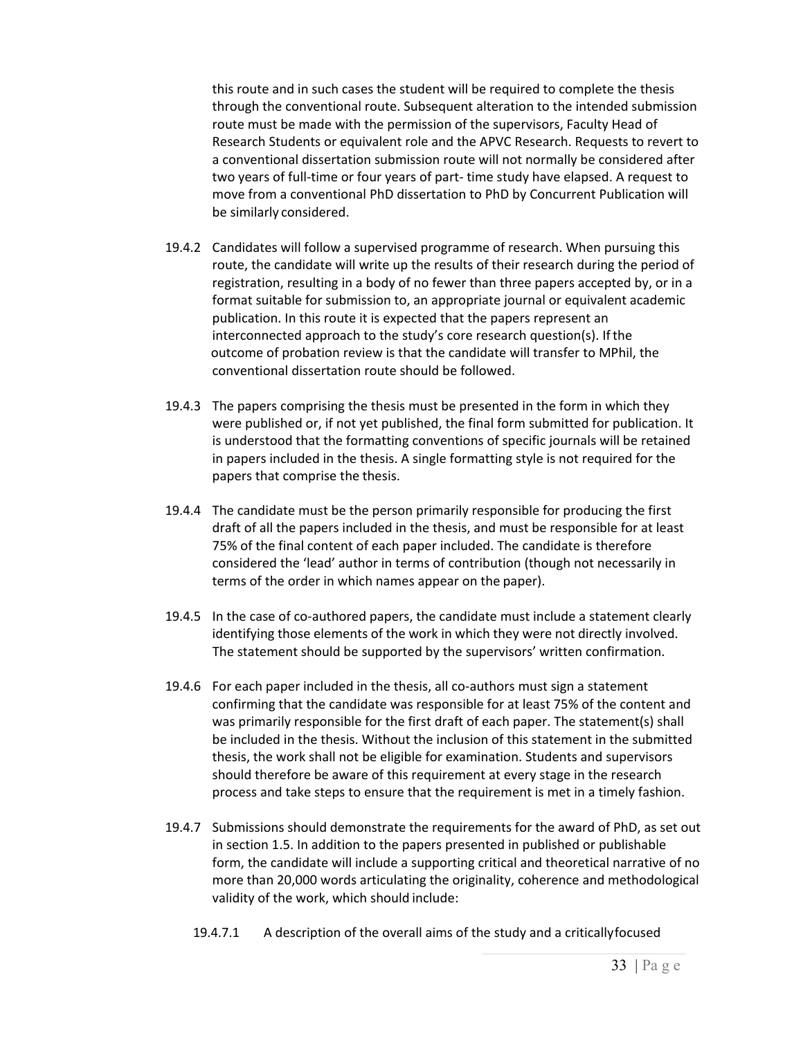this route and in such cases the student will be required to complete the thesis through the conventional route. Subsequent alteration to the intended submission route must be made with the permission of the supervisors, Faculty Head of Research Students or equivalent role and the APVC Research. Requests to revert to a conventional dissertation submission route will not normally be considered after two years of full-time or four years of part- time study have elapsed. A request to move from a conventional PhD dissertation to PhD by Concurrent Publication will be similarly considered.

19.4.2 Candidates will follow a supervised programme of research. When pursuing this route, the candidate will write up the results of their research during the period of registration, resulting in a body of no fewer than three papers accepted by, or in a format suitable for submission to, an appropriate journal or equivalent academic publication. In this route it is expected that the papers represent an interconnected approach to the study's core research question(s). If the outcome of probation review is that the candidate will transfer to MPhil, the conventional dissertation route should be followed.

19.4.3 The papers comprising the thesis must be presented in the form in which they were published or, if not yet published, the final form submitted for publication. It is understood that the formatting conventions of specific journals will be retained in papers included in the thesis. A single formatting style is not required for the papers that comprise the thesis.

19.4.4 The candidate must be the person primarily responsible for producing the first draft of all the papers included in the thesis, and must be responsible for at least 75% of the final content of each paper included. The candidate is therefore considered the 'lead' author in terms of contribution (though not necessarily in terms of the order in which names appear on the paper).

19.4.5 In the case of co-authored papers, the candidate must include a statement clearly identifying those elements of the work in which they were not directly involved. The statement should be supported by the supervisors' written confirmation.

19.4.6 For each paper included in the thesis, all co-authors must sign a statement confirming that the candidate was responsible for at least 75% of the content and was primarily responsible for the first draft of each paper. The statement(s) shall be included in the thesis. Without the inclusion of this statement in the submitted thesis, the work shall not be eligible for examination. Students and supervisors should therefore be aware of this requirement at every stage in the research process and take steps to ensure that the requirement is met in a timely fashion.

19.4.7 Submissions should demonstrate the requirements for the award of PhD, as set out in section 1.5. In addition to the papers presented in published or publishable form, the candidate will include a supporting critical and theoretical narrative of no more than 20,000 words articulating the originality, coherence and methodological validity of the work, which should include:

19.4.7.1 A description of the overall aims of the study and a critically focused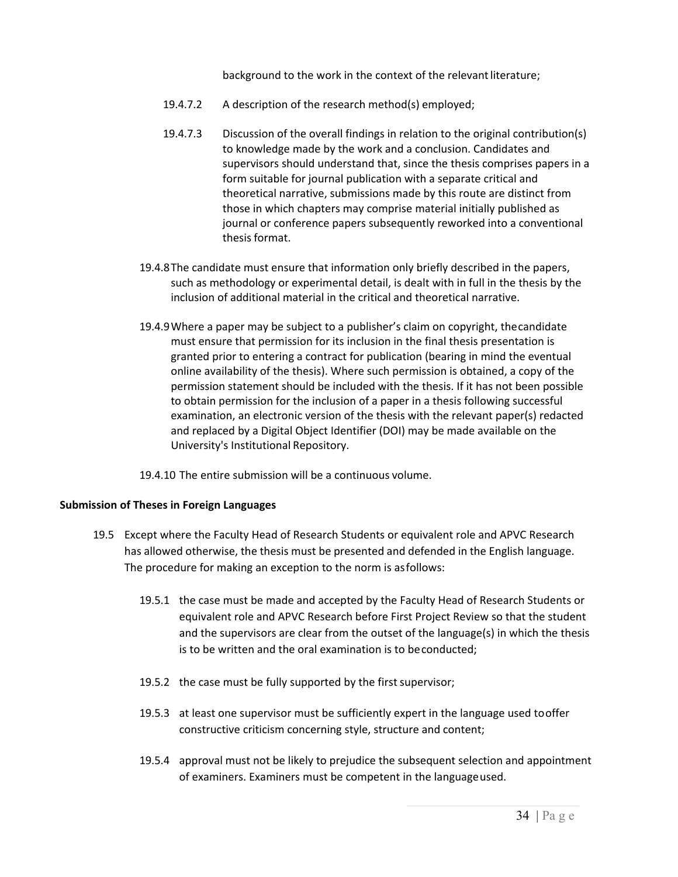background to the work in the context of the relevant literature;

19.4.7.2 A description of the research method(s) employed;

19.4.7.3 Discussion of the overall findings in relation to the original contribution(s) to knowledge made by the work and a conclusion. Candidates and supervisors should understand that, since the thesis comprises papers in a form suitable for journal publication with a separate critical and theoretical narrative, submissions made by this route are distinct from those in which chapters may comprise material initially published as journal or conference papers subsequently reworked into a conventional thesis format.

19.4.8 The candidate must ensure that information only briefly described in the papers, such as methodology or experimental detail, is dealt with in full in the thesis by the inclusion of additional material in the critical and theoretical narrative.

19.4.9 Where a paper may be subject to a publisher's claim on copyright, the candidate must ensure that permission for its inclusion in the final thesis presentation is granted prior to entering a contract for publication (bearing in mind the eventual online availability of the thesis). Where such permission is obtained, a copy of the permission statement should be included with the thesis. If it has not been possible to obtain permission for the inclusion of a paper in a thesis following successful examination, an electronic version of the thesis with the relevant paper(s) redacted and replaced by a Digital Object Identifier (DOI) may be made available on the University's Institutional Repository.

19.4.10 The entire submission will be a continuous volume.

**Submission of Theses in Foreign Languages**

19.5 Except where the Faculty Head of Research Students or equivalent role and APVC Research has allowed otherwise, the thesis must be presented and defended in the English language. The procedure for making an exception to the norm is as follows:

19.5.1 the case must be made and accepted by the Faculty Head of Research Students or equivalent role and APVC Research before First Project Review so that the student and the supervisors are clear from the outset of the language(s) in which the thesis is to be written and the oral examination is to be conducted;

19.5.2 the case must be fully supported by the first supervisor;

19.5.3 at least one supervisor must be sufficiently expert in the language used to offer constructive criticism concerning style, structure and content;

19.5.4 approval must not be likely to prejudice the subsequent selection and appointment of examiners. Examiners must be competent in the language used.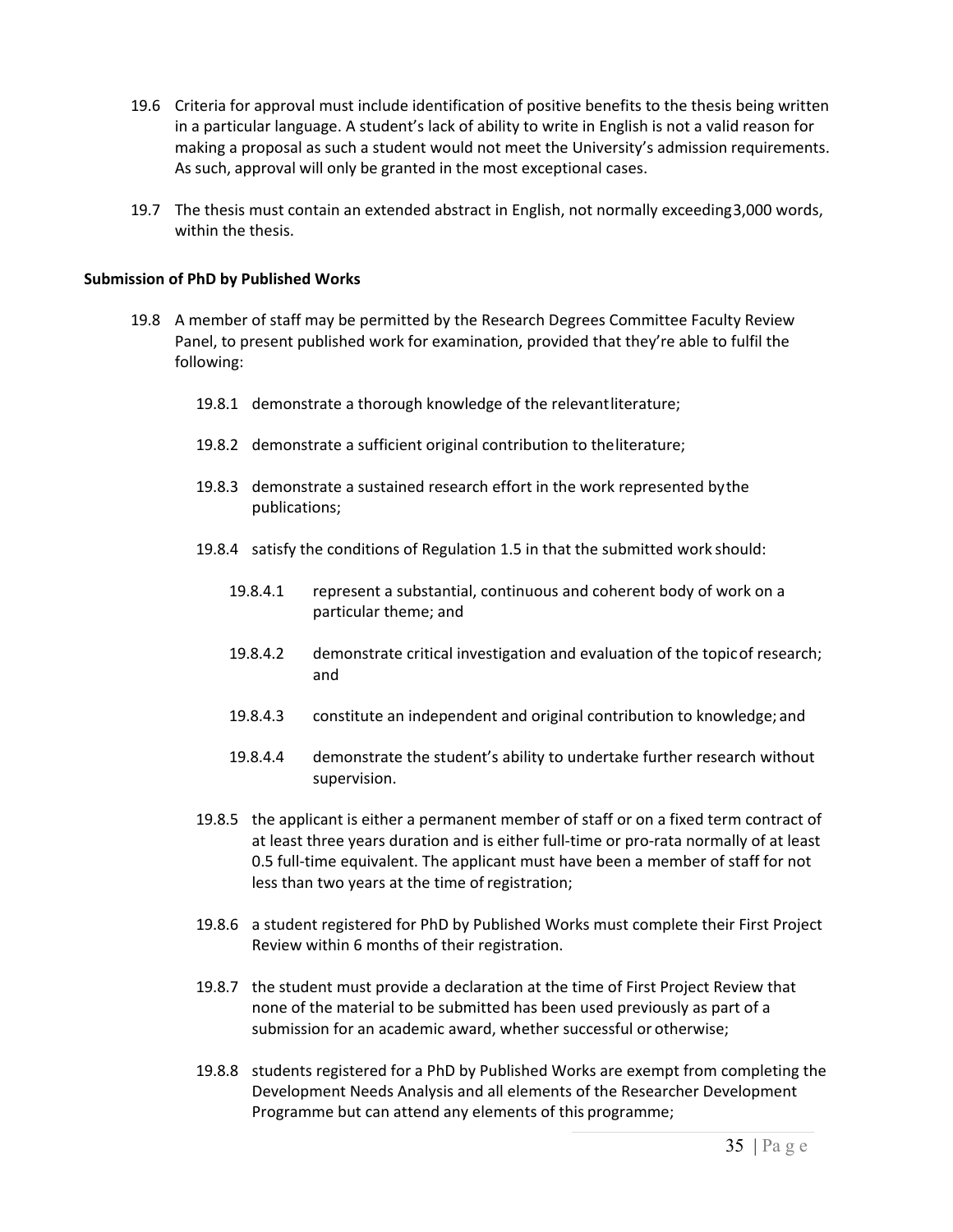19.6 Criteria for approval must include identification of positive benefits to the thesis being written in a particular language. A student's lack of ability to write in English is not a valid reason for making a proposal as such a student would not meet the University's admission requirements. As such, approval will only be granted in the most exceptional cases.

19.7 The thesis must contain an extended abstract in English, not normally exceeding 3,000 words, within the thesis.

**Submission of PhD by Published Works**

19.8 A member of staff may be permitted by the Research Degrees Committee Faculty Review Panel, to present published work for examination, provided that they're able to fulfil the following:

- 19.8.1 demonstrate a thorough knowledge of the relevant literature;
- 19.8.2 demonstrate a sufficient original contribution to the literature;
- 19.8.3 demonstrate a sustained research effort in the work represented by the publications;
- 19.8.4 satisfy the conditions of Regulation 1.5 in that the submitted work should:
  - 19.8.4.1 represent a substantial, continuous and coherent body of work on a particular theme; and
  - 19.8.4.2 demonstrate critical investigation and evaluation of the topic of research; and
  - 19.8.4.3 constitute an independent and original contribution to knowledge; and
  - 19.8.4.4 demonstrate the student's ability to undertake further research without supervision.
- 19.8.5 the applicant is either a permanent member of staff or on a fixed term contract of at least three years duration and is either full-time or pro-rata normally of at least 0.5 full-time equivalent. The applicant must have been a member of staff for not less than two years at the time of registration;
- 19.8.6 a student registered for PhD by Published Works must complete their First Project Review within 6 months of their registration.
- 19.8.7 the student must provide a declaration at the time of First Project Review that none of the material to be submitted has been used previously as part of a submission for an academic award, whether successful or otherwise;
- 19.8.8 students registered for a PhD by Published Works are exempt from completing the Development Needs Analysis and all elements of the Researcher Development Programme but can attend any elements of this programme;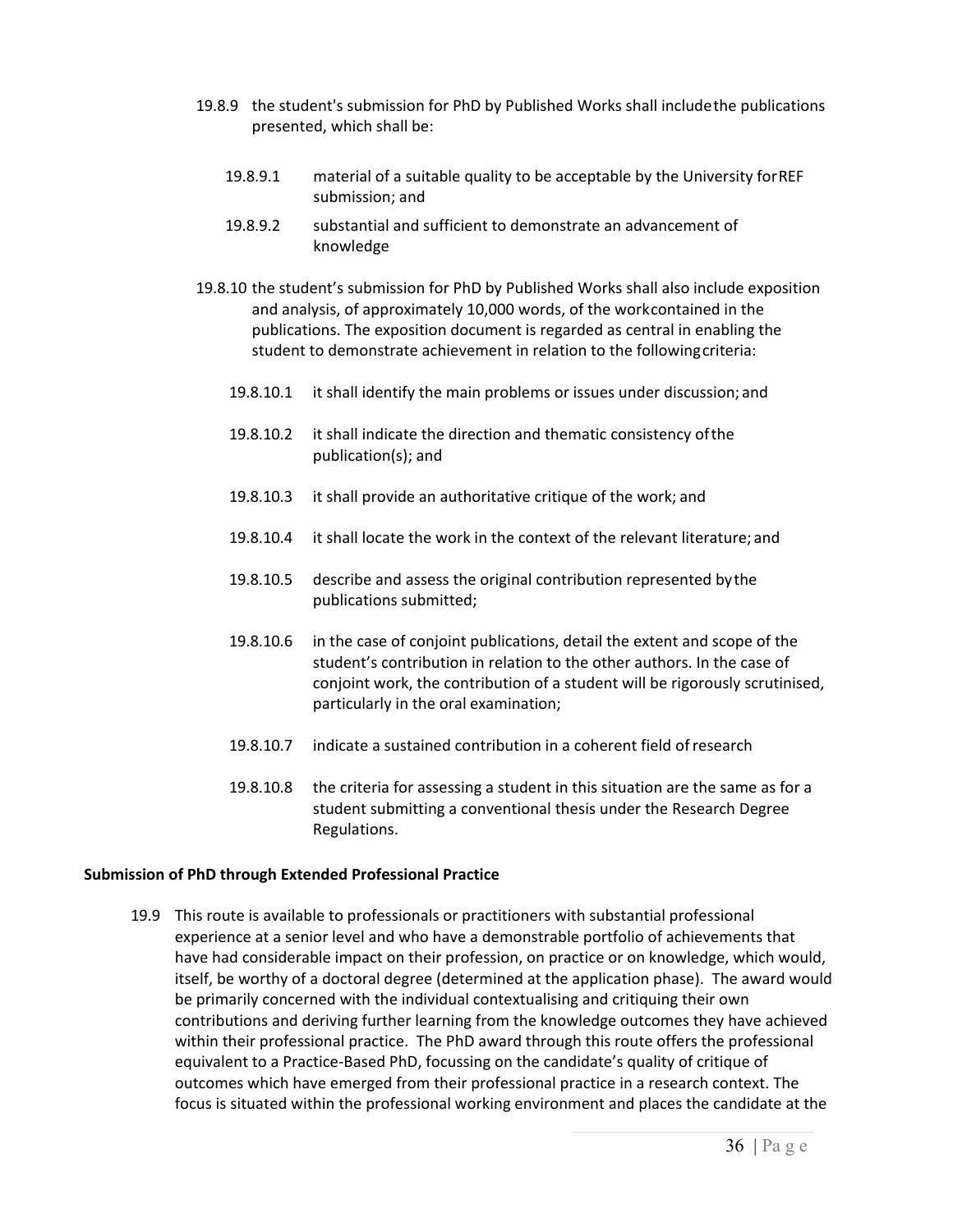19.8.9 the student's submission for PhD by Published Works shall include the publications presented, which shall be:

19.8.9.1 material of a suitable quality to be acceptable by the University for REF submission; and

19.8.9.2 substantial and sufficient to demonstrate an advancement of knowledge

19.8.10 the student's submission for PhD by Published Works shall also include exposition and analysis, of approximately 10,000 words, of the work contained in the publications. The exposition document is regarded as central in enabling the student to demonstrate achievement in relation to the following criteria:

19.8.10.1 it shall identify the main problems or issues under discussion; and

19.8.10.2 it shall indicate the direction and thematic consistency of the publication(s); and

19.8.10.3 it shall provide an authoritative critique of the work; and

19.8.10.4 it shall locate the work in the context of the relevant literature; and

19.8.10.5 describe and assess the original contribution represented by the publications submitted;

19.8.10.6 in the case of conjoint publications, detail the extent and scope of the student's contribution in relation to the other authors. In the case of conjoint work, the contribution of a student will be rigorously scrutinised, particularly in the oral examination;

19.8.10.7 indicate a sustained contribution in a coherent field of research

19.8.10.8 the criteria for assessing a student in this situation are the same as for a student submitting a conventional thesis under the Research Degree Regulations.

**Submission of PhD through Extended Professional Practice**

19.9 This route is available to professionals or practitioners with substantial professional experience at a senior level and who have a demonstrable portfolio of achievements that have had considerable impact on their profession, on practice or on knowledge, which would, itself, be worthy of a doctoral degree (determined at the application phase). The award would be primarily concerned with the individual contextualising and critiquing their own contributions and deriving further learning from the knowledge outcomes they have achieved within their professional practice. The PhD award through this route offers the professional equivalent to a Practice-Based PhD, focussing on the candidate's quality of critique of outcomes which have emerged from their professional practice in a research context. The focus is situated within the professional working environment and places the candidate at the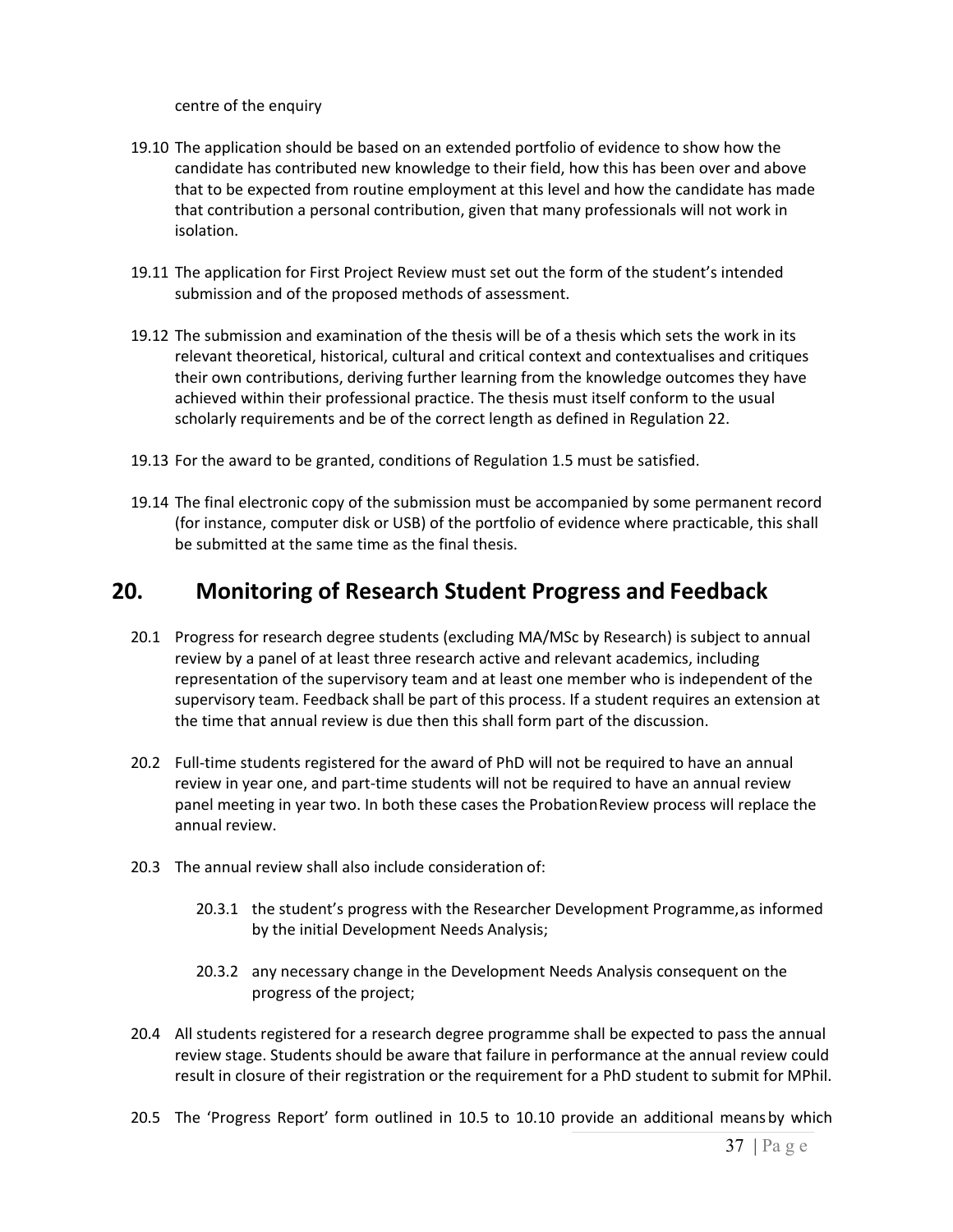centre of the enquiry

19.10 The application should be based on an extended portfolio of evidence to show how the candidate has contributed new knowledge to their field, how this has been over and above that to be expected from routine employment at this level and how the candidate has made that contribution a personal contribution, given that many professionals will not work in isolation.

19.11 The application for First Project Review must set out the form of the student's intended submission and of the proposed methods of assessment.

19.12 The submission and examination of the thesis will be of a thesis which sets the work in its relevant theoretical, historical, cultural and critical context and contextualises and critiques their own contributions, deriving further learning from the knowledge outcomes they have achieved within their professional practice. The thesis must itself conform to the usual scholarly requirements and be of the correct length as defined in Regulation 22.

19.13 For the award to be granted, conditions of Regulation 1.5 must be satisfied.

19.14 The final electronic copy of the submission must be accompanied by some permanent record (for instance, computer disk or USB) of the portfolio of evidence where practicable, this shall be submitted at the same time as the final thesis.

## 20. Monitoring of Research Student Progress and Feedback

20.1 Progress for research degree students (excluding MA/MSc by Research) is subject to annual review by a panel of at least three research active and relevant academics, including representation of the supervisory team and at least one member who is independent of the supervisory team. Feedback shall be part of this process. If a student requires an extension at the time that annual review is due then this shall form part of the discussion.

20.2 Full-time students registered for the award of PhD will not be required to have an annual review in year one, and part-time students will not be required to have an annual review panel meeting in year two. In both these cases the Probation Review process will replace the annual review.

20.3 The annual review shall also include consideration of:

20.3.1 the student's progress with the Researcher Development Programme, as informed by the initial Development Needs Analysis;

20.3.2 any necessary change in the Development Needs Analysis consequent on the progress of the project;

20.4 All students registered for a research degree programme shall be expected to pass the annual review stage. Students should be aware that failure in performance at the annual review could result in closure of their registration or the requirement for a PhD student to submit for MPhil.

20.5 The 'Progress Report' form outlined in 10.5 to 10.10 provide an additional means by which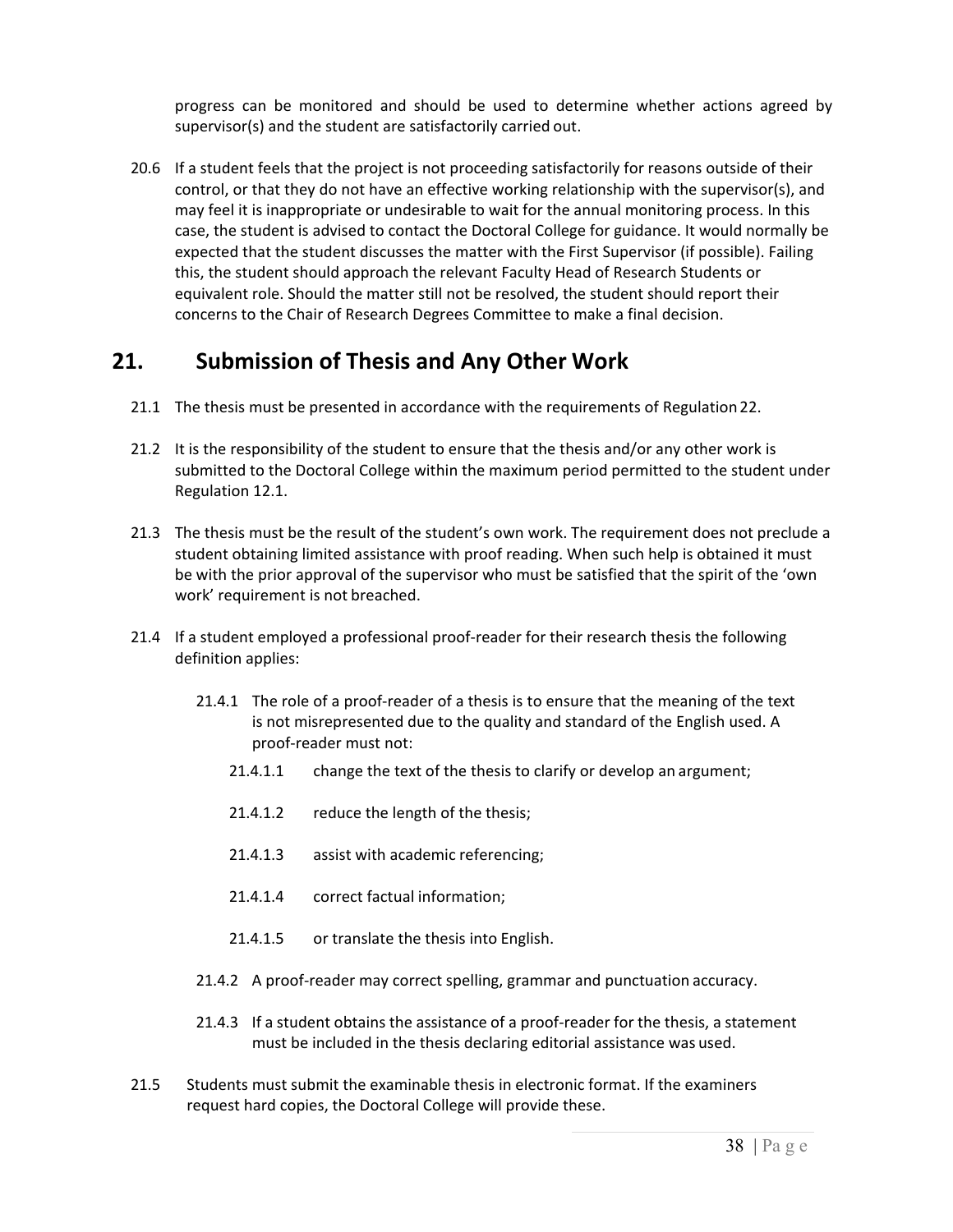progress can be monitored and should be used to determine whether actions agreed by supervisor(s) and the student are satisfactorily carried out.

20.6 If a student feels that the project is not proceeding satisfactorily for reasons outside of their control, or that they do not have an effective working relationship with the supervisor(s), and may feel it is inappropriate or undesirable to wait for the annual monitoring process. In this case, the student is advised to contact the Doctoral College for guidance. It would normally be expected that the student discusses the matter with the First Supervisor (if possible). Failing this, the student should approach the relevant Faculty Head of Research Students or equivalent role. Should the matter still not be resolved, the student should report their concerns to the Chair of Research Degrees Committee to make a final decision.

## 21. Submission of Thesis and Any Other Work

21.1 The thesis must be presented in accordance with the requirements of Regulation 22.

21.2 It is the responsibility of the student to ensure that the thesis and/or any other work is submitted to the Doctoral College within the maximum period permitted to the student under Regulation 12.1.

21.3 The thesis must be the result of the student's own work. The requirement does not preclude a student obtaining limited assistance with proof reading. When such help is obtained it must be with the prior approval of the supervisor who must be satisfied that the spirit of the 'own work' requirement is not breached.

21.4 If a student employed a professional proof-reader for their research thesis the following definition applies:

- 21.4.1 The role of a proof-reader of a thesis is to ensure that the meaning of the text is not misrepresented due to the quality and standard of the English used. A proof-reader must not:
  - 21.4.1.1 change the text of the thesis to clarify or develop an argument;
  - 21.4.1.2 reduce the length of the thesis;
  - 21.4.1.3 assist with academic referencing;
  - 21.4.1.4 correct factual information;
  - 21.4.1.5 or translate the thesis into English.
- 21.4.2 A proof-reader may correct spelling, grammar and punctuation accuracy.
- 21.4.3 If a student obtains the assistance of a proof-reader for the thesis, a statement must be included in the thesis declaring editorial assistance was used.

21.5 Students must submit the examinable thesis in electronic format. If the examiners request hard copies, the Doctoral College will provide these.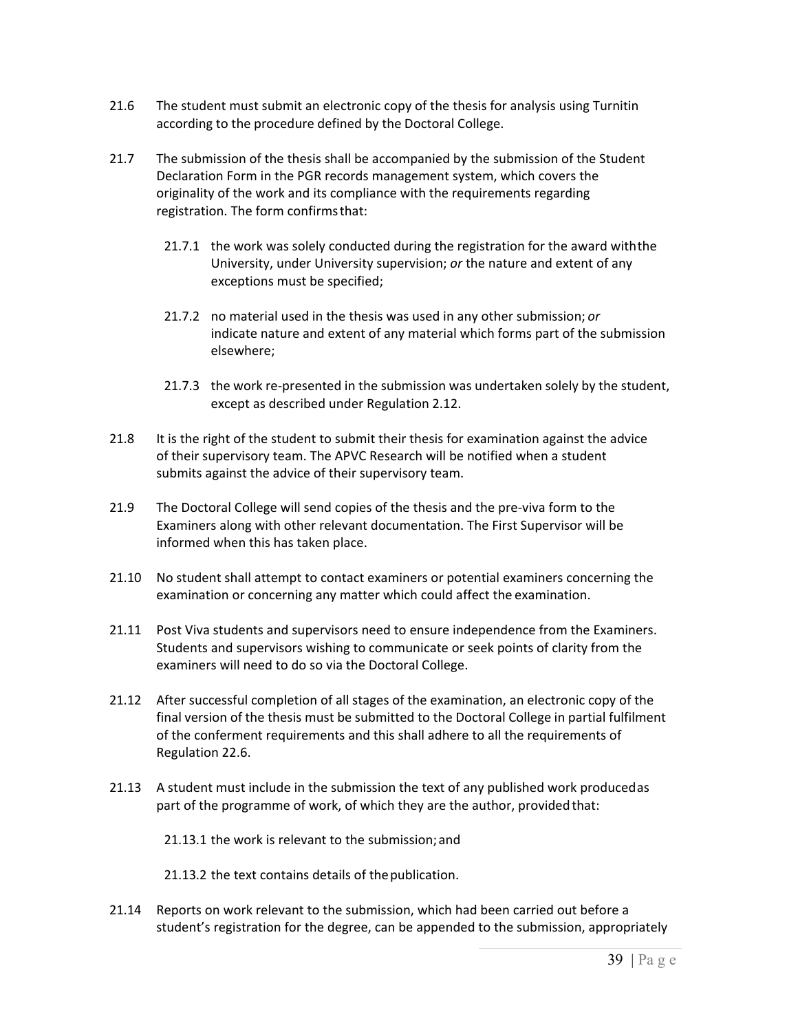21.6 The student must submit an electronic copy of the thesis for analysis using Turnitin according to the procedure defined by the Doctoral College.

21.7 The submission of the thesis shall be accompanied by the submission of the Student Declaration Form in the PGR records management system, which covers the originality of the work and its compliance with the requirements regarding registration. The form confirms that:

21.7.1 the work was solely conducted during the registration for the award with the University, under University supervision; *or* the nature and extent of any exceptions must be specified;

21.7.2 no material used in the thesis was used in any other submission; *or* indicate nature and extent of any material which forms part of the submission elsewhere;

21.7.3 the work re-presented in the submission was undertaken solely by the student, except as described under Regulation 2.12.

21.8 It is the right of the student to submit their thesis for examination against the advice of their supervisory team. The APVC Research will be notified when a student submits against the advice of their supervisory team.

21.9 The Doctoral College will send copies of the thesis and the pre-viva form to the Examiners along with other relevant documentation. The First Supervisor will be informed when this has taken place.

21.10 No student shall attempt to contact examiners or potential examiners concerning the examination or concerning any matter which could affect the examination.

21.11 Post Viva students and supervisors need to ensure independence from the Examiners. Students and supervisors wishing to communicate or seek points of clarity from the examiners will need to do so via the Doctoral College.

21.12 After successful completion of all stages of the examination, an electronic copy of the final version of the thesis must be submitted to the Doctoral College in partial fulfilment of the conferment requirements and this shall adhere to all the requirements of Regulation 22.6.

21.13 A student must include in the submission the text of any published work produced as part of the programme of work, of which they are the author, provided that:

21.13.1 the work is relevant to the submission; and

21.13.2 the text contains details of the publication.

21.14 Reports on work relevant to the submission, which had been carried out before a student's registration for the degree, can be appended to the submission, appropriately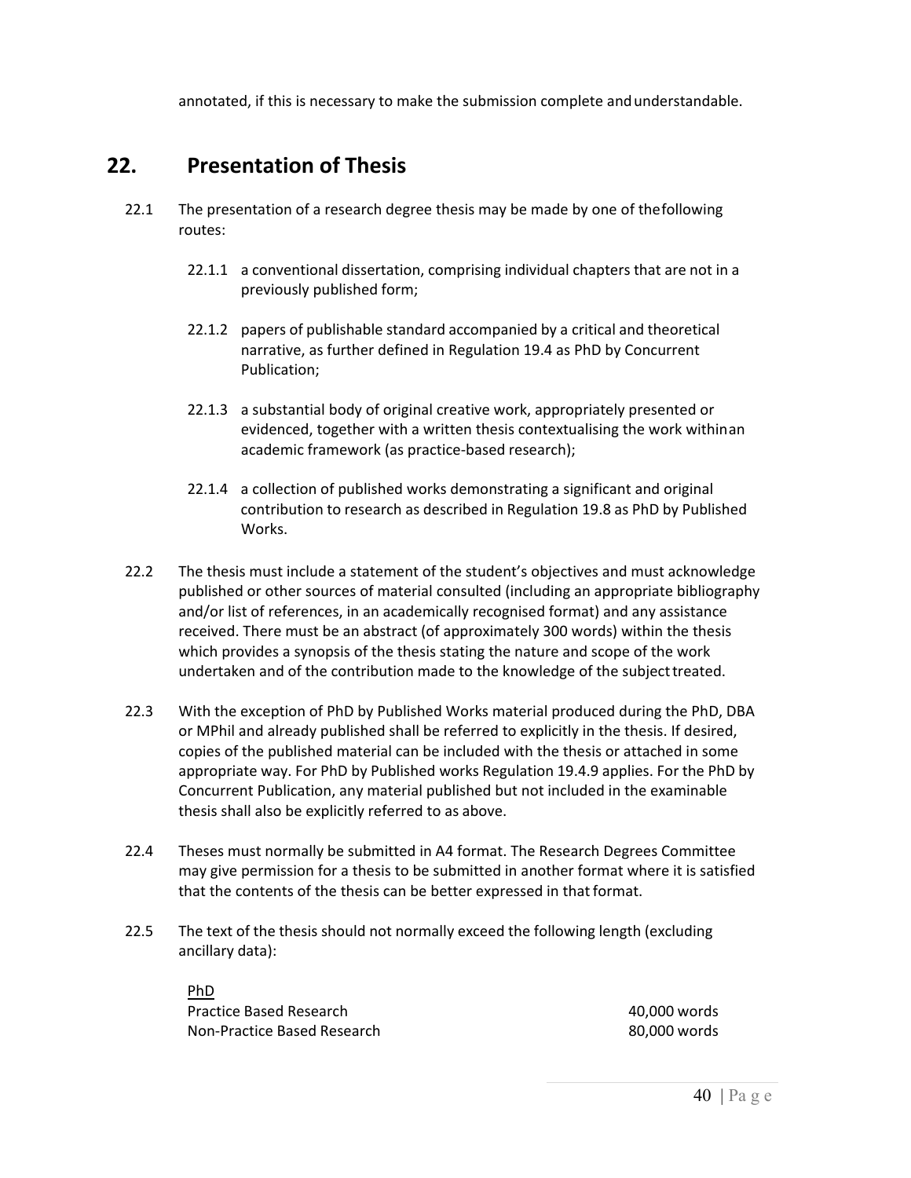annotated, if this is necessary to make the submission complete and understandable.

## 22. Presentation of Thesis

22.1 The presentation of a research degree thesis may be made by one of the following routes:

22.1.1 a conventional dissertation, comprising individual chapters that are not in a previously published form;

22.1.2 papers of publishable standard accompanied by a critical and theoretical narrative, as further defined in Regulation 19.4 as PhD by Concurrent Publication;

22.1.3 a substantial body of original creative work, appropriately presented or evidenced, together with a written thesis contextualising the work within an academic framework (as practice-based research);

22.1.4 a collection of published works demonstrating a significant and original contribution to research as described in Regulation 19.8 as PhD by Published Works.

22.2 The thesis must include a statement of the student's objectives and must acknowledge published or other sources of material consulted (including an appropriate bibliography and/or list of references, in an academically recognised format) and any assistance received. There must be an abstract (of approximately 300 words) within the thesis which provides a synopsis of the thesis stating the nature and scope of the work undertaken and of the contribution made to the knowledge of the subject treated.

22.3 With the exception of PhD by Published Works material produced during the PhD, DBA or MPhil and already published shall be referred to explicitly in the thesis. If desired, copies of the published material can be included with the thesis or attached in some appropriate way. For PhD by Published works Regulation 19.4.9 applies. For the PhD by Concurrent Publication, any material published but not included in the examinable thesis shall also be explicitly referred to as above.

22.4 Theses must normally be submitted in A4 format. The Research Degrees Committee may give permission for a thesis to be submitted in another format where it is satisfied that the contents of the thesis can be better expressed in that format.

22.5 The text of the thesis should not normally exceed the following length (excluding ancillary data):

PhD

| | |
|---|---|
| Practice Based Research | 40,000 words |
| Non-Practice Based Research | 80,000 words |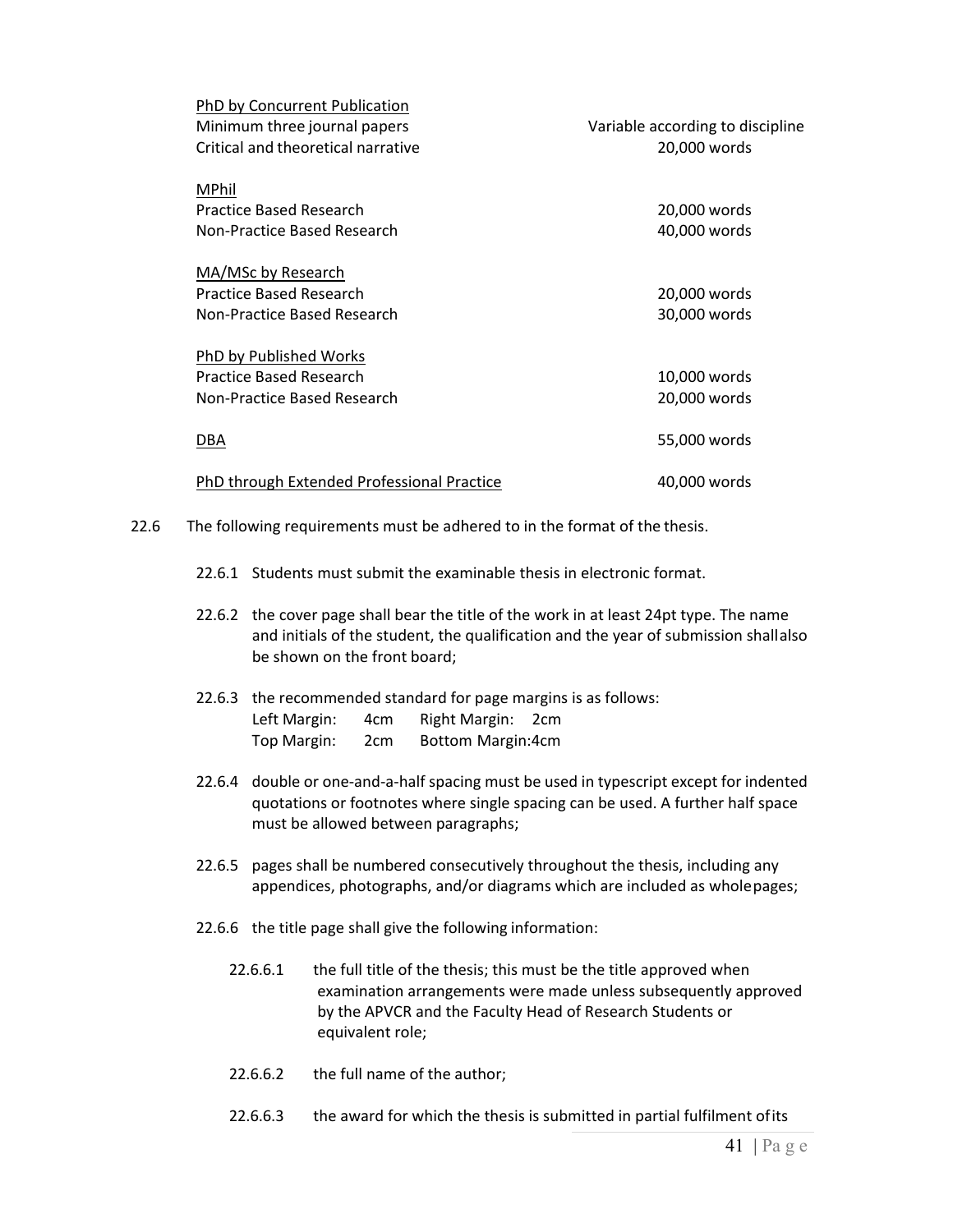| | |
|---|---|
| <u>PhD by Concurrent Publication</u> | |
| Minimum three journal papers | Variable according to discipline |
| Critical and theoretical narrative | 20,000 words |
| | |
| <u>MPhil</u> | |
| Practice Based Research | 20,000 words |
| Non-Practice Based Research | 40,000 words |
| | |
| <u>MA/MSc by Research</u> | |
| Practice Based Research | 20,000 words |
| Non-Practice Based Research | 30,000 words |
| | |
| <u>PhD by Published Works</u> | |
| Practice Based Research | 10,000 words |
| Non-Practice Based Research | 20,000 words |
| | |
| <u>DBA</u> | 55,000 words |
| | |
| <u>PhD through Extended Professional Practice</u> | 40,000 words |

22.6 The following requirements must be adhered to in the format of the thesis.

22.6.1 Students must submit the examinable thesis in electronic format.

22.6.2 the cover page shall bear the title of the work in at least 24pt type. The name and initials of the student, the qualification and the year of submission shall also be shown on the front board;

22.6.3 the recommended standard for page margins is as follows:

| | | | |
|---|---|---|---|
| Left Margin: | 4cm | Right Margin: | 2cm |
| Top Margin: | 2cm | Bottom Margin: | 4cm |

22.6.4 double or one-and-a-half spacing must be used in typescript except for indented quotations or footnotes where single spacing can be used. A further half space must be allowed between paragraphs;

22.6.5 pages shall be numbered consecutively throughout the thesis, including any appendices, photographs, and/or diagrams which are included as whole pages;

22.6.6 the title page shall give the following information:

22.6.6.1 the full title of the thesis; this must be the title approved when examination arrangements were made unless subsequently approved by the APVCR and the Faculty Head of Research Students or equivalent role;

22.6.6.2 the full name of the author;

22.6.6.3 the award for which the thesis is submitted in partial fulfilment of its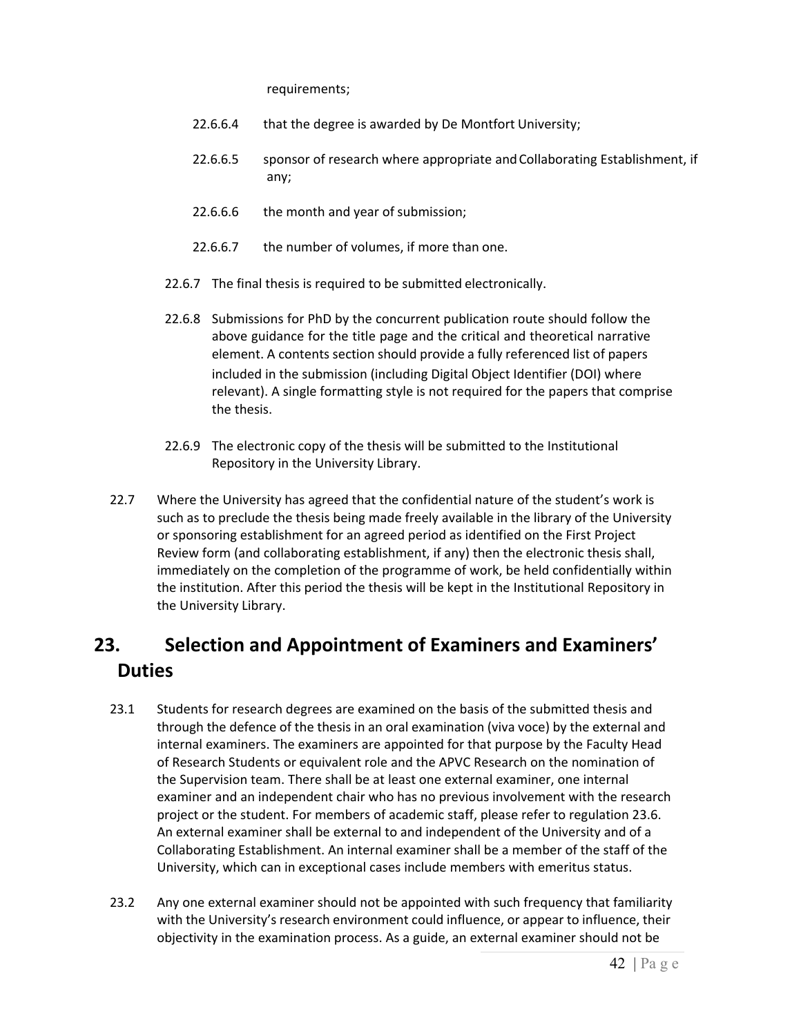requirements;

22.6.6.4 that the degree is awarded by De Montfort University;

22.6.6.5 sponsor of research where appropriate and Collaborating Establishment, if any;

22.6.6.6 the month and year of submission;

22.6.6.7 the number of volumes, if more than one.

22.6.7 The final thesis is required to be submitted electronically.

22.6.8 Submissions for PhD by the concurrent publication route should follow the above guidance for the title page and the critical and theoretical narrative element. A contents section should provide a fully referenced list of papers included in the submission (including Digital Object Identifier (DOI) where relevant). A single formatting style is not required for the papers that comprise the thesis.

22.6.9 The electronic copy of the thesis will be submitted to the Institutional Repository in the University Library.

22.7 Where the University has agreed that the confidential nature of the student's work is such as to preclude the thesis being made freely available in the library of the University or sponsoring establishment for an agreed period as identified on the First Project Review form (and collaborating establishment, if any) then the electronic thesis shall, immediately on the completion of the programme of work, be held confidentially within the institution. After this period the thesis will be kept in the Institutional Repository in the University Library.

## 23. Selection and Appointment of Examiners and Examiners' Duties

23.1 Students for research degrees are examined on the basis of the submitted thesis and through the defence of the thesis in an oral examination (viva voce) by the external and internal examiners. The examiners are appointed for that purpose by the Faculty Head of Research Students or equivalent role and the APVC Research on the nomination of the Supervision team. There shall be at least one external examiner, one internal examiner and an independent chair who has no previous involvement with the research project or the student. For members of academic staff, please refer to regulation 23.6. An external examiner shall be external to and independent of the University and of a Collaborating Establishment. An internal examiner shall be a member of the staff of the University, which can in exceptional cases include members with emeritus status.

23.2 Any one external examiner should not be appointed with such frequency that familiarity with the University's research environment could influence, or appear to influence, their objectivity in the examination process. As a guide, an external examiner should not be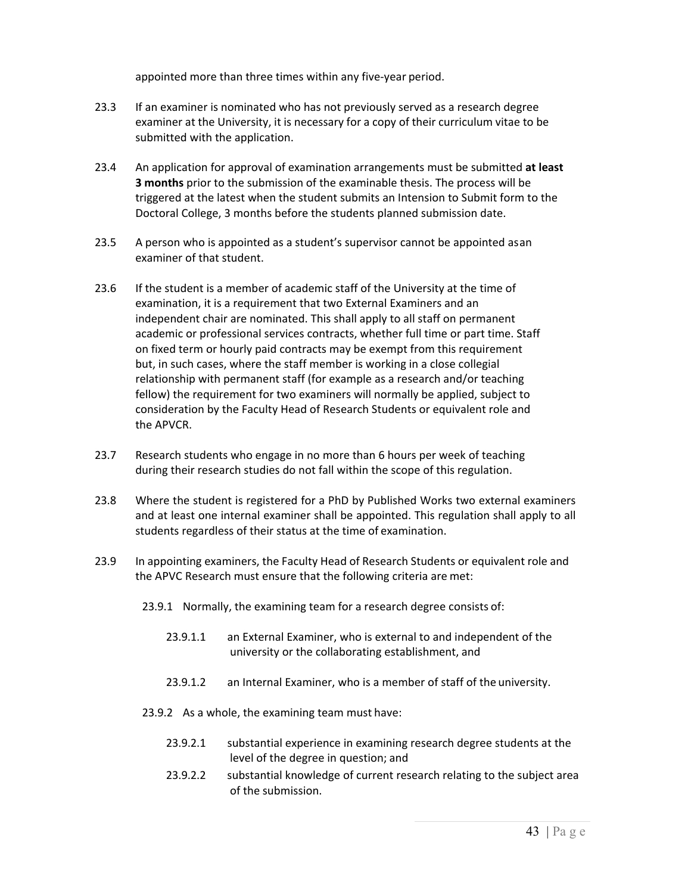appointed more than three times within any five-year period.

23.3 If an examiner is nominated who has not previously served as a research degree examiner at the University, it is necessary for a copy of their curriculum vitae to be submitted with the application.

23.4 An application for approval of examination arrangements must be submitted **at least 3 months** prior to the submission of the examinable thesis. The process will be triggered at the latest when the student submits an Intension to Submit form to the Doctoral College, 3 months before the students planned submission date.

23.5 A person who is appointed as a student's supervisor cannot be appointed asan examiner of that student.

23.6 If the student is a member of academic staff of the University at the time of examination, it is a requirement that two External Examiners and an independent chair are nominated. This shall apply to all staff on permanent academic or professional services contracts, whether full time or part time. Staff on fixed term or hourly paid contracts may be exempt from this requirement but, in such cases, where the staff member is working in a close collegial relationship with permanent staff (for example as a research and/or teaching fellow) the requirement for two examiners will normally be applied, subject to consideration by the Faculty Head of Research Students or equivalent role and the APVCR.

23.7 Research students who engage in no more than 6 hours per week of teaching during their research studies do not fall within the scope of this regulation.

23.8 Where the student is registered for a PhD by Published Works two external examiners and at least one internal examiner shall be appointed. This regulation shall apply to all students regardless of their status at the time of examination.

23.9 In appointing examiners, the Faculty Head of Research Students or equivalent role and the APVC Research must ensure that the following criteria are met:

23.9.1 Normally, the examining team for a research degree consists of:

23.9.1.1 an External Examiner, who is external to and independent of the university or the collaborating establishment, and

23.9.1.2 an Internal Examiner, who is a member of staff of the university.

23.9.2 As a whole, the examining team must have:

23.9.2.1 substantial experience in examining research degree students at the level of the degree in question; and

23.9.2.2 substantial knowledge of current research relating to the subject area of the submission.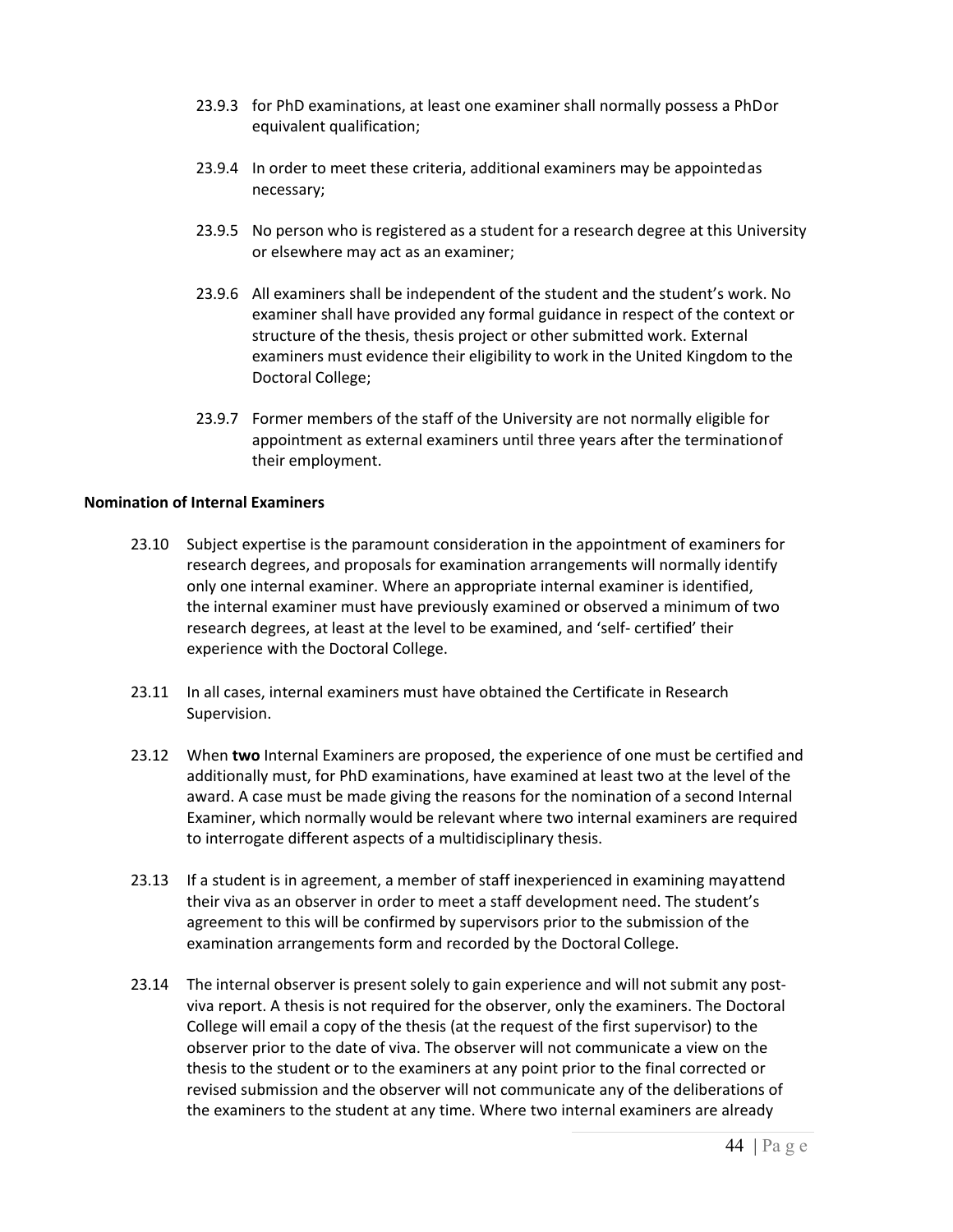23.9.3 for PhD examinations, at least one examiner shall normally possess a PhD or equivalent qualification;

23.9.4 In order to meet these criteria, additional examiners may be appointed as necessary;

23.9.5 No person who is registered as a student for a research degree at this University or elsewhere may act as an examiner;

23.9.6 All examiners shall be independent of the student and the student's work. No examiner shall have provided any formal guidance in respect of the context or structure of the thesis, thesis project or other submitted work. External examiners must evidence their eligibility to work in the United Kingdom to the Doctoral College;

23.9.7 Former members of the staff of the University are not normally eligible for appointment as external examiners until three years after the termination of their employment.

**Nomination of Internal Examiners**

23.10 Subject expertise is the paramount consideration in the appointment of examiners for research degrees, and proposals for examination arrangements will normally identify only one internal examiner. Where an appropriate internal examiner is identified, the internal examiner must have previously examined or observed a minimum of two research degrees, at least at the level to be examined, and 'self- certified' their experience with the Doctoral College.

23.11 In all cases, internal examiners must have obtained the Certificate in Research Supervision.

23.12 When **two** Internal Examiners are proposed, the experience of one must be certified and additionally must, for PhD examinations, have examined at least two at the level of the award. A case must be made giving the reasons for the nomination of a second Internal Examiner, which normally would be relevant where two internal examiners are required to interrogate different aspects of a multidisciplinary thesis.

23.13 If a student is in agreement, a member of staff inexperienced in examining may attend their viva as an observer in order to meet a staff development need. The student's agreement to this will be confirmed by supervisors prior to the submission of the examination arrangements form and recorded by the Doctoral College.

23.14 The internal observer is present solely to gain experience and will not submit any post-viva report. A thesis is not required for the observer, only the examiners. The Doctoral College will email a copy of the thesis (at the request of the first supervisor) to the observer prior to the date of viva. The observer will not communicate a view on the thesis to the student or to the examiners at any point prior to the final corrected or revised submission and the observer will not communicate any of the deliberations of the examiners to the student at any time. Where two internal examiners are already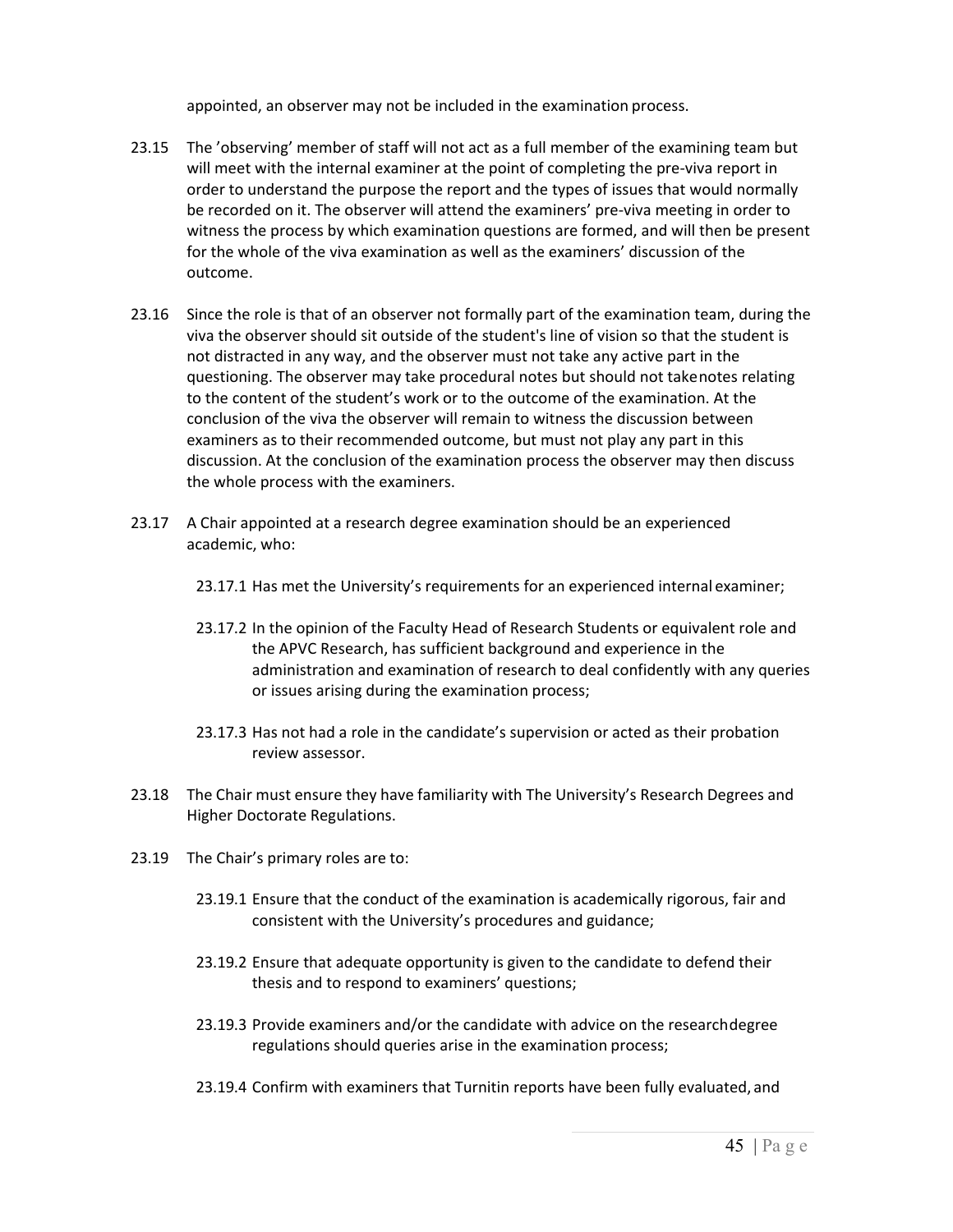appointed, an observer may not be included in the examination process.

23.15 The 'observing' member of staff will not act as a full member of the examining team but will meet with the internal examiner at the point of completing the pre-viva report in order to understand the purpose the report and the types of issues that would normally be recorded on it. The observer will attend the examiners' pre-viva meeting in order to witness the process by which examination questions are formed, and will then be present for the whole of the viva examination as well as the examiners' discussion of the outcome.

23.16 Since the role is that of an observer not formally part of the examination team, during the viva the observer should sit outside of the student's line of vision so that the student is not distracted in any way, and the observer must not take any active part in the questioning. The observer may take procedural notes but should not take notes relating to the content of the student's work or to the outcome of the examination. At the conclusion of the viva the observer will remain to witness the discussion between examiners as to their recommended outcome, but must not play any part in this discussion. At the conclusion of the examination process the observer may then discuss the whole process with the examiners.

23.17 A Chair appointed at a research degree examination should be an experienced academic, who:

23.17.1 Has met the University's requirements for an experienced internal examiner;

23.17.2 In the opinion of the Faculty Head of Research Students or equivalent role and the APVC Research, has sufficient background and experience in the administration and examination of research to deal confidently with any queries or issues arising during the examination process;

23.17.3 Has not had a role in the candidate's supervision or acted as their probation review assessor.

23.18 The Chair must ensure they have familiarity with The University's Research Degrees and Higher Doctorate Regulations.

23.19 The Chair's primary roles are to:

23.19.1 Ensure that the conduct of the examination is academically rigorous, fair and consistent with the University's procedures and guidance;

23.19.2 Ensure that adequate opportunity is given to the candidate to defend their thesis and to respond to examiners' questions;

23.19.3 Provide examiners and/or the candidate with advice on the research degree regulations should queries arise in the examination process;

23.19.4 Confirm with examiners that Turnitin reports have been fully evaluated, and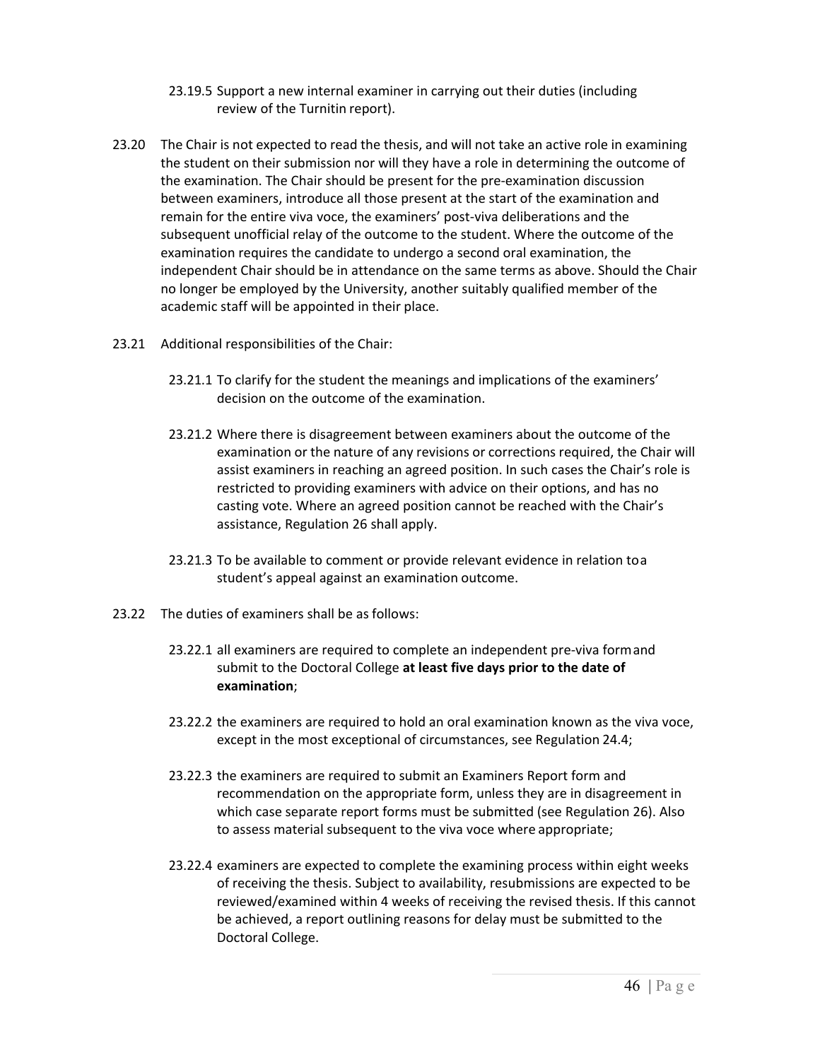23.19.5 Support a new internal examiner in carrying out their duties (including review of the Turnitin report).

23.20 The Chair is not expected to read the thesis, and will not take an active role in examining the student on their submission nor will they have a role in determining the outcome of the examination. The Chair should be present for the pre-examination discussion between examiners, introduce all those present at the start of the examination and remain for the entire viva voce, the examiners' post-viva deliberations and the subsequent unofficial relay of the outcome to the student. Where the outcome of the examination requires the candidate to undergo a second oral examination, the independent Chair should be in attendance on the same terms as above. Should the Chair no longer be employed by the University, another suitably qualified member of the academic staff will be appointed in their place.

23.21 Additional responsibilities of the Chair:

23.21.1 To clarify for the student the meanings and implications of the examiners' decision on the outcome of the examination.

23.21.2 Where there is disagreement between examiners about the outcome of the examination or the nature of any revisions or corrections required, the Chair will assist examiners in reaching an agreed position. In such cases the Chair's role is restricted to providing examiners with advice on their options, and has no casting vote. Where an agreed position cannot be reached with the Chair's assistance, Regulation 26 shall apply.

23.21.3 To be available to comment or provide relevant evidence in relation to a student's appeal against an examination outcome.

23.22 The duties of examiners shall be as follows:

23.22.1 all examiners are required to complete an independent pre-viva form and submit to the Doctoral College **at least five days prior to the date of examination**;

23.22.2 the examiners are required to hold an oral examination known as the viva voce, except in the most exceptional of circumstances, see Regulation 24.4;

23.22.3 the examiners are required to submit an Examiners Report form and recommendation on the appropriate form, unless they are in disagreement in which case separate report forms must be submitted (see Regulation 26). Also to assess material subsequent to the viva voce where appropriate;

23.22.4 examiners are expected to complete the examining process within eight weeks of receiving the thesis. Subject to availability, resubmissions are expected to be reviewed/examined within 4 weeks of receiving the revised thesis. If this cannot be achieved, a report outlining reasons for delay must be submitted to the Doctoral College.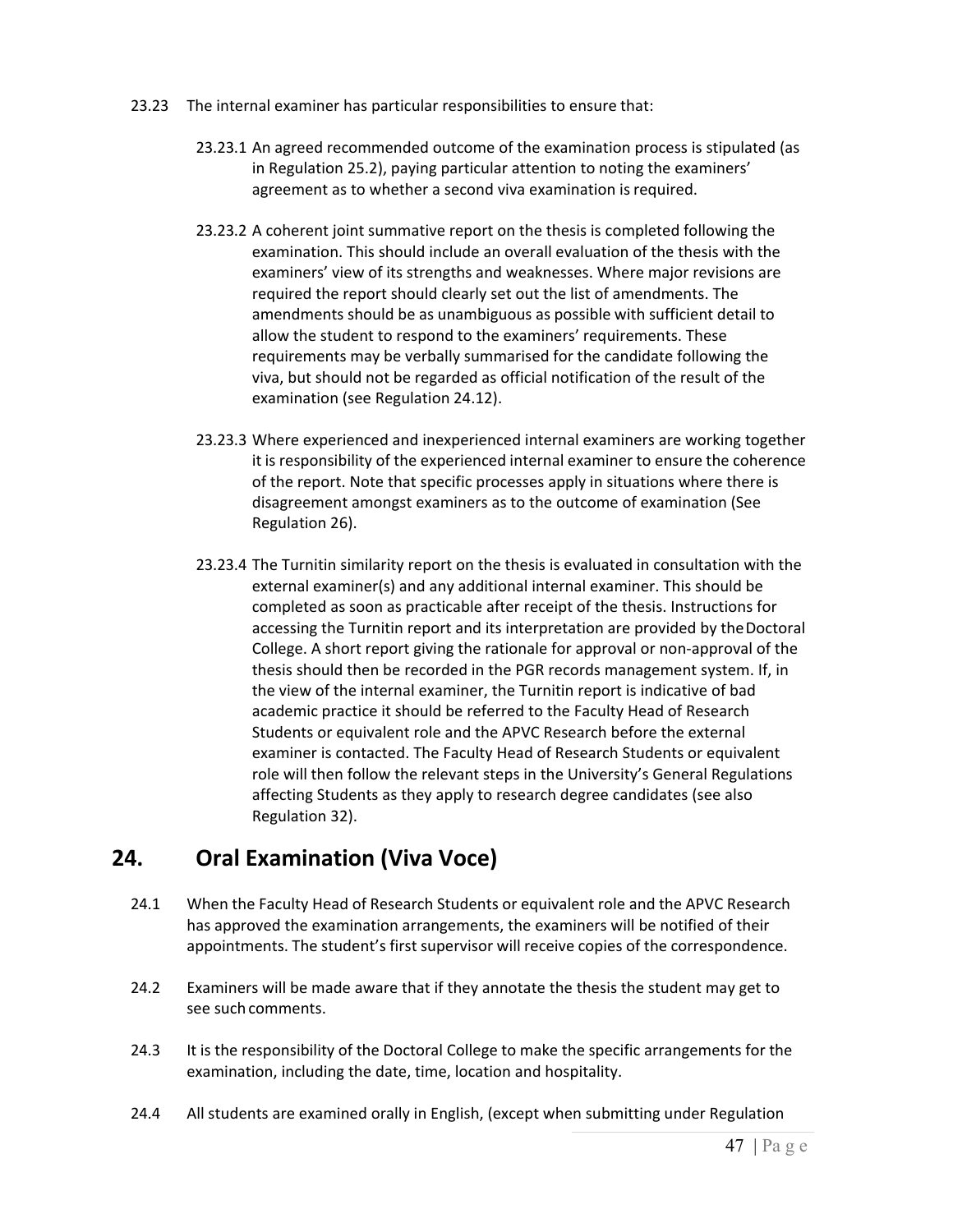23.23 The internal examiner has particular responsibilities to ensure that:

23.23.1 An agreed recommended outcome of the examination process is stipulated (as in Regulation 25.2), paying particular attention to noting the examiners' agreement as to whether a second viva examination is required.

23.23.2 A coherent joint summative report on the thesis is completed following the examination. This should include an overall evaluation of the thesis with the examiners' view of its strengths and weaknesses. Where major revisions are required the report should clearly set out the list of amendments. The amendments should be as unambiguous as possible with sufficient detail to allow the student to respond to the examiners' requirements. These requirements may be verbally summarised for the candidate following the viva, but should not be regarded as official notification of the result of the examination (see Regulation 24.12).

23.23.3 Where experienced and inexperienced internal examiners are working together it is responsibility of the experienced internal examiner to ensure the coherence of the report. Note that specific processes apply in situations where there is disagreement amongst examiners as to the outcome of examination (See Regulation 26).

23.23.4 The Turnitin similarity report on the thesis is evaluated in consultation with the external examiner(s) and any additional internal examiner. This should be completed as soon as practicable after receipt of the thesis. Instructions for accessing the Turnitin report and its interpretation are provided by the Doctoral College. A short report giving the rationale for approval or non-approval of the thesis should then be recorded in the PGR records management system. If, in the view of the internal examiner, the Turnitin report is indicative of bad academic practice it should be referred to the Faculty Head of Research Students or equivalent role and the APVC Research before the external examiner is contacted. The Faculty Head of Research Students or equivalent role will then follow the relevant steps in the University's General Regulations affecting Students as they apply to research degree candidates (see also Regulation 32).

## 24. Oral Examination (Viva Voce)

24.1 When the Faculty Head of Research Students or equivalent role and the APVC Research has approved the examination arrangements, the examiners will be notified of their appointments. The student's first supervisor will receive copies of the correspondence.

24.2 Examiners will be made aware that if they annotate the thesis the student may get to see such comments.

24.3 It is the responsibility of the Doctoral College to make the specific arrangements for the examination, including the date, time, location and hospitality.

24.4 All students are examined orally in English, (except when submitting under Regulation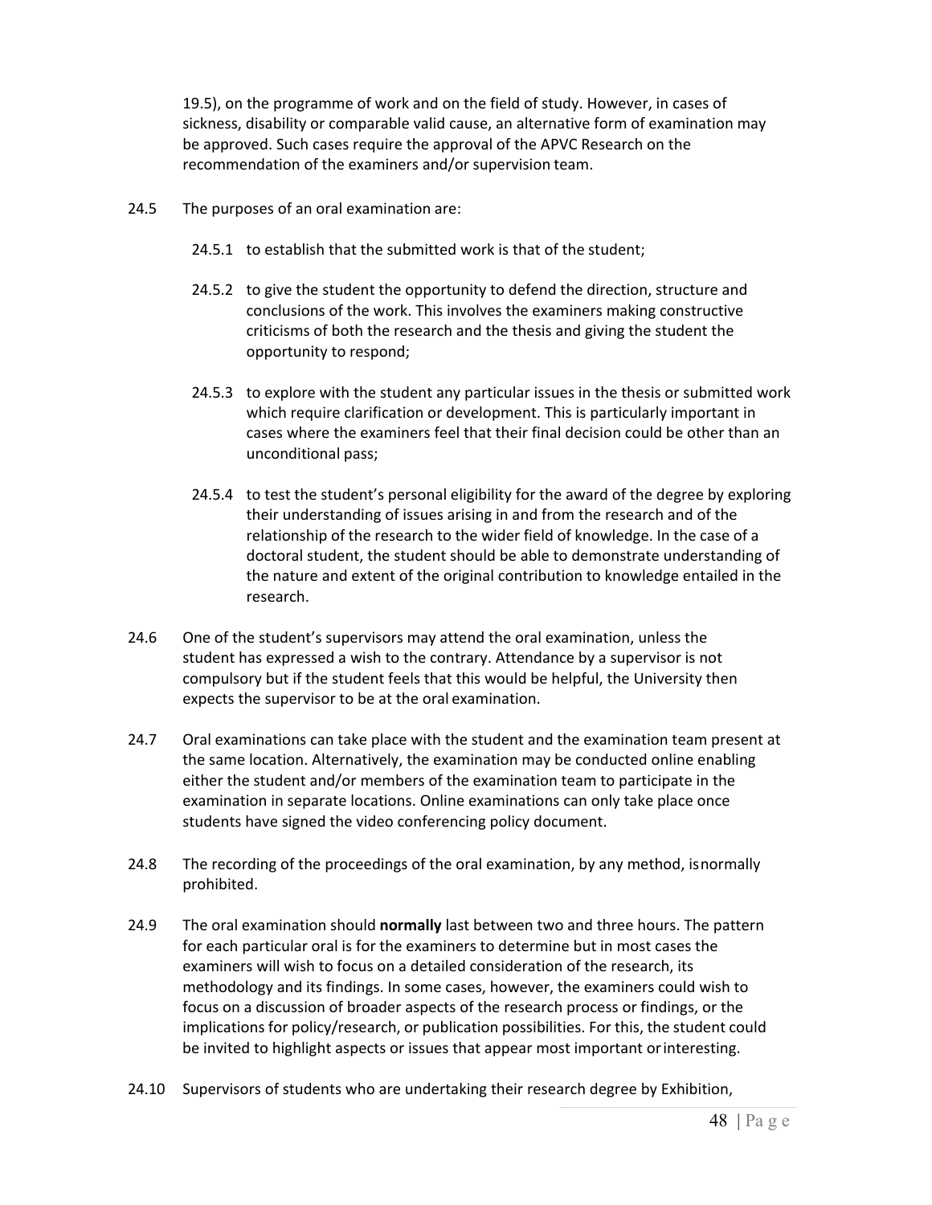19.5), on the programme of work and on the field of study. However, in cases of sickness, disability or comparable valid cause, an alternative form of examination may be approved. Such cases require the approval of the APVC Research on the recommendation of the examiners and/or supervision team.

24.5 The purposes of an oral examination are:

- 24.5.1 to establish that the submitted work is that of the student;
- 24.5.2 to give the student the opportunity to defend the direction, structure and conclusions of the work. This involves the examiners making constructive criticisms of both the research and the thesis and giving the student the opportunity to respond;
- 24.5.3 to explore with the student any particular issues in the thesis or submitted work which require clarification or development. This is particularly important in cases where the examiners feel that their final decision could be other than an unconditional pass;
- 24.5.4 to test the student's personal eligibility for the award of the degree by exploring their understanding of issues arising in and from the research and of the relationship of the research to the wider field of knowledge. In the case of a doctoral student, the student should be able to demonstrate understanding of the nature and extent of the original contribution to knowledge entailed in the research.

24.6 One of the student's supervisors may attend the oral examination, unless the student has expressed a wish to the contrary. Attendance by a supervisor is not compulsory but if the student feels that this would be helpful, the University then expects the supervisor to be at the oral examination.

24.7 Oral examinations can take place with the student and the examination team present at the same location. Alternatively, the examination may be conducted online enabling either the student and/or members of the examination team to participate in the examination in separate locations. Online examinations can only take place once students have signed the video conferencing policy document.

24.8 The recording of the proceedings of the oral examination, by any method, is normally prohibited.

24.9 The oral examination should **normally** last between two and three hours. The pattern for each particular oral is for the examiners to determine but in most cases the examiners will wish to focus on a detailed consideration of the research, its methodology and its findings. In some cases, however, the examiners could wish to focus on a discussion of broader aspects of the research process or findings, or the implications for policy/research, or publication possibilities. For this, the student could be invited to highlight aspects or issues that appear most important or interesting.

24.10 Supervisors of students who are undertaking their research degree by Exhibition,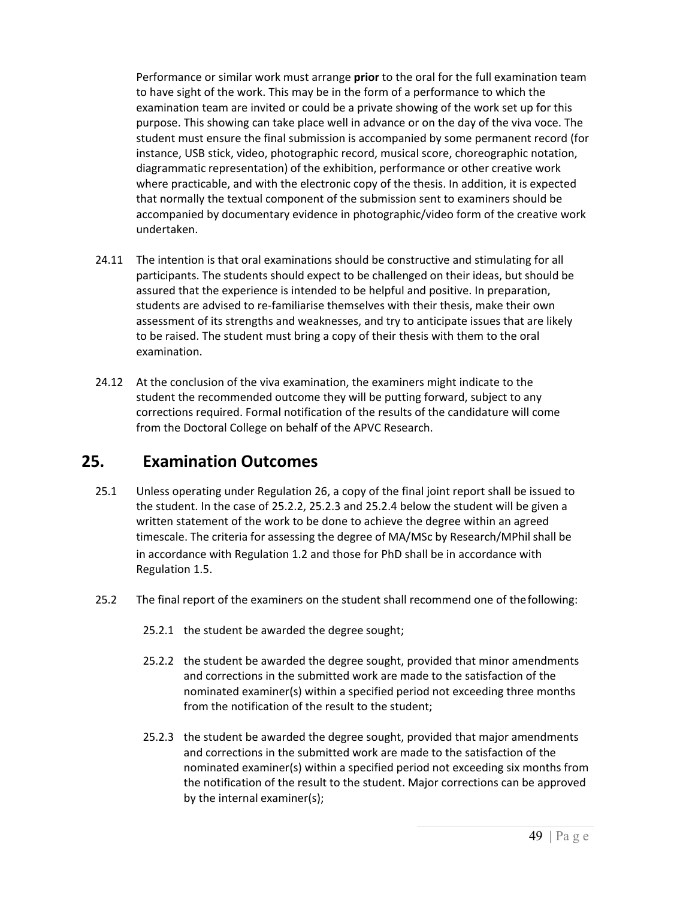Performance or similar work must arrange **prior** to the oral for the full examination team to have sight of the work. This may be in the form of a performance to which the examination team are invited or could be a private showing of the work set up for this purpose. This showing can take place well in advance or on the day of the viva voce. The student must ensure the final submission is accompanied by some permanent record (for instance, USB stick, video, photographic record, musical score, choreographic notation, diagrammatic representation) of the exhibition, performance or other creative work where practicable, and with the electronic copy of the thesis. In addition, it is expected that normally the textual component of the submission sent to examiners should be accompanied by documentary evidence in photographic/video form of the creative work undertaken.

24.11 The intention is that oral examinations should be constructive and stimulating for all participants. The students should expect to be challenged on their ideas, but should be assured that the experience is intended to be helpful and positive. In preparation, students are advised to re-familiarise themselves with their thesis, make their own assessment of its strengths and weaknesses, and try to anticipate issues that are likely to be raised. The student must bring a copy of their thesis with them to the oral examination.

24.12 At the conclusion of the viva examination, the examiners might indicate to the student the recommended outcome they will be putting forward, subject to any corrections required. Formal notification of the results of the candidature will come from the Doctoral College on behalf of the APVC Research.

## 25. Examination Outcomes

25.1 Unless operating under Regulation 26, a copy of the final joint report shall be issued to the student. In the case of 25.2.2, 25.2.3 and 25.2.4 below the student will be given a written statement of the work to be done to achieve the degree within an agreed timescale. The criteria for assessing the degree of MA/MSc by Research/MPhil shall be in accordance with Regulation 1.2 and those for PhD shall be in accordance with Regulation 1.5.

25.2 The final report of the examiners on the student shall recommend one of the following:

25.2.1 the student be awarded the degree sought;

25.2.2 the student be awarded the degree sought, provided that minor amendments and corrections in the submitted work are made to the satisfaction of the nominated examiner(s) within a specified period not exceeding three months from the notification of the result to the student;

25.2.3 the student be awarded the degree sought, provided that major amendments and corrections in the submitted work are made to the satisfaction of the nominated examiner(s) within a specified period not exceeding six months from the notification of the result to the student. Major corrections can be approved by the internal examiner(s);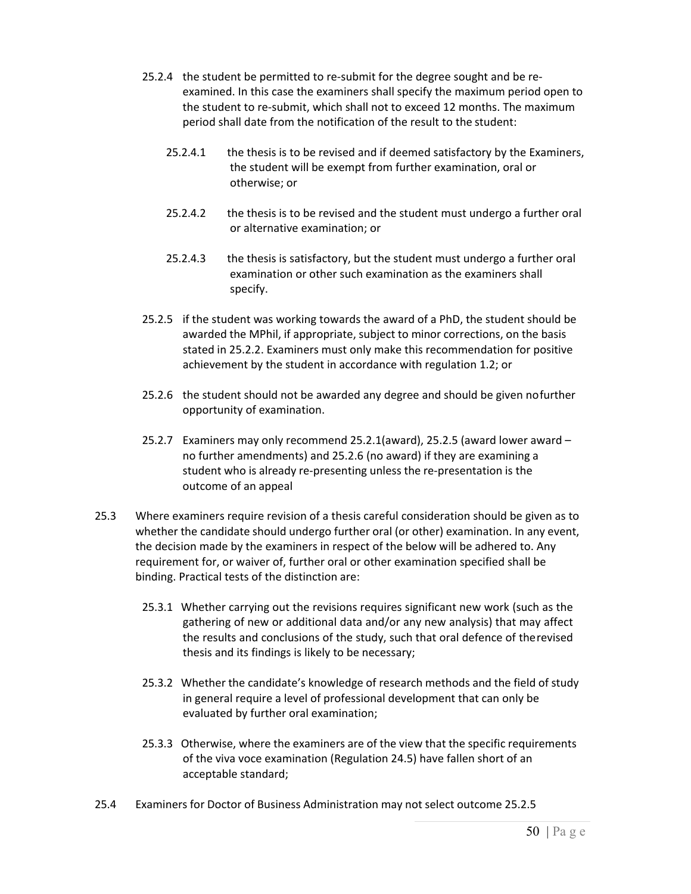25.2.4 the student be permitted to re-submit for the degree sought and be re-examined. In this case the examiners shall specify the maximum period open to the student to re-submit, which shall not to exceed 12 months. The maximum period shall date from the notification of the result to the student:

25.2.4.1 the thesis is to be revised and if deemed satisfactory by the Examiners, the student will be exempt from further examination, oral or otherwise; or

25.2.4.2 the thesis is to be revised and the student must undergo a further oral or alternative examination; or

25.2.4.3 the thesis is satisfactory, but the student must undergo a further oral examination or other such examination as the examiners shall specify.

25.2.5 if the student was working towards the award of a PhD, the student should be awarded the MPhil, if appropriate, subject to minor corrections, on the basis stated in 25.2.2. Examiners must only make this recommendation for positive achievement by the student in accordance with regulation 1.2; or

25.2.6 the student should not be awarded any degree and should be given nofurther opportunity of examination.

25.2.7 Examiners may only recommend 25.2.1(award), 25.2.5 (award lower award – no further amendments) and 25.2.6 (no award) if they are examining a student who is already re-presenting unless the re-presentation is the outcome of an appeal

25.3 Where examiners require revision of a thesis careful consideration should be given as to whether the candidate should undergo further oral (or other) examination. In any event, the decision made by the examiners in respect of the below will be adhered to. Any requirement for, or waiver of, further oral or other examination specified shall be binding. Practical tests of the distinction are:

25.3.1 Whether carrying out the revisions requires significant new work (such as the gathering of new or additional data and/or any new analysis) that may affect the results and conclusions of the study, such that oral defence of therevised thesis and its findings is likely to be necessary;

25.3.2 Whether the candidate's knowledge of research methods and the field of study in general require a level of professional development that can only be evaluated by further oral examination;

25.3.3 Otherwise, where the examiners are of the view that the specific requirements of the viva voce examination (Regulation 24.5) have fallen short of an acceptable standard;

25.4 Examiners for Doctor of Business Administration may not select outcome 25.2.5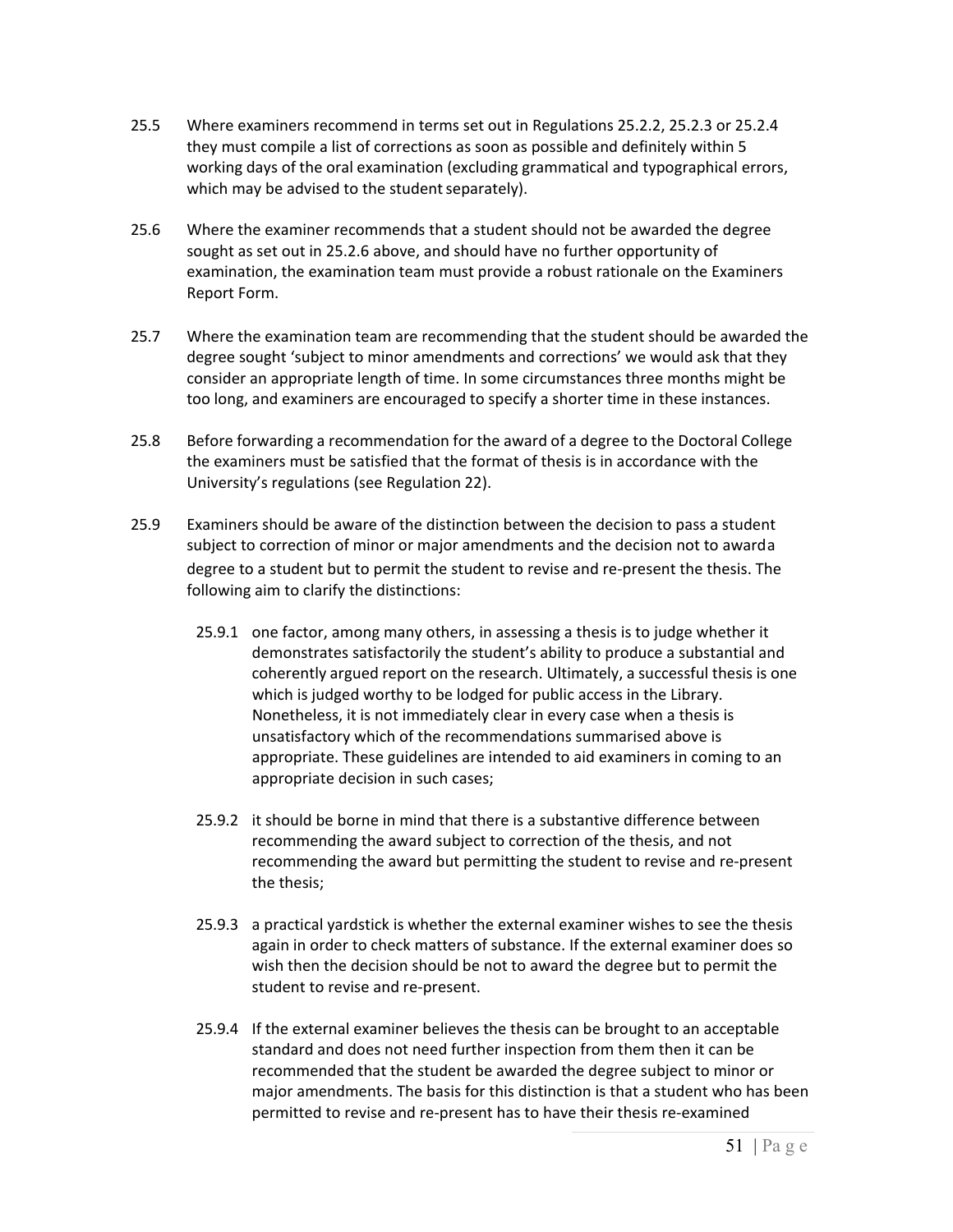25.5 Where examiners recommend in terms set out in Regulations 25.2.2, 25.2.3 or 25.2.4 they must compile a list of corrections as soon as possible and definitely within 5 working days of the oral examination (excluding grammatical and typographical errors, which may be advised to the student separately).

25.6 Where the examiner recommends that a student should not be awarded the degree sought as set out in 25.2.6 above, and should have no further opportunity of examination, the examination team must provide a robust rationale on the Examiners Report Form.

25.7 Where the examination team are recommending that the student should be awarded the degree sought 'subject to minor amendments and corrections' we would ask that they consider an appropriate length of time. In some circumstances three months might be too long, and examiners are encouraged to specify a shorter time in these instances.

25.8 Before forwarding a recommendation for the award of a degree to the Doctoral College the examiners must be satisfied that the format of thesis is in accordance with the University's regulations (see Regulation 22).

25.9 Examiners should be aware of the distinction between the decision to pass a student subject to correction of minor or major amendments and the decision not to award a degree to a student but to permit the student to revise and re-present the thesis. The following aim to clarify the distinctions:

25.9.1 one factor, among many others, in assessing a thesis is to judge whether it demonstrates satisfactorily the student's ability to produce a substantial and coherently argued report on the research. Ultimately, a successful thesis is one which is judged worthy to be lodged for public access in the Library. Nonetheless, it is not immediately clear in every case when a thesis is unsatisfactory which of the recommendations summarised above is appropriate. These guidelines are intended to aid examiners in coming to an appropriate decision in such cases;

25.9.2 it should be borne in mind that there is a substantive difference between recommending the award subject to correction of the thesis, and not recommending the award but permitting the student to revise and re-present the thesis;

25.9.3 a practical yardstick is whether the external examiner wishes to see the thesis again in order to check matters of substance. If the external examiner does so wish then the decision should be not to award the degree but to permit the student to revise and re-present.

25.9.4 If the external examiner believes the thesis can be brought to an acceptable standard and does not need further inspection from them then it can be recommended that the student be awarded the degree subject to minor or major amendments. The basis for this distinction is that a student who has been permitted to revise and re-present has to have their thesis re-examined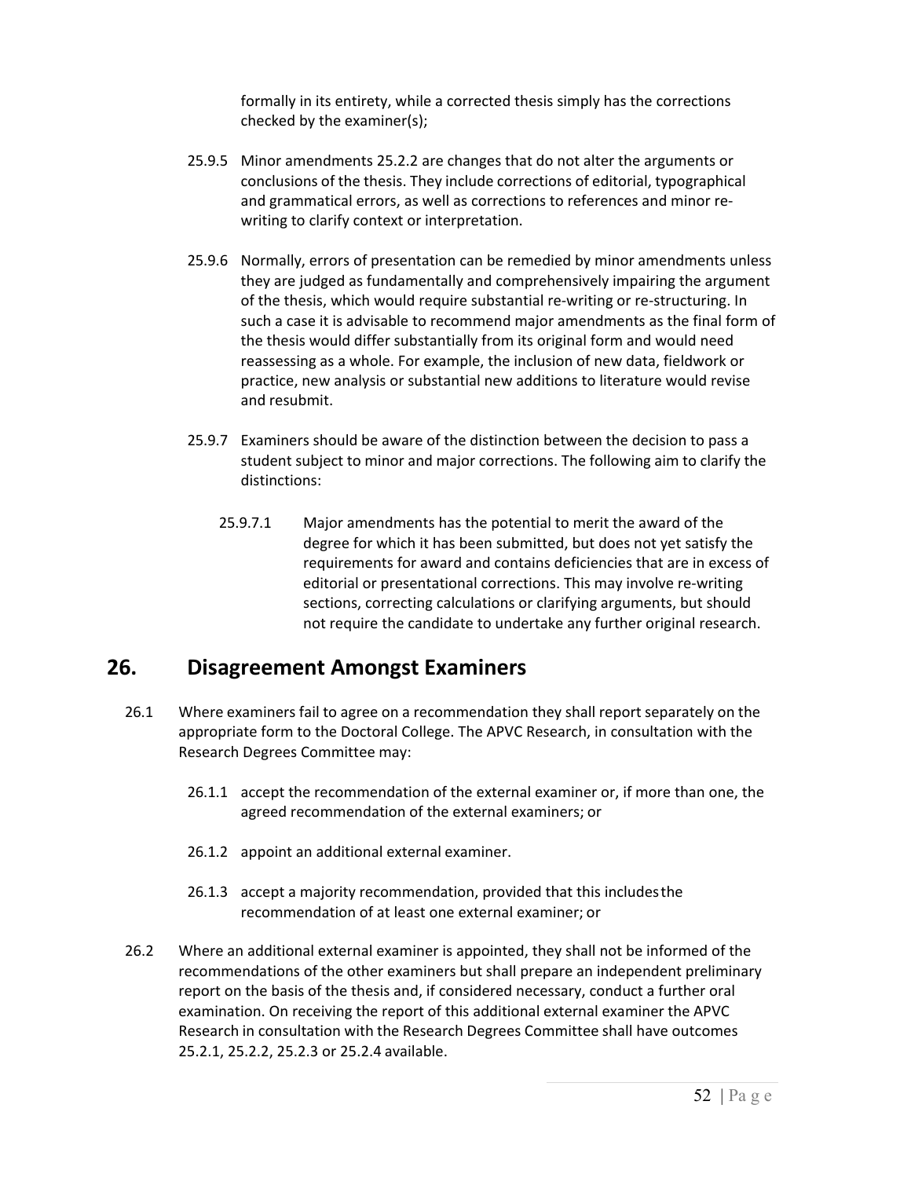formally in its entirety, while a corrected thesis simply has the corrections checked by the examiner(s);

25.9.5 Minor amendments 25.2.2 are changes that do not alter the arguments or conclusions of the thesis. They include corrections of editorial, typographical and grammatical errors, as well as corrections to references and minor re-writing to clarify context or interpretation.

25.9.6 Normally, errors of presentation can be remedied by minor amendments unless they are judged as fundamentally and comprehensively impairing the argument of the thesis, which would require substantial re-writing or re-structuring. In such a case it is advisable to recommend major amendments as the final form of the thesis would differ substantially from its original form and would need reassessing as a whole. For example, the inclusion of new data, fieldwork or practice, new analysis or substantial new additions to literature would revise and resubmit.

25.9.7 Examiners should be aware of the distinction between the decision to pass a student subject to minor and major corrections. The following aim to clarify the distinctions:

25.9.7.1 Major amendments has the potential to merit the award of the degree for which it has been submitted, but does not yet satisfy the requirements for award and contains deficiencies that are in excess of editorial or presentational corrections. This may involve re-writing sections, correcting calculations or clarifying arguments, but should not require the candidate to undertake any further original research.

## 26. Disagreement Amongst Examiners

26.1 Where examiners fail to agree on a recommendation they shall report separately on the appropriate form to the Doctoral College. The APVC Research, in consultation with the Research Degrees Committee may:

26.1.1 accept the recommendation of the external examiner or, if more than one, the agreed recommendation of the external examiners; or

26.1.2 appoint an additional external examiner.

26.1.3 accept a majority recommendation, provided that this includes the recommendation of at least one external examiner; or

26.2 Where an additional external examiner is appointed, they shall not be informed of the recommendations of the other examiners but shall prepare an independent preliminary report on the basis of the thesis and, if considered necessary, conduct a further oral examination. On receiving the report of this additional external examiner the APVC Research in consultation with the Research Degrees Committee shall have outcomes 25.2.1, 25.2.2, 25.2.3 or 25.2.4 available.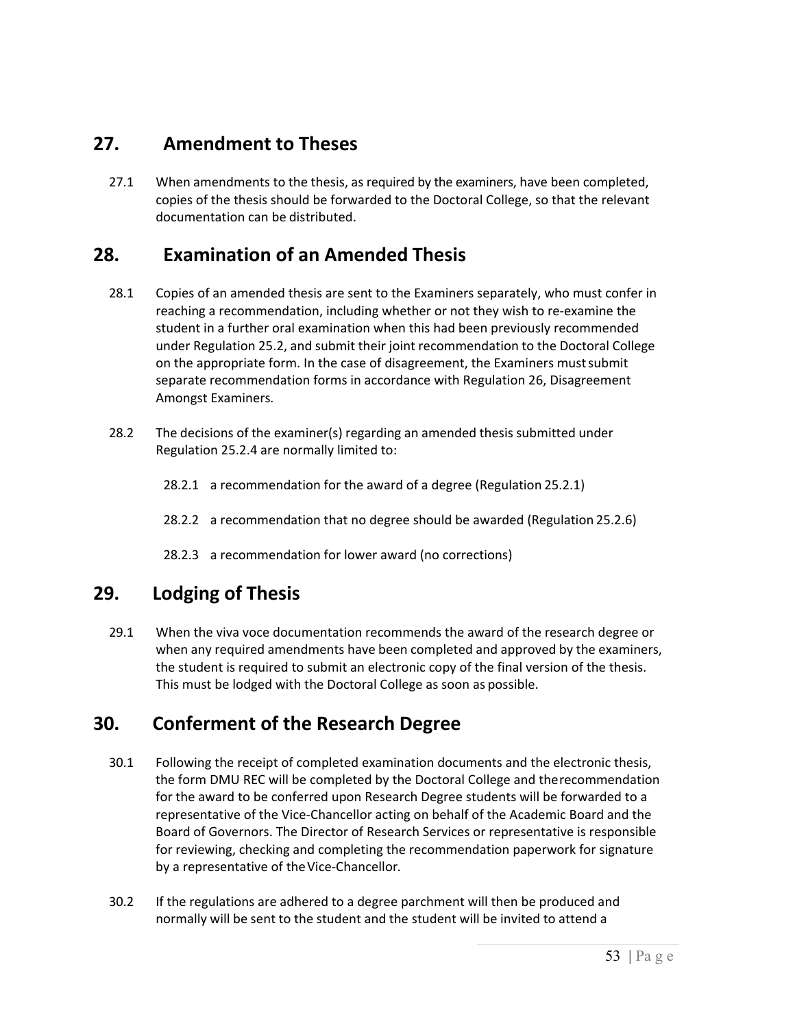## 27. Amendment to Theses

27.1 When amendments to the thesis, as required by the examiners, have been completed, copies of the thesis should be forwarded to the Doctoral College, so that the relevant documentation can be distributed.

## 28. Examination of an Amended Thesis

28.1 Copies of an amended thesis are sent to the Examiners separately, who must confer in reaching a recommendation, including whether or not they wish to re-examine the student in a further oral examination when this had been previously recommended under Regulation 25.2, and submit their joint recommendation to the Doctoral College on the appropriate form. In the case of disagreement, the Examiners must submit separate recommendation forms in accordance with Regulation 26, Disagreement Amongst Examiners.

28.2 The decisions of the examiner(s) regarding an amended thesis submitted under Regulation 25.2.4 are normally limited to:

28.2.1 a recommendation for the award of a degree (Regulation 25.2.1)

28.2.2 a recommendation that no degree should be awarded (Regulation 25.2.6)

28.2.3 a recommendation for lower award (no corrections)

## 29. Lodging of Thesis

29.1 When the viva voce documentation recommends the award of the research degree or when any required amendments have been completed and approved by the examiners, the student is required to submit an electronic copy of the final version of the thesis. This must be lodged with the Doctoral College as soon as possible.

## 30. Conferment of the Research Degree

30.1 Following the receipt of completed examination documents and the electronic thesis, the form DMU REC will be completed by the Doctoral College and the recommendation for the award to be conferred upon Research Degree students will be forwarded to a representative of the Vice-Chancellor acting on behalf of the Academic Board and the Board of Governors. The Director of Research Services or representative is responsible for reviewing, checking and completing the recommendation paperwork for signature by a representative of the Vice-Chancellor.

30.2 If the regulations are adhered to a degree parchment will then be produced and normally will be sent to the student and the student will be invited to attend a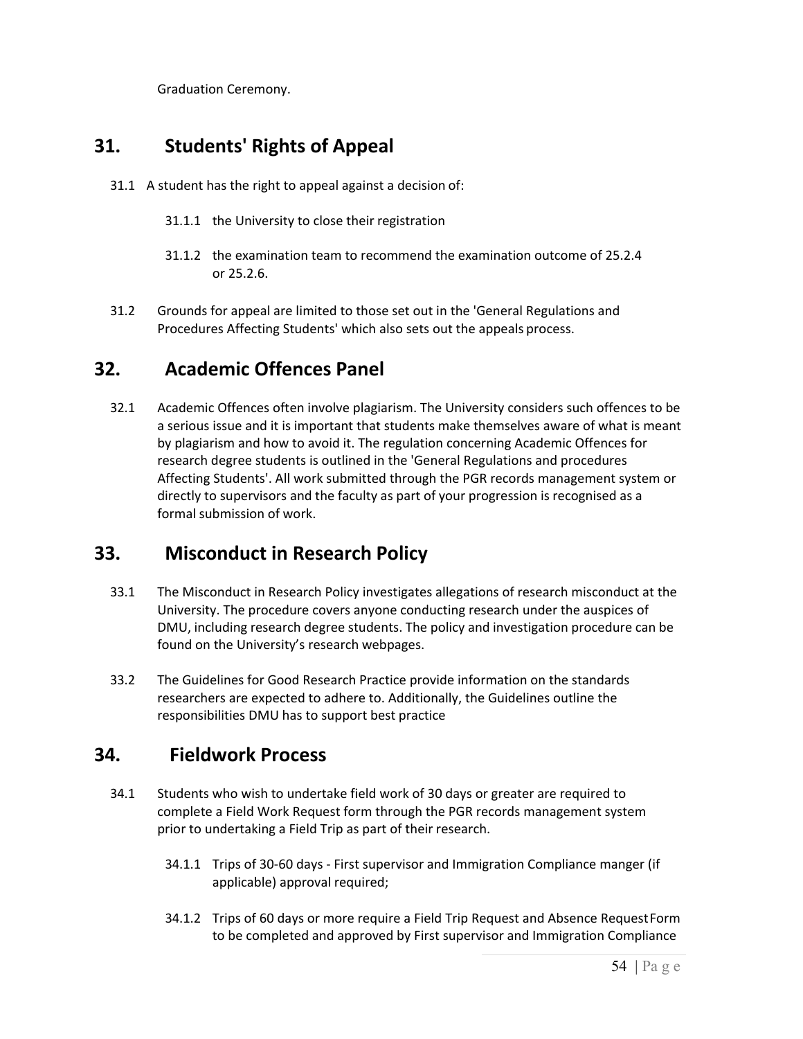Graduation Ceremony.

## 31. Students' Rights of Appeal

31.1 A student has the right to appeal against a decision of:

31.1.1 the University to close their registration

31.1.2 the examination team to recommend the examination outcome of 25.2.4 or 25.2.6.

31.2 Grounds for appeal are limited to those set out in the 'General Regulations and Procedures Affecting Students' which also sets out the appeals process.

## 32. Academic Offences Panel

32.1 Academic Offences often involve plagiarism. The University considers such offences to be a serious issue and it is important that students make themselves aware of what is meant by plagiarism and how to avoid it. The regulation concerning Academic Offences for research degree students is outlined in the 'General Regulations and procedures Affecting Students'. All work submitted through the PGR records management system or directly to supervisors and the faculty as part of your progression is recognised as a formal submission of work.

## 33. Misconduct in Research Policy

33.1 The Misconduct in Research Policy investigates allegations of research misconduct at the University. The procedure covers anyone conducting research under the auspices of DMU, including research degree students. The policy and investigation procedure can be found on the University's research webpages.

33.2 The Guidelines for Good Research Practice provide information on the standards researchers are expected to adhere to. Additionally, the Guidelines outline the responsibilities DMU has to support best practice

## 34. Fieldwork Process

34.1 Students who wish to undertake field work of 30 days or greater are required to complete a Field Work Request form through the PGR records management system prior to undertaking a Field Trip as part of their research.

34.1.1 Trips of 30-60 days - First supervisor and Immigration Compliance manger (if applicable) approval required;

34.1.2 Trips of 60 days or more require a Field Trip Request and Absence Request Form to be completed and approved by First supervisor and Immigration Compliance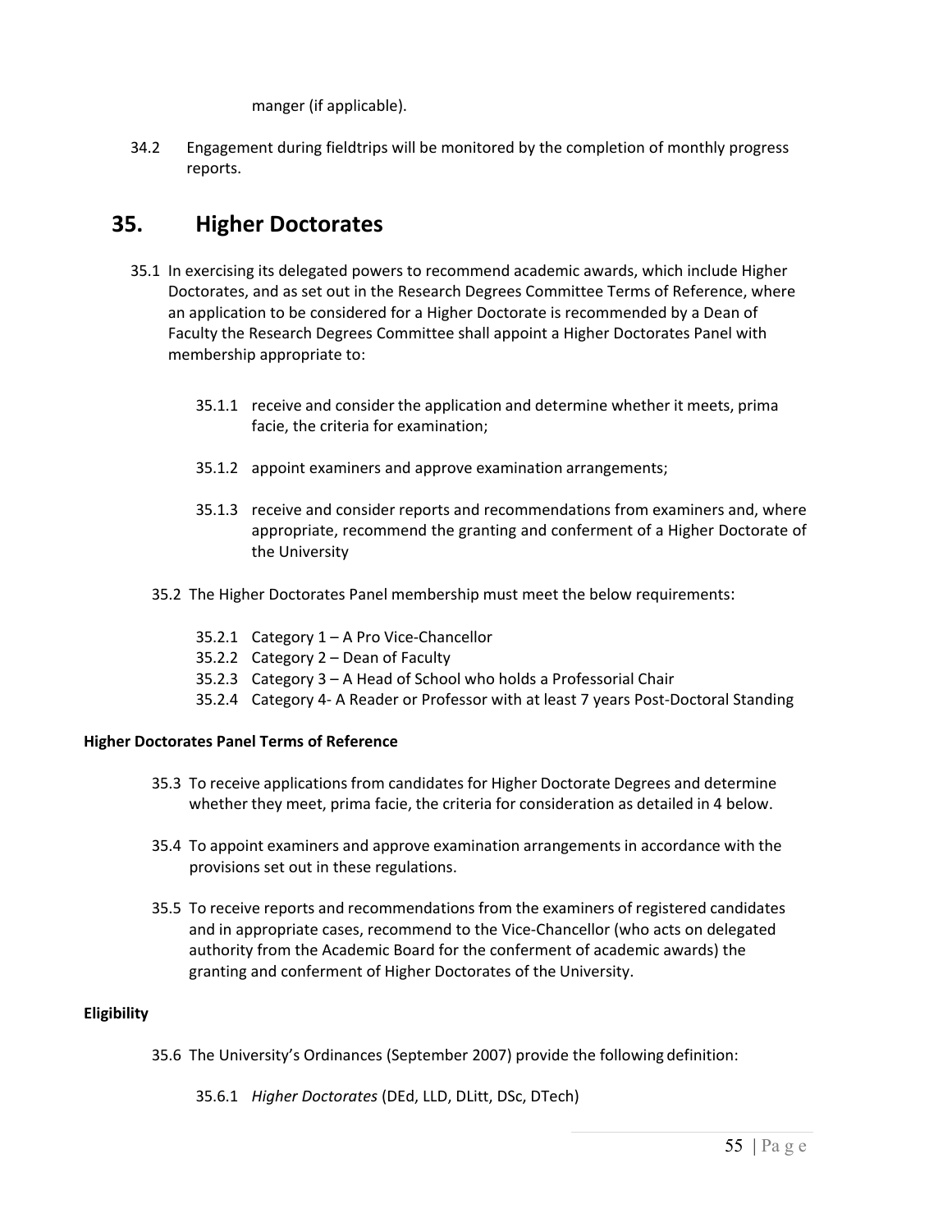manger (if applicable).

34.2 Engagement during fieldtrips will be monitored by the completion of monthly progress reports.

## 35. Higher Doctorates

35.1 In exercising its delegated powers to recommend academic awards, which include Higher Doctorates, and as set out in the Research Degrees Committee Terms of Reference, where an application to be considered for a Higher Doctorate is recommended by a Dean of Faculty the Research Degrees Committee shall appoint a Higher Doctorates Panel with membership appropriate to:

35.1.1 receive and consider the application and determine whether it meets, prima facie, the criteria for examination;

35.1.2 appoint examiners and approve examination arrangements;

35.1.3 receive and consider reports and recommendations from examiners and, where appropriate, recommend the granting and conferment of a Higher Doctorate of the University

35.2 The Higher Doctorates Panel membership must meet the below requirements:

35.2.1 Category 1 – A Pro Vice-Chancellor
35.2.2 Category 2 – Dean of Faculty
35.2.3 Category 3 – A Head of School who holds a Professorial Chair
35.2.4 Category 4- A Reader or Professor with at least 7 years Post-Doctoral Standing

**Higher Doctorates Panel Terms of Reference**

35.3 To receive applications from candidates for Higher Doctorate Degrees and determine whether they meet, prima facie, the criteria for consideration as detailed in 4 below.

35.4 To appoint examiners and approve examination arrangements in accordance with the provisions set out in these regulations.

35.5 To receive reports and recommendations from the examiners of registered candidates and in appropriate cases, recommend to the Vice-Chancellor (who acts on delegated authority from the Academic Board for the conferment of academic awards) the granting and conferment of Higher Doctorates of the University.

**Eligibility**

35.6 The University's Ordinances (September 2007) provide the following definition:

35.6.1 *Higher Doctorates* (DEd, LLD, DLitt, DSc, DTech)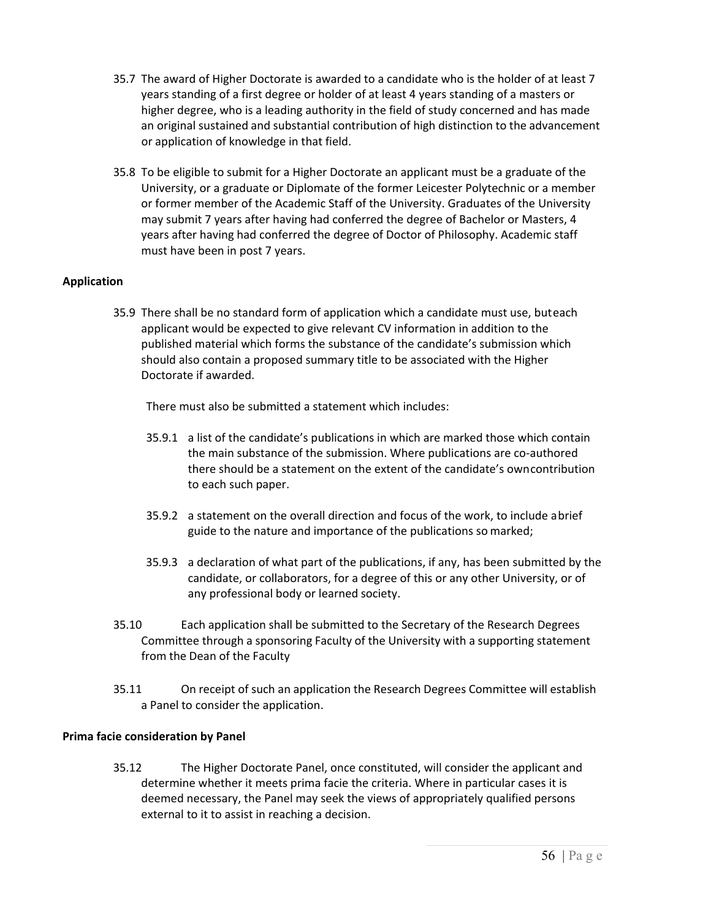35.7 The award of Higher Doctorate is awarded to a candidate who is the holder of at least 7 years standing of a first degree or holder of at least 4 years standing of a masters or higher degree, who is a leading authority in the field of study concerned and has made an original sustained and substantial contribution of high distinction to the advancement or application of knowledge in that field.

35.8 To be eligible to submit for a Higher Doctorate an applicant must be a graduate of the University, or a graduate or Diplomate of the former Leicester Polytechnic or a member or former member of the Academic Staff of the University. Graduates of the University may submit 7 years after having had conferred the degree of Bachelor or Masters, 4 years after having had conferred the degree of Doctor of Philosophy. Academic staff must have been in post 7 years.

**Application**

35.9 There shall be no standard form of application which a candidate must use, buteach applicant would be expected to give relevant CV information in addition to the published material which forms the substance of the candidate's submission which should also contain a proposed summary title to be associated with the Higher Doctorate if awarded.

There must also be submitted a statement which includes:

35.9.1 a list of the candidate's publications in which are marked those which contain the main substance of the submission. Where publications are co-authored there should be a statement on the extent of the candidate's owncontribution to each such paper.

35.9.2 a statement on the overall direction and focus of the work, to include abrief guide to the nature and importance of the publications so marked;

35.9.3 a declaration of what part of the publications, if any, has been submitted by the candidate, or collaborators, for a degree of this or any other University, or of any professional body or learned society.

35.10 Each application shall be submitted to the Secretary of the Research Degrees Committee through a sponsoring Faculty of the University with a supporting statement from the Dean of the Faculty

35.11 On receipt of such an application the Research Degrees Committee will establish a Panel to consider the application.

**Prima facie consideration by Panel**

35.12 The Higher Doctorate Panel, once constituted, will consider the applicant and determine whether it meets prima facie the criteria. Where in particular cases it is deemed necessary, the Panel may seek the views of appropriately qualified persons external to it to assist in reaching a decision.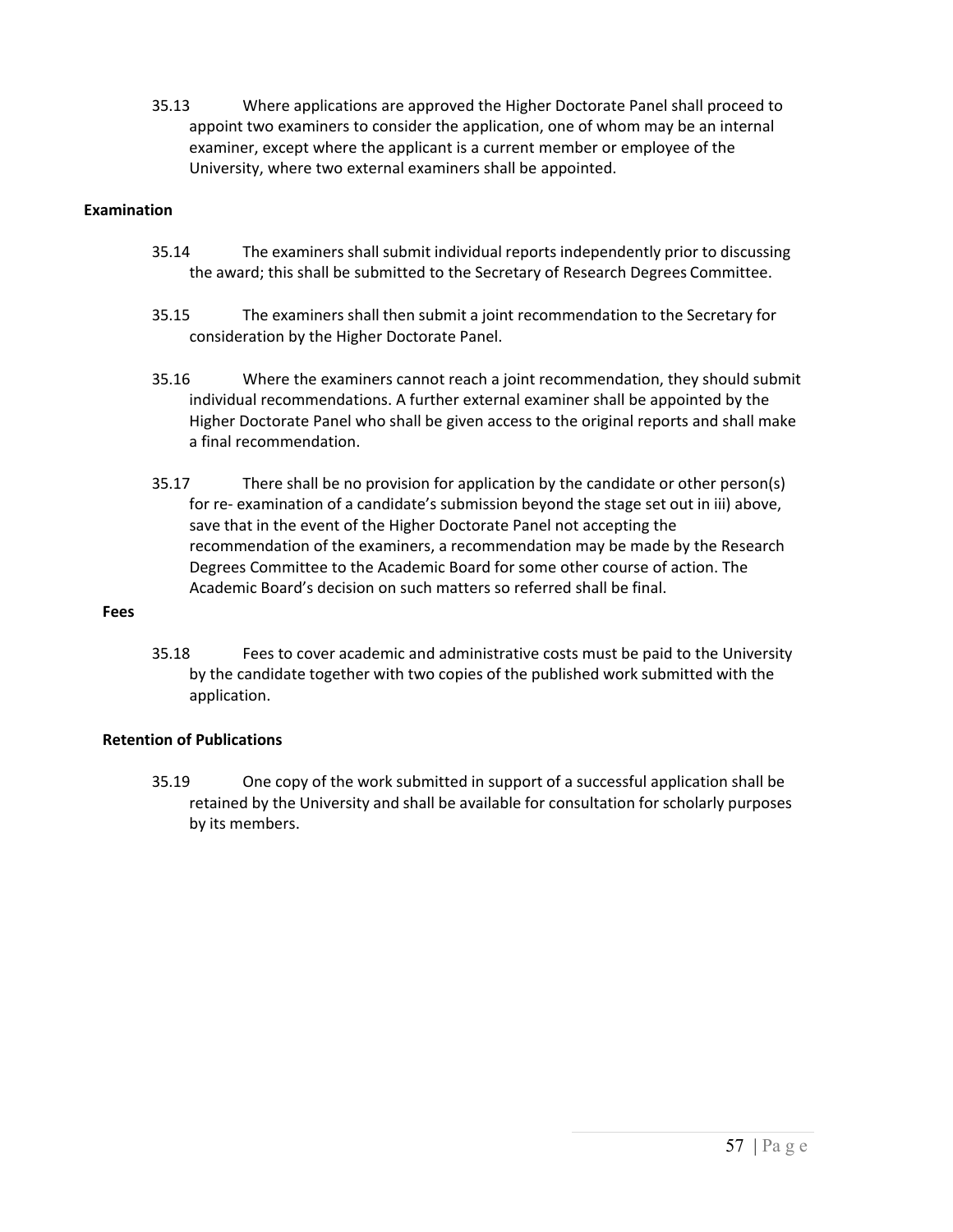35.13 Where applications are approved the Higher Doctorate Panel shall proceed to appoint two examiners to consider the application, one of whom may be an internal examiner, except where the applicant is a current member or employee of the University, where two external examiners shall be appointed.

**Examination**

35.14 The examiners shall submit individual reports independently prior to discussing the award; this shall be submitted to the Secretary of Research Degrees Committee.

35.15 The examiners shall then submit a joint recommendation to the Secretary for consideration by the Higher Doctorate Panel.

35.16 Where the examiners cannot reach a joint recommendation, they should submit individual recommendations. A further external examiner shall be appointed by the Higher Doctorate Panel who shall be given access to the original reports and shall make a final recommendation.

35.17 There shall be no provision for application by the candidate or other person(s) for re- examination of a candidate's submission beyond the stage set out in iii) above, save that in the event of the Higher Doctorate Panel not accepting the recommendation of the examiners, a recommendation may be made by the Research Degrees Committee to the Academic Board for some other course of action. The Academic Board's decision on such matters so referred shall be final.

**Fees**

35.18 Fees to cover academic and administrative costs must be paid to the University by the candidate together with two copies of the published work submitted with the application.

**Retention of Publications**

35.19 One copy of the work submitted in support of a successful application shall be retained by the University and shall be available for consultation for scholarly purposes by its members.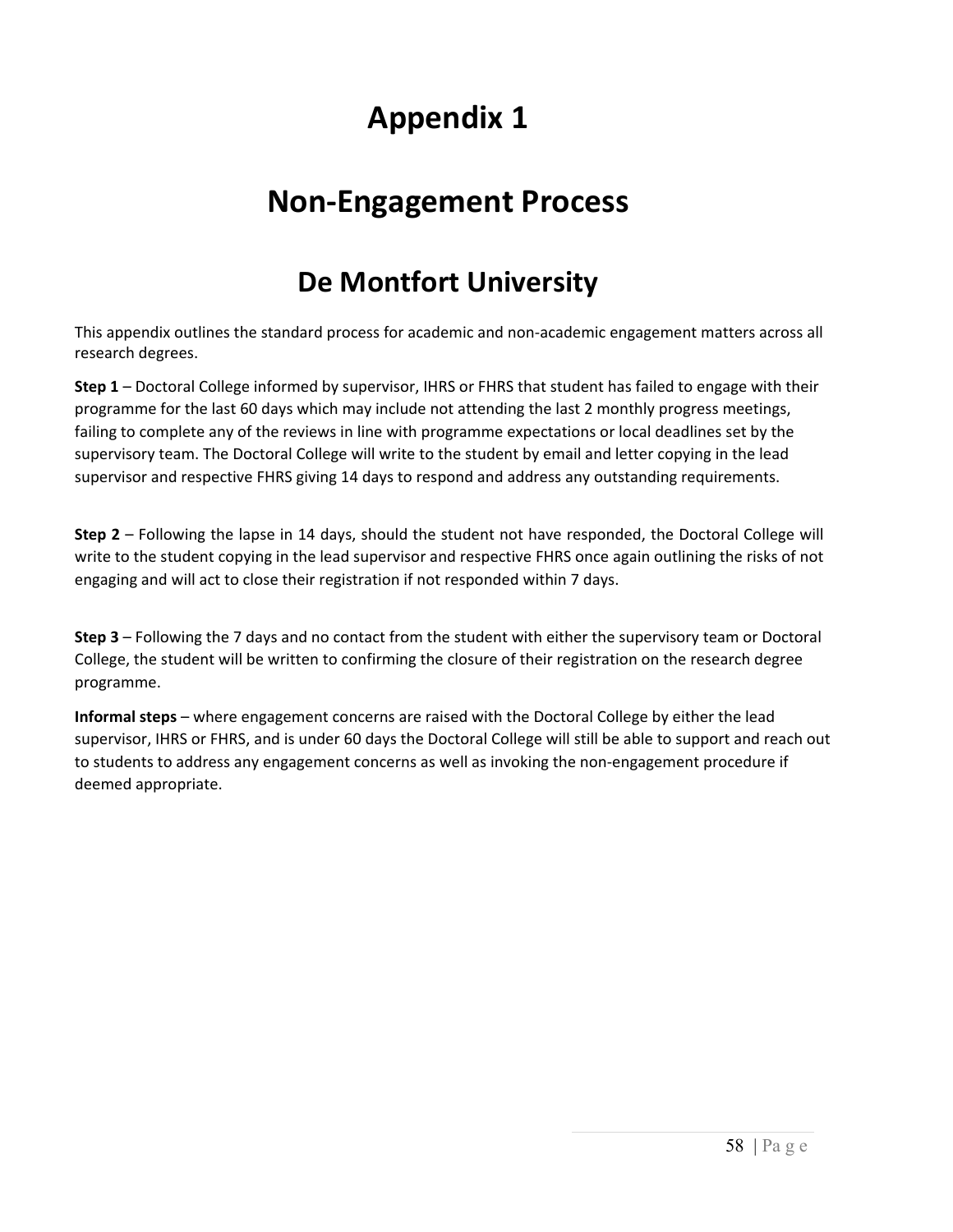# Appendix 1

# Non-Engagement Process

# De Montfort University

This appendix outlines the standard process for academic and non-academic engagement matters across all research degrees.

**Step 1** – Doctoral College informed by supervisor, IHRS or FHRS that student has failed to engage with their programme for the last 60 days which may include not attending the last 2 monthly progress meetings, failing to complete any of the reviews in line with programme expectations or local deadlines set by the supervisory team. The Doctoral College will write to the student by email and letter copying in the lead supervisor and respective FHRS giving 14 days to respond and address any outstanding requirements.

**Step 2** – Following the lapse in 14 days, should the student not have responded, the Doctoral College will write to the student copying in the lead supervisor and respective FHRS once again outlining the risks of not engaging and will act to close their registration if not responded within 7 days.

**Step 3** – Following the 7 days and no contact from the student with either the supervisory team or Doctoral College, the student will be written to confirming the closure of their registration on the research degree programme.

**Informal steps** – where engagement concerns are raised with the Doctoral College by either the lead supervisor, IHRS or FHRS, and is under 60 days the Doctoral College will still be able to support and reach out to students to address any engagement concerns as well as invoking the non-engagement procedure if deemed appropriate.